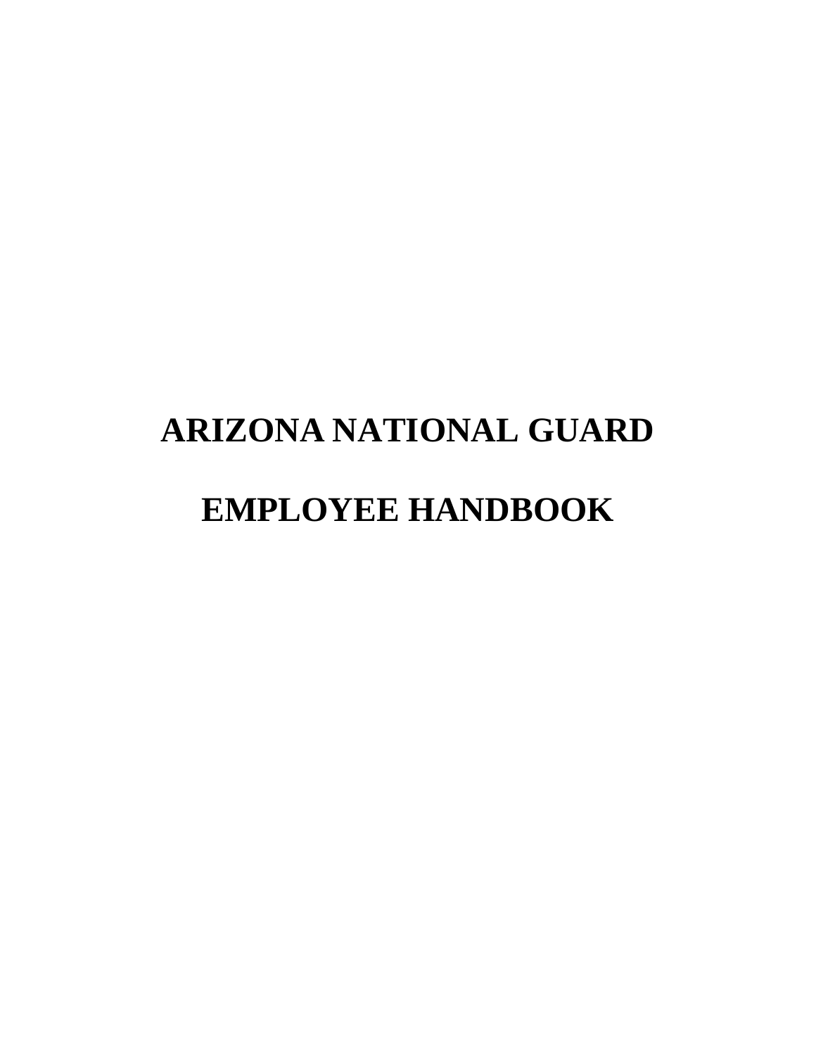# ARIZONA NATIONAL GUARD

# EMPLOYEE HANDBOOK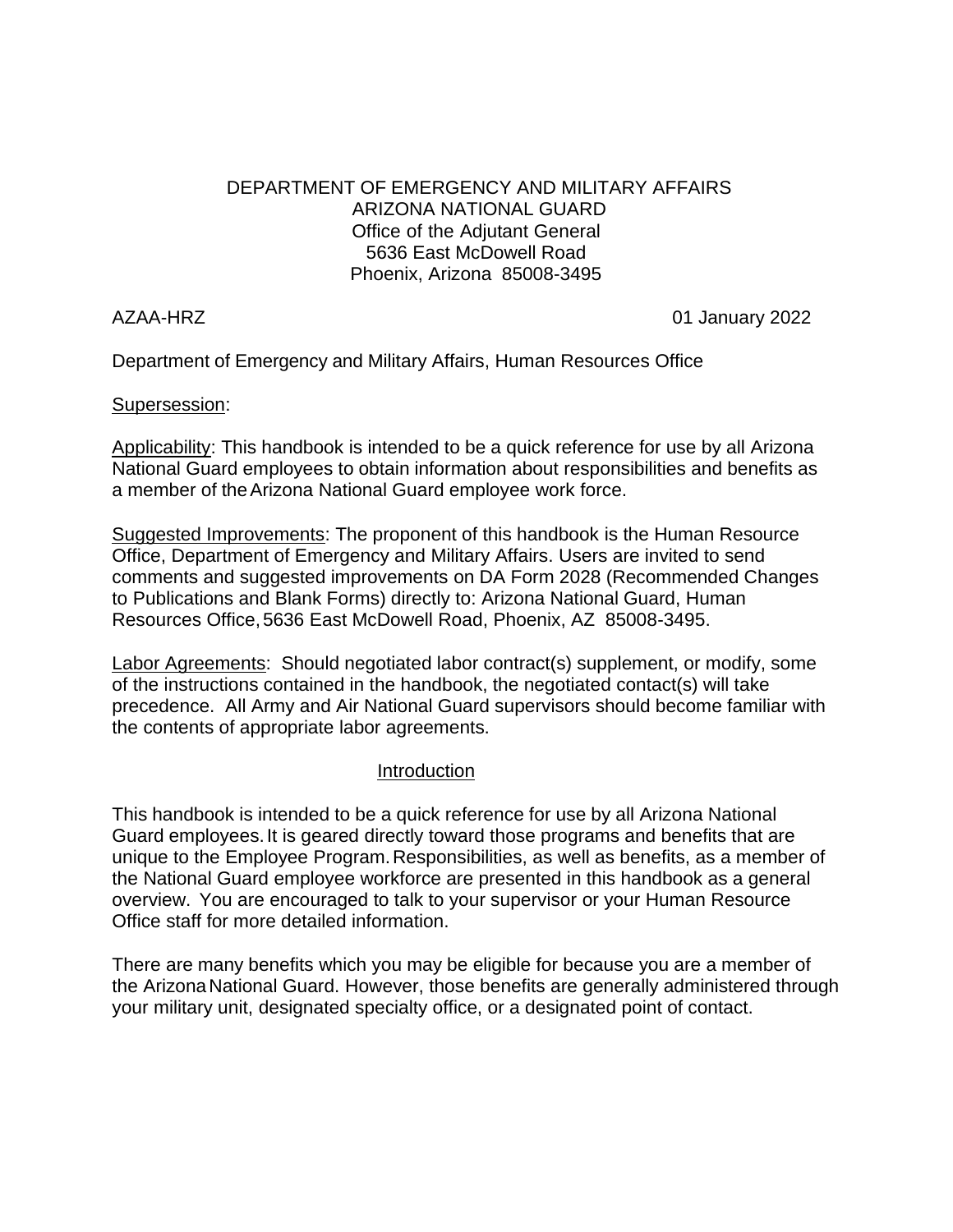DEPARTMENT OF EMERGENCY AND MILITARY AFFAIRS
ARIZONA NATIONAL GUARD
Office of the Adjutant General
5636 East McDowell Road
Phoenix, Arizona 85008-3495

AZAA-HRZ 01 January 2022

Department of Emergency and Military Affairs, Human Resources Office

Supersession:

Applicability: This handbook is intended to be a quick reference for use by all Arizona National Guard employees to obtain information about responsibilities and benefits as a member of the Arizona National Guard employee work force.

Suggested Improvements: The proponent of this handbook is the Human Resource Office, Department of Emergency and Military Affairs. Users are invited to send comments and suggested improvements on DA Form 2028 (Recommended Changes to Publications and Blank Forms) directly to: Arizona National Guard, Human Resources Office, 5636 East McDowell Road, Phoenix, AZ 85008-3495.

Labor Agreements: Should negotiated labor contract(s) supplement, or modify, some of the instructions contained in the handbook, the negotiated contact(s) will take precedence. All Army and Air National Guard supervisors should become familiar with the contents of appropriate labor agreements.

## Introduction

This handbook is intended to be a quick reference for use by all Arizona National Guard employees. It is geared directly toward those programs and benefits that are unique to the Employee Program. Responsibilities, as well as benefits, as a member of the National Guard employee workforce are presented in this handbook as a general overview. You are encouraged to talk to your supervisor or your Human Resource Office staff for more detailed information.

There are many benefits which you may be eligible for because you are a member of the Arizona National Guard. However, those benefits are generally administered through your military unit, designated specialty office, or a designated point of contact.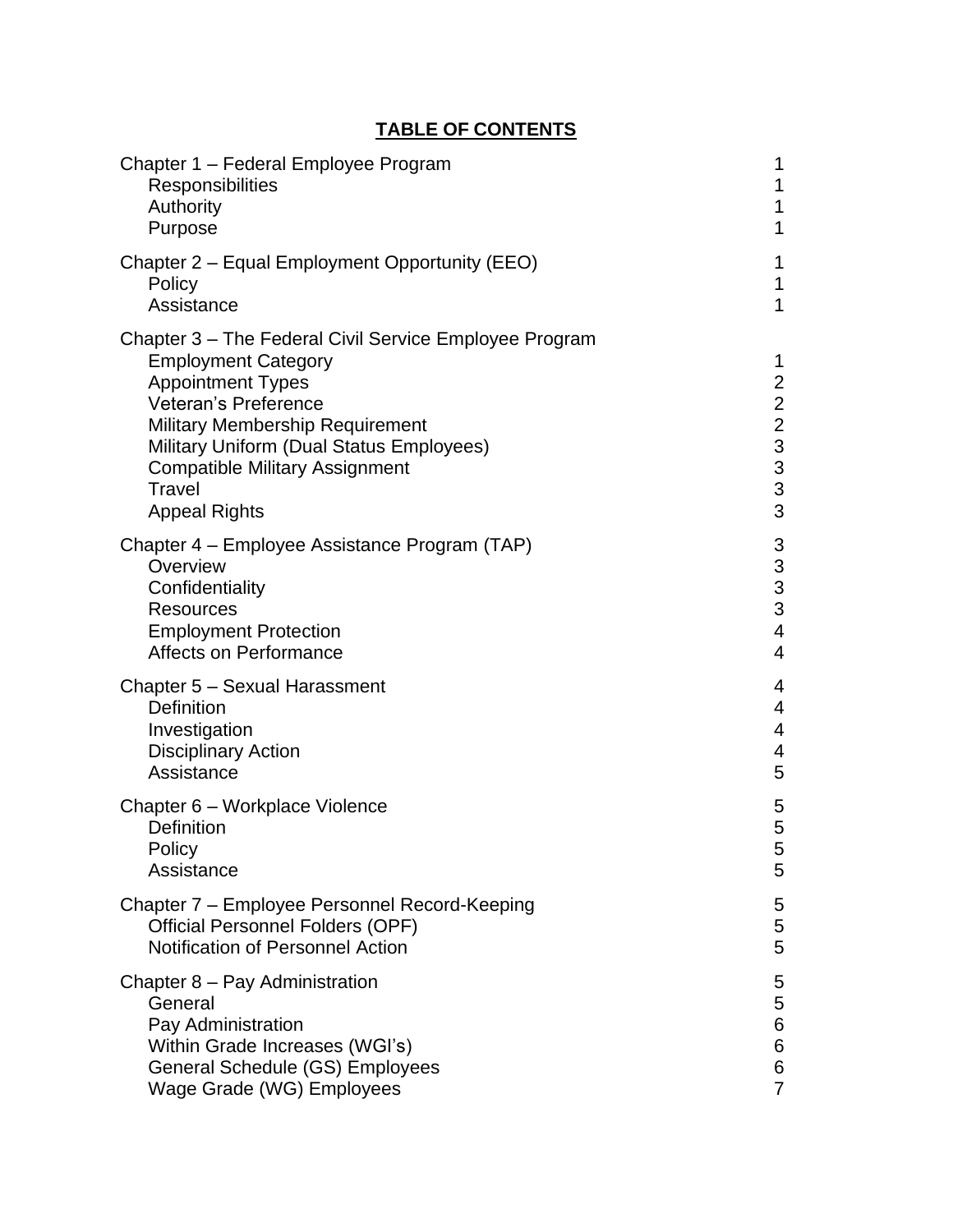# TABLE OF CONTENTS

| | |
|---|---|
| Chapter 1 – Federal Employee Program | 1 |
| Responsibilities | 1 |
| Authority | 1 |
| Purpose | 1 |
| Chapter 2 – Equal Employment Opportunity (EEO) | 1 |
| Policy | 1 |
| Assistance | 1 |
| Chapter 3 – The Federal Civil Service Employee Program | |
| Employment Category | 1 |
| Appointment Types | 2 |
| Veteran's Preference | 2 |
| Military Membership Requirement | 2 |
| Military Uniform (Dual Status Employees) | 3 |
| Compatible Military Assignment | 3 |
| Travel | 3 |
| Appeal Rights | 3 |
| Chapter 4 – Employee Assistance Program (TAP) | 3 |
| Overview | 3 |
| Confidentiality | 3 |
| Resources | 3 |
| Employment Protection | 4 |
| Affects on Performance | 4 |
| Chapter 5 – Sexual Harassment | 4 |
| Definition | 4 |
| Investigation | 4 |
| Disciplinary Action | 4 |
| Assistance | 5 |
| Chapter 6 – Workplace Violence | 5 |
| Definition | 5 |
| Policy | 5 |
| Assistance | 5 |
| Chapter 7 – Employee Personnel Record-Keeping | 5 |
| Official Personnel Folders (OPF) | 5 |
| Notification of Personnel Action | 5 |
| Chapter 8 – Pay Administration | 5 |
| General | 5 |
| Pay Administration | 6 |
| Within Grade Increases (WGI's) | 6 |
| General Schedule (GS) Employees | 6 |
| Wage Grade (WG) Employees | 7 |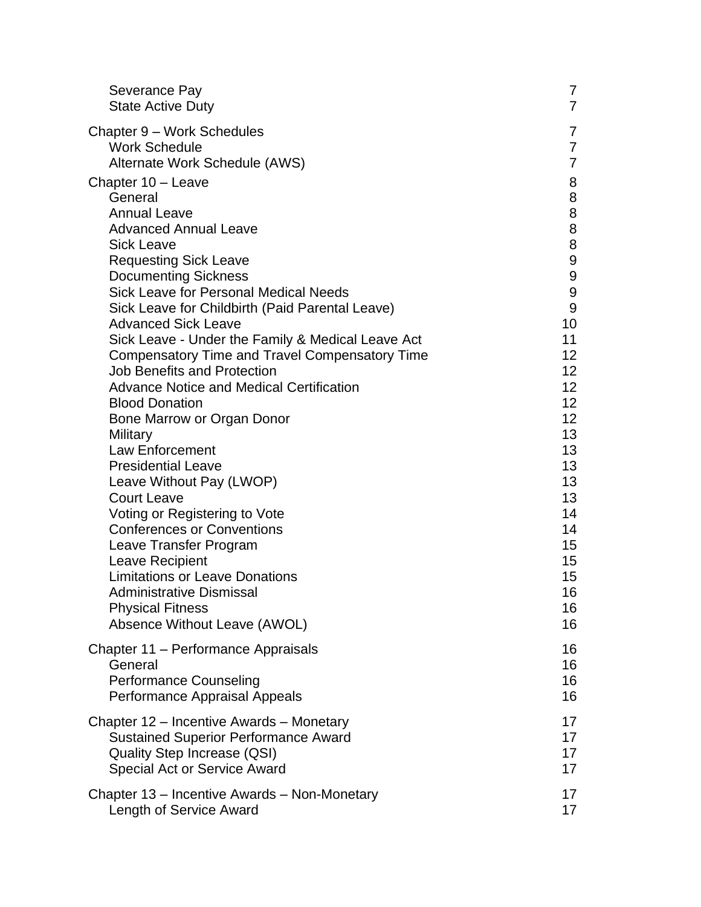| | |
|---|---|
| Severance Pay | 7 |
| State Active Duty | 7 |
| Chapter 9 – Work Schedules | 7 |
| Work Schedule | 7 |
| Alternate Work Schedule (AWS) | 7 |
| Chapter 10 – Leave | 8 |
| General | 8 |
| Annual Leave | 8 |
| Advanced Annual Leave | 8 |
| Sick Leave | 8 |
| Requesting Sick Leave | 9 |
| Documenting Sickness | 9 |
| Sick Leave for Personal Medical Needs | 9 |
| Sick Leave for Childbirth (Paid Parental Leave) | 9 |
| Advanced Sick Leave | 10 |
| Sick Leave - Under the Family & Medical Leave Act | 11 |
| Compensatory Time and Travel Compensatory Time | 12 |
| Job Benefits and Protection | 12 |
| Advance Notice and Medical Certification | 12 |
| Blood Donation | 12 |
| Bone Marrow or Organ Donor | 12 |
| Military | 13 |
| Law Enforcement | 13 |
| Presidential Leave | 13 |
| Leave Without Pay (LWOP) | 13 |
| Court Leave | 13 |
| Voting or Registering to Vote | 14 |
| Conferences or Conventions | 14 |
| Leave Transfer Program | 15 |
| Leave Recipient | 15 |
| Limitations or Leave Donations | 15 |
| Administrative Dismissal | 16 |
| Physical Fitness | 16 |
| Absence Without Leave (AWOL) | 16 |
| Chapter 11 – Performance Appraisals | 16 |
| General | 16 |
| Performance Counseling | 16 |
| Performance Appraisal Appeals | 16 |
| Chapter 12 – Incentive Awards – Monetary | 17 |
| Sustained Superior Performance Award | 17 |
| Quality Step Increase (QSI) | 17 |
| Special Act or Service Award | 17 |
| Chapter 13 – Incentive Awards – Non-Monetary | 17 |
| Length of Service Award | 17 |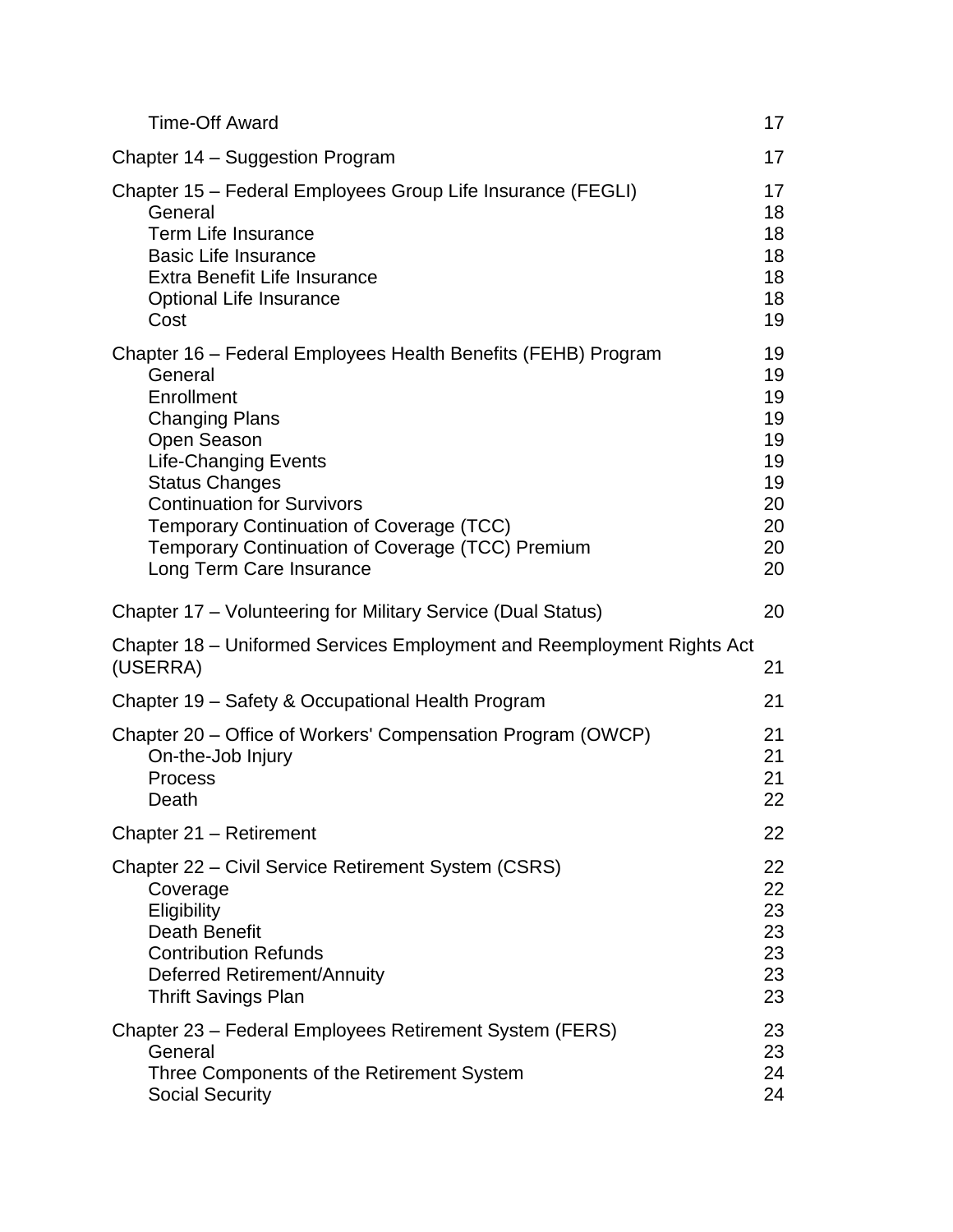| | |
|---|---|
| Time-Off Award | 17 |
| Chapter 14 – Suggestion Program | 17 |
| Chapter 15 – Federal Employees Group Life Insurance (FEGLI) | 17 |
| General | 18 |
| Term Life Insurance | 18 |
| Basic Life Insurance | 18 |
| Extra Benefit Life Insurance | 18 |
| Optional Life Insurance | 18 |
| Cost | 19 |
| Chapter 16 – Federal Employees Health Benefits (FEHB) Program | 19 |
| General | 19 |
| Enrollment | 19 |
| Changing Plans | 19 |
| Open Season | 19 |
| Life-Changing Events | 19 |
| Status Changes | 19 |
| Continuation for Survivors | 20 |
| Temporary Continuation of Coverage (TCC) | 20 |
| Temporary Continuation of Coverage (TCC) Premium | 20 |
| Long Term Care Insurance | 20 |
| Chapter 17 – Volunteering for Military Service (Dual Status) | 20 |
| Chapter 18 – Uniformed Services Employment and Reemployment Rights Act (USERRA) | 21 |
| Chapter 19 – Safety & Occupational Health Program | 21 |
| Chapter 20 – Office of Workers' Compensation Program (OWCP) | 21 |
| On-the-Job Injury | 21 |
| Process | 21 |
| Death | 22 |
| Chapter 21 – Retirement | 22 |
| Chapter 22 – Civil Service Retirement System (CSRS) | 22 |
| Coverage | 22 |
| Eligibility | 23 |
| Death Benefit | 23 |
| Contribution Refunds | 23 |
| Deferred Retirement/Annuity | 23 |
| Thrift Savings Plan | 23 |
| Chapter 23 – Federal Employees Retirement System (FERS) | 23 |
| General | 23 |
| Three Components of the Retirement System | 24 |
| Social Security | 24 |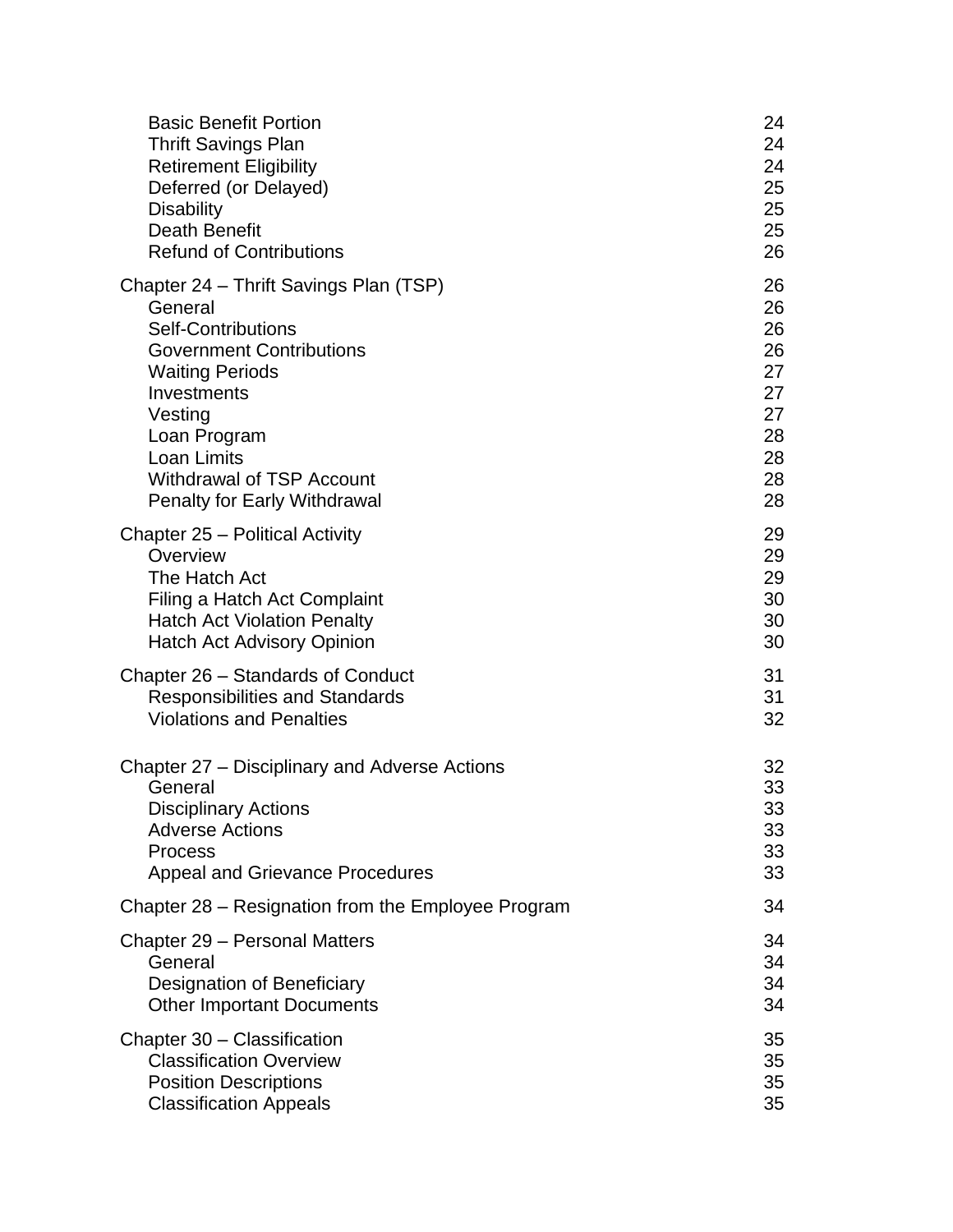| | |
|---|---|
| Basic Benefit Portion | 24 |
| Thrift Savings Plan | 24 |
| Retirement Eligibility | 24 |
| Deferred (or Delayed) | 25 |
| Disability | 25 |
| Death Benefit | 25 |
| Refund of Contributions | 26 |
| Chapter 24 – Thrift Savings Plan (TSP) | 26 |
| General | 26 |
| Self-Contributions | 26 |
| Government Contributions | 26 |
| Waiting Periods | 27 |
| Investments | 27 |
| Vesting | 27 |
| Loan Program | 28 |
| Loan Limits | 28 |
| Withdrawal of TSP Account | 28 |
| Penalty for Early Withdrawal | 28 |
| Chapter 25 – Political Activity | 29 |
| Overview | 29 |
| The Hatch Act | 29 |
| Filing a Hatch Act Complaint | 30 |
| Hatch Act Violation Penalty | 30 |
| Hatch Act Advisory Opinion | 30 |
| Chapter 26 – Standards of Conduct | 31 |
| Responsibilities and Standards | 31 |
| Violations and Penalties | 32 |
| Chapter 27 – Disciplinary and Adverse Actions | 32 |
| General | 33 |
| Disciplinary Actions | 33 |
| Adverse Actions | 33 |
| Process | 33 |
| Appeal and Grievance Procedures | 33 |
| Chapter 28 – Resignation from the Employee Program | 34 |
| Chapter 29 – Personal Matters | 34 |
| General | 34 |
| Designation of Beneficiary | 34 |
| Other Important Documents | 34 |
| Chapter 30 – Classification | 35 |
| Classification Overview | 35 |
| Position Descriptions | 35 |
| Classification Appeals | 35 |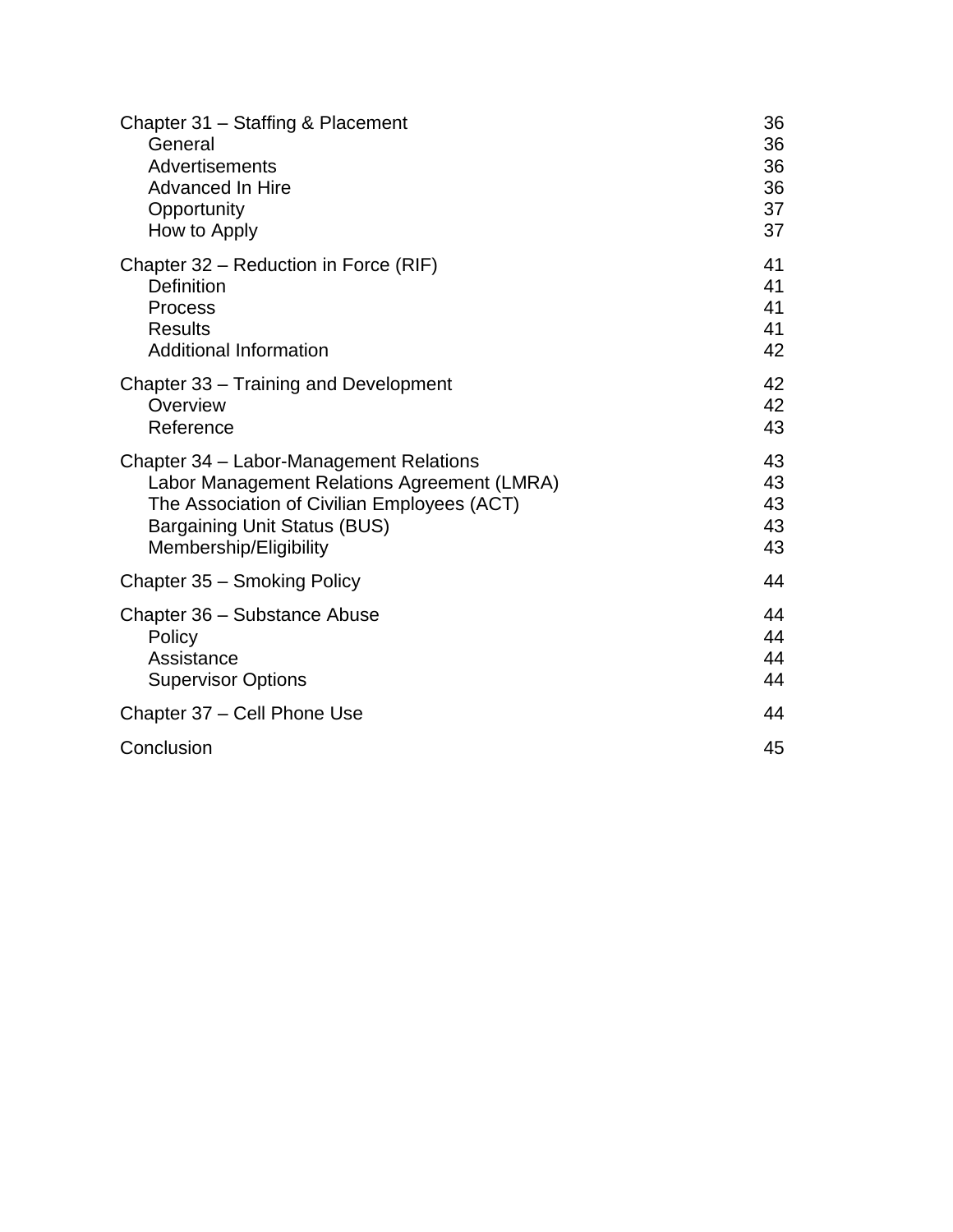| | |
|---|---|
| Chapter 31 – Staffing & Placement | 36 |
| General | 36 |
| Advertisements | 36 |
| Advanced In Hire | 36 |
| Opportunity | 37 |
| How to Apply | 37 |
| Chapter 32 – Reduction in Force (RIF) | 41 |
| Definition | 41 |
| Process | 41 |
| Results | 41 |
| Additional Information | 42 |
| Chapter 33 – Training and Development | 42 |
| Overview | 42 |
| Reference | 43 |
| Chapter 34 – Labor-Management Relations | 43 |
| Labor Management Relations Agreement (LMRA) | 43 |
| The Association of Civilian Employees (ACT) | 43 |
| Bargaining Unit Status (BUS) | 43 |
| Membership/Eligibility | 43 |
| Chapter 35 – Smoking Policy | 44 |
| Chapter 36 – Substance Abuse | 44 |
| Policy | 44 |
| Assistance | 44 |
| Supervisor Options | 44 |
| Chapter 37 – Cell Phone Use | 44 |
| Conclusion | 45 |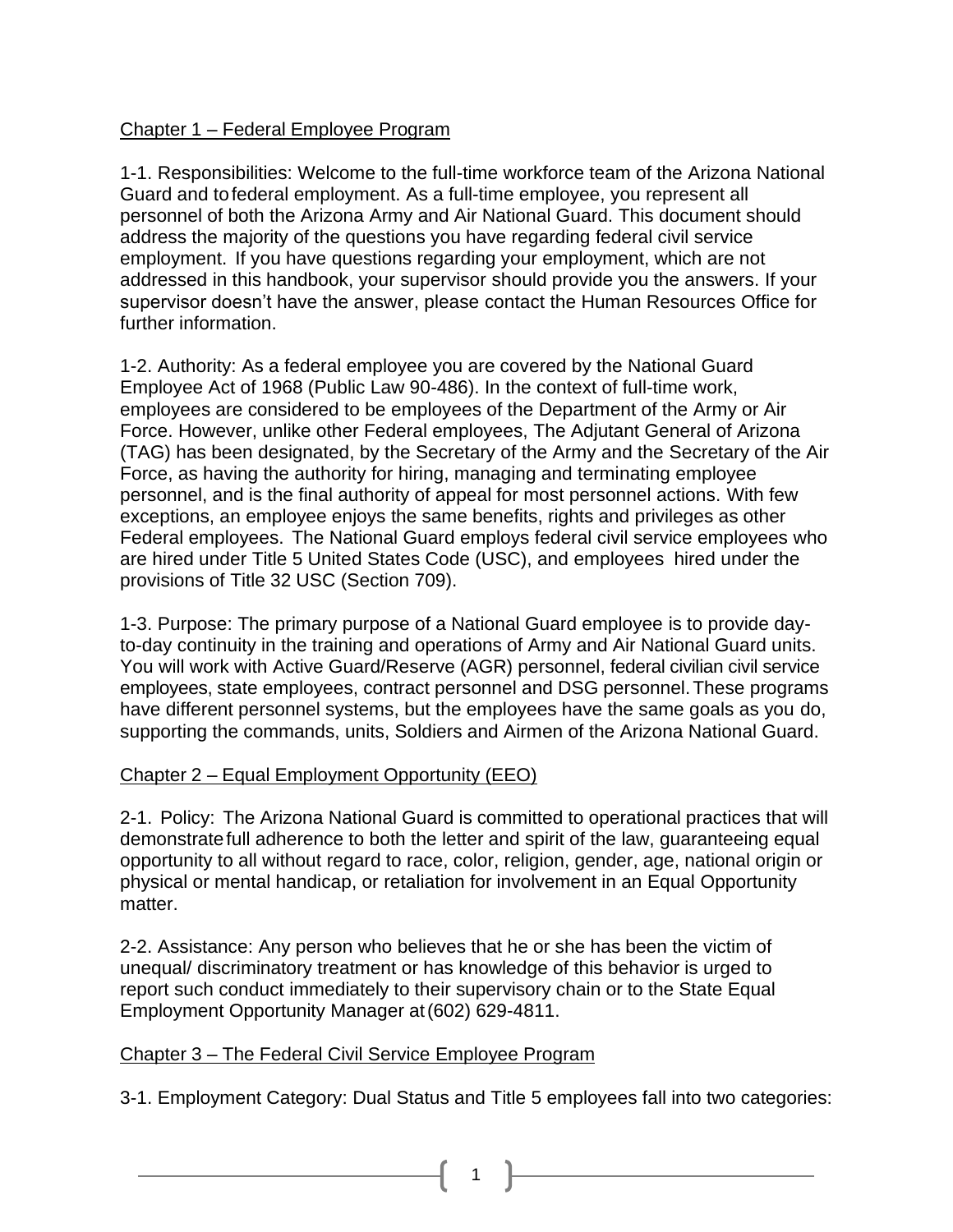## Chapter 1 – Federal Employee Program

1-1. Responsibilities: Welcome to the full-time workforce team of the Arizona National Guard and to federal employment. As a full-time employee, you represent all personnel of both the Arizona Army and Air National Guard. This document should address the majority of the questions you have regarding federal civil service employment. If you have questions regarding your employment, which are not addressed in this handbook, your supervisor should provide you the answers. If your supervisor doesn't have the answer, please contact the Human Resources Office for further information.

1-2. Authority: As a federal employee you are covered by the National Guard Employee Act of 1968 (Public Law 90-486). In the context of full-time work, employees are considered to be employees of the Department of the Army or Air Force. However, unlike other Federal employees, The Adjutant General of Arizona (TAG) has been designated, by the Secretary of the Army and the Secretary of the Air Force, as having the authority for hiring, managing and terminating employee personnel, and is the final authority of appeal for most personnel actions. With few exceptions, an employee enjoys the same benefits, rights and privileges as other Federal employees. The National Guard employs federal civil service employees who are hired under Title 5 United States Code (USC), and employees hired under the provisions of Title 32 USC (Section 709).

1-3. Purpose: The primary purpose of a National Guard employee is to provide day-to-day continuity in the training and operations of Army and Air National Guard units. You will work with Active Guard/Reserve (AGR) personnel, federal civilian civil service employees, state employees, contract personnel and DSG personnel. These programs have different personnel systems, but the employees have the same goals as you do, supporting the commands, units, Soldiers and Airmen of the Arizona National Guard.

## Chapter 2 – Equal Employment Opportunity (EEO)

2-1. Policy: The Arizona National Guard is committed to operational practices that will demonstrate full adherence to both the letter and spirit of the law, guaranteeing equal opportunity to all without regard to race, color, religion, gender, age, national origin or physical or mental handicap, or retaliation for involvement in an Equal Opportunity matter.

2-2. Assistance: Any person who believes that he or she has been the victim of unequal/ discriminatory treatment or has knowledge of this behavior is urged to report such conduct immediately to their supervisory chain or to the State Equal Employment Opportunity Manager at (602) 629-4811.

## Chapter 3 – The Federal Civil Service Employee Program

3-1. Employment Category: Dual Status and Title 5 employees fall into two categories: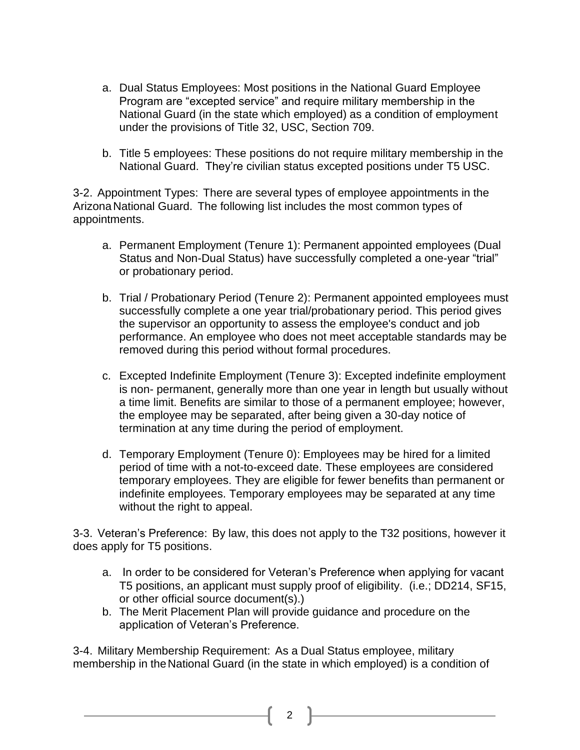a. Dual Status Employees: Most positions in the National Guard Employee Program are "excepted service" and require military membership in the National Guard (in the state which employed) as a condition of employment under the provisions of Title 32, USC, Section 709.

b. Title 5 employees: These positions do not require military membership in the National Guard. They're civilian status excepted positions under T5 USC.

3-2. Appointment Types: There are several types of employee appointments in the Arizona National Guard. The following list includes the most common types of appointments.

a. Permanent Employment (Tenure 1): Permanent appointed employees (Dual Status and Non-Dual Status) have successfully completed a one-year "trial" or probationary period.

b. Trial / Probationary Period (Tenure 2): Permanent appointed employees must successfully complete a one year trial/probationary period. This period gives the supervisor an opportunity to assess the employee's conduct and job performance. An employee who does not meet acceptable standards may be removed during this period without formal procedures.

c. Excepted Indefinite Employment (Tenure 3): Excepted indefinite employment is non- permanent, generally more than one year in length but usually without a time limit. Benefits are similar to those of a permanent employee; however, the employee may be separated, after being given a 30-day notice of termination at any time during the period of employment.

d. Temporary Employment (Tenure 0): Employees may be hired for a limited period of time with a not-to-exceed date. These employees are considered temporary employees. They are eligible for fewer benefits than permanent or indefinite employees. Temporary employees may be separated at any time without the right to appeal.

3-3. Veteran's Preference: By law, this does not apply to the T32 positions, however it does apply for T5 positions.

a. In order to be considered for Veteran's Preference when applying for vacant T5 positions, an applicant must supply proof of eligibility. (i.e.; DD214, SF15, or other official source document(s).)
b. The Merit Placement Plan will provide guidance and procedure on the application of Veteran's Preference.

3-4. Military Membership Requirement: As a Dual Status employee, military membership in the National Guard (in the state in which employed) is a condition of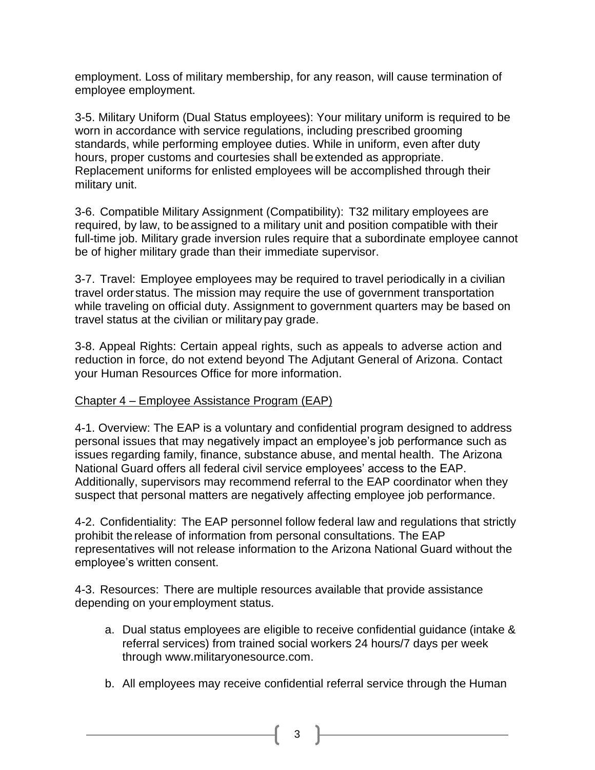employment. Loss of military membership, for any reason, will cause termination of employee employment.

3-5. Military Uniform (Dual Status employees): Your military uniform is required to be worn in accordance with service regulations, including prescribed grooming standards, while performing employee duties. While in uniform, even after duty hours, proper customs and courtesies shall be extended as appropriate. Replacement uniforms for enlisted employees will be accomplished through their military unit.

3-6. Compatible Military Assignment (Compatibility): T32 military employees are required, by law, to be assigned to a military unit and position compatible with their full-time job. Military grade inversion rules require that a subordinate employee cannot be of higher military grade than their immediate supervisor.

3-7. Travel: Employee employees may be required to travel periodically in a civilian travel order status. The mission may require the use of government transportation while traveling on official duty. Assignment to government quarters may be based on travel status at the civilian or military pay grade.

3-8. Appeal Rights: Certain appeal rights, such as appeals to adverse action and reduction in force, do not extend beyond The Adjutant General of Arizona. Contact your Human Resources Office for more information.

## Chapter 4 – Employee Assistance Program (EAP)

4-1. Overview: The EAP is a voluntary and confidential program designed to address personal issues that may negatively impact an employee's job performance such as issues regarding family, finance, substance abuse, and mental health. The Arizona National Guard offers all federal civil service employees' access to the EAP. Additionally, supervisors may recommend referral to the EAP coordinator when they suspect that personal matters are negatively affecting employee job performance.

4-2. Confidentiality: The EAP personnel follow federal law and regulations that strictly prohibit the release of information from personal consultations. The EAP representatives will not release information to the Arizona National Guard without the employee's written consent.

4-3. Resources: There are multiple resources available that provide assistance depending on your employment status.

a. Dual status employees are eligible to receive confidential guidance (intake & referral services) from trained social workers 24 hours/7 days per week through www.militaryonesource.com.

b. All employees may receive confidential referral service through the Human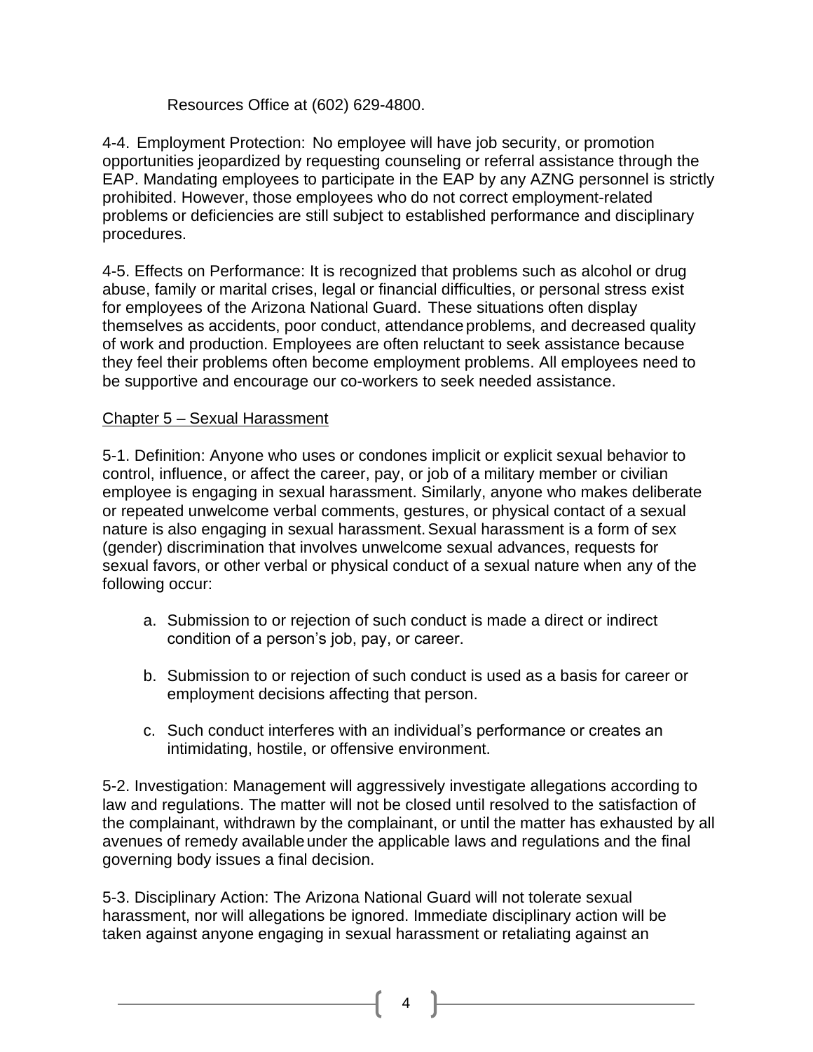Resources Office at (602) 629-4800.

4-4. Employment Protection: No employee will have job security, or promotion opportunities jeopardized by requesting counseling or referral assistance through the EAP. Mandating employees to participate in the EAP by any AZNG personnel is strictly prohibited. However, those employees who do not correct employment-related problems or deficiencies are still subject to established performance and disciplinary procedures.

4-5. Effects on Performance: It is recognized that problems such as alcohol or drug abuse, family or marital crises, legal or financial difficulties, or personal stress exist for employees of the Arizona National Guard. These situations often display themselves as accidents, poor conduct, attendance problems, and decreased quality of work and production. Employees are often reluctant to seek assistance because they feel their problems often become employment problems. All employees need to be supportive and encourage our co-workers to seek needed assistance.

## Chapter 5 – Sexual Harassment

5-1. Definition: Anyone who uses or condones implicit or explicit sexual behavior to control, influence, or affect the career, pay, or job of a military member or civilian employee is engaging in sexual harassment. Similarly, anyone who makes deliberate or repeated unwelcome verbal comments, gestures, or physical contact of a sexual nature is also engaging in sexual harassment. Sexual harassment is a form of sex (gender) discrimination that involves unwelcome sexual advances, requests for sexual favors, or other verbal or physical conduct of a sexual nature when any of the following occur:

a. Submission to or rejection of such conduct is made a direct or indirect condition of a person's job, pay, or career.

b. Submission to or rejection of such conduct is used as a basis for career or employment decisions affecting that person.

c. Such conduct interferes with an individual's performance or creates an intimidating, hostile, or offensive environment.

5-2. Investigation: Management will aggressively investigate allegations according to law and regulations. The matter will not be closed until resolved to the satisfaction of the complainant, withdrawn by the complainant, or until the matter has exhausted by all avenues of remedy available under the applicable laws and regulations and the final governing body issues a final decision.

5-3. Disciplinary Action: The Arizona National Guard will not tolerate sexual harassment, nor will allegations be ignored. Immediate disciplinary action will be taken against anyone engaging in sexual harassment or retaliating against an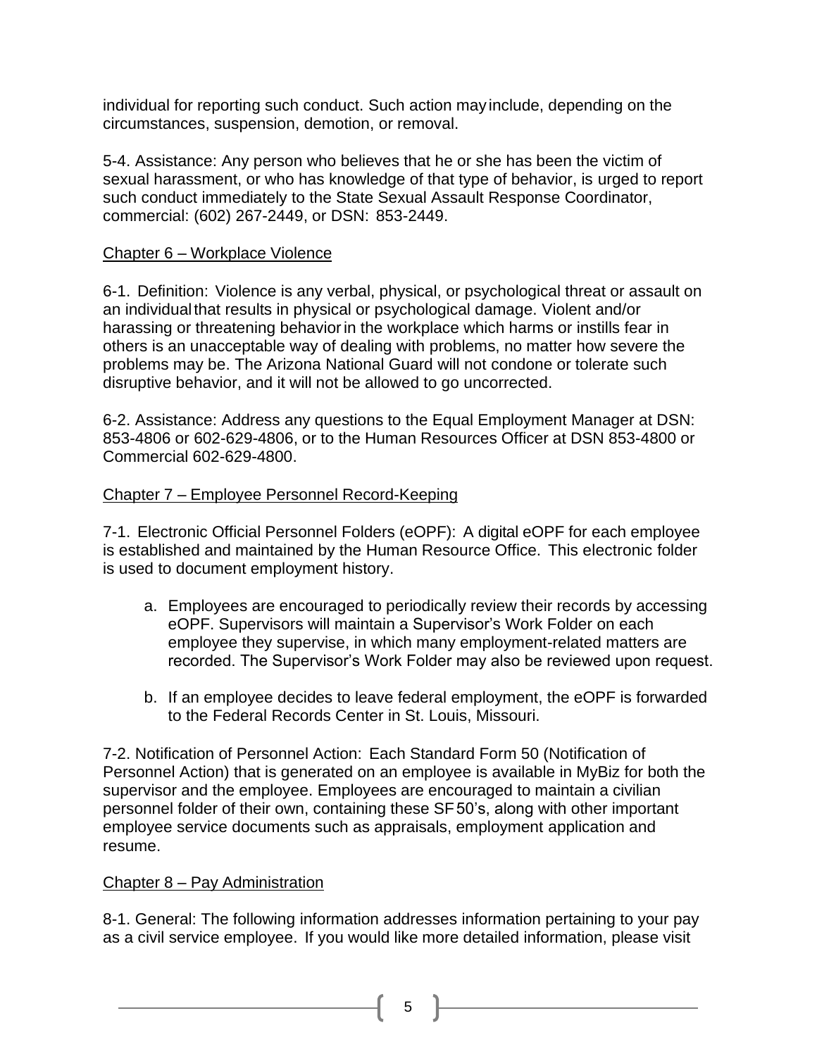individual for reporting such conduct. Such action may include, depending on the circumstances, suspension, demotion, or removal.

5-4. Assistance: Any person who believes that he or she has been the victim of sexual harassment, or who has knowledge of that type of behavior, is urged to report such conduct immediately to the State Sexual Assault Response Coordinator, commercial: (602) 267-2449, or DSN: 853-2449.

## Chapter 6 – Workplace Violence

6-1. Definition: Violence is any verbal, physical, or psychological threat or assault on an individual that results in physical or psychological damage. Violent and/or harassing or threatening behavior in the workplace which harms or instills fear in others is an unacceptable way of dealing with problems, no matter how severe the problems may be. The Arizona National Guard will not condone or tolerate such disruptive behavior, and it will not be allowed to go uncorrected.

6-2. Assistance: Address any questions to the Equal Employment Manager at DSN: 853-4806 or 602-629-4806, or to the Human Resources Officer at DSN 853-4800 or Commercial 602-629-4800.

## Chapter 7 – Employee Personnel Record-Keeping

7-1. Electronic Official Personnel Folders (eOPF): A digital eOPF for each employee is established and maintained by the Human Resource Office. This electronic folder is used to document employment history.

a. Employees are encouraged to periodically review their records by accessing eOPF. Supervisors will maintain a Supervisor's Work Folder on each employee they supervise, in which many employment-related matters are recorded. The Supervisor's Work Folder may also be reviewed upon request.

b. If an employee decides to leave federal employment, the eOPF is forwarded to the Federal Records Center in St. Louis, Missouri.

7-2. Notification of Personnel Action: Each Standard Form 50 (Notification of Personnel Action) that is generated on an employee is available in MyBiz for both the supervisor and the employee. Employees are encouraged to maintain a civilian personnel folder of their own, containing these SF 50's, along with other important employee service documents such as appraisals, employment application and resume.

## Chapter 8 – Pay Administration

8-1. General: The following information addresses information pertaining to your pay as a civil service employee. If you would like more detailed information, please visit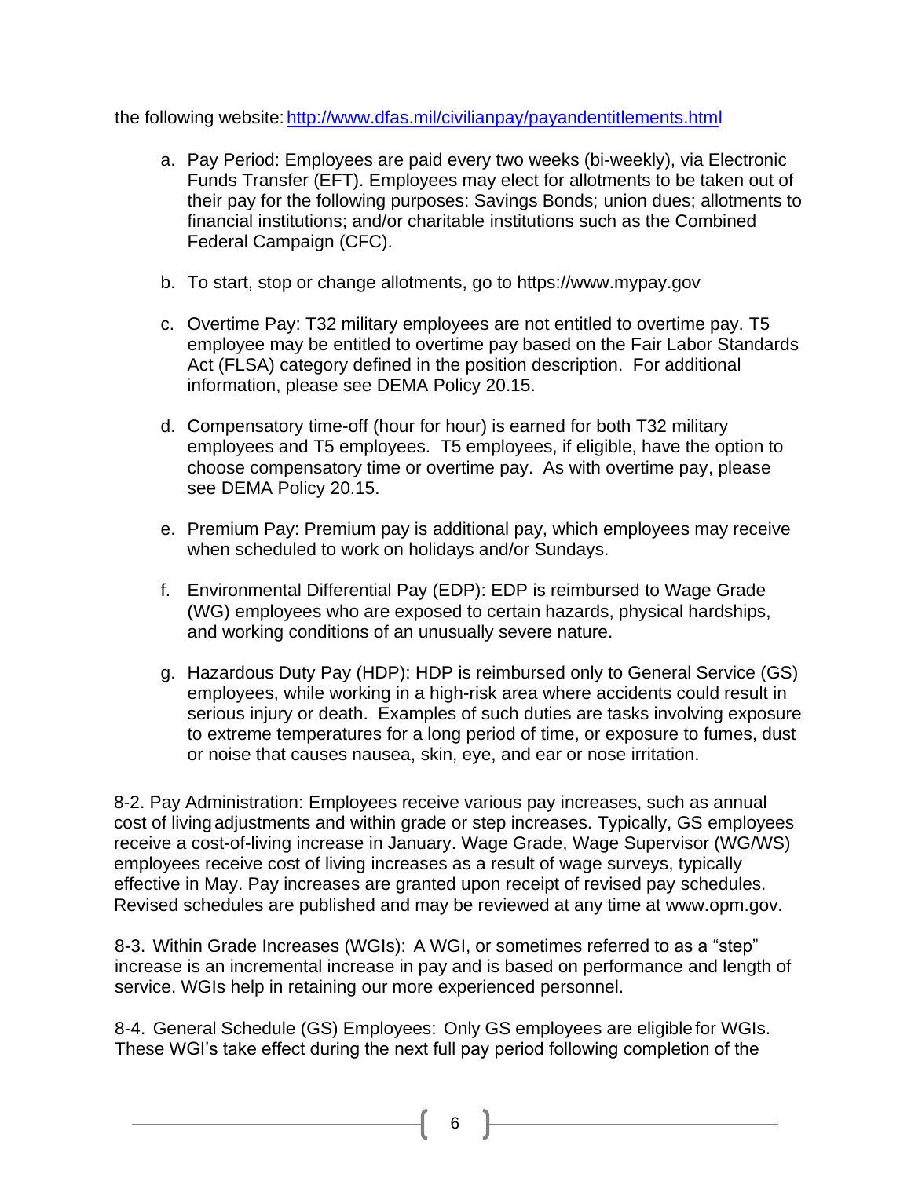the following website: [http://www.dfas.mil/civilianpay/payandentitlements.html](http://www.dfas.mil/civilianpay/payandentitlements.html)

a. Pay Period: Employees are paid every two weeks (bi-weekly), via Electronic Funds Transfer (EFT). Employees may elect for allotments to be taken out of their pay for the following purposes: Savings Bonds; union dues; allotments to financial institutions; and/or charitable institutions such as the Combined Federal Campaign (CFC).

b. To start, stop or change allotments, go to https://www.mypay.gov

c. Overtime Pay: T32 military employees are not entitled to overtime pay. T5 employee may be entitled to overtime pay based on the Fair Labor Standards Act (FLSA) category defined in the position description. For additional information, please see DEMA Policy 20.15.

d. Compensatory time-off (hour for hour) is earned for both T32 military employees and T5 employees. T5 employees, if eligible, have the option to choose compensatory time or overtime pay. As with overtime pay, please see DEMA Policy 20.15.

e. Premium Pay: Premium pay is additional pay, which employees may receive when scheduled to work on holidays and/or Sundays.

f. Environmental Differential Pay (EDP): EDP is reimbursed to Wage Grade (WG) employees who are exposed to certain hazards, physical hardships, and working conditions of an unusually severe nature.

g. Hazardous Duty Pay (HDP): HDP is reimbursed only to General Service (GS) employees, while working in a high-risk area where accidents could result in serious injury or death. Examples of such duties are tasks involving exposure to extreme temperatures for a long period of time, or exposure to fumes, dust or noise that causes nausea, skin, eye, and ear or nose irritation.

8-2. Pay Administration: Employees receive various pay increases, such as annual cost of living adjustments and within grade or step increases. Typically, GS employees receive a cost-of-living increase in January. Wage Grade, Wage Supervisor (WG/WS) employees receive cost of living increases as a result of wage surveys, typically effective in May. Pay increases are granted upon receipt of revised pay schedules. Revised schedules are published and may be reviewed at any time at www.opm.gov.

8-3. Within Grade Increases (WGIs): A WGI, or sometimes referred to as a "step" increase is an incremental increase in pay and is based on performance and length of service. WGIs help in retaining our more experienced personnel.

8-4. General Schedule (GS) Employees: Only GS employees are eligible for WGIs. These WGI's take effect during the next full pay period following completion of the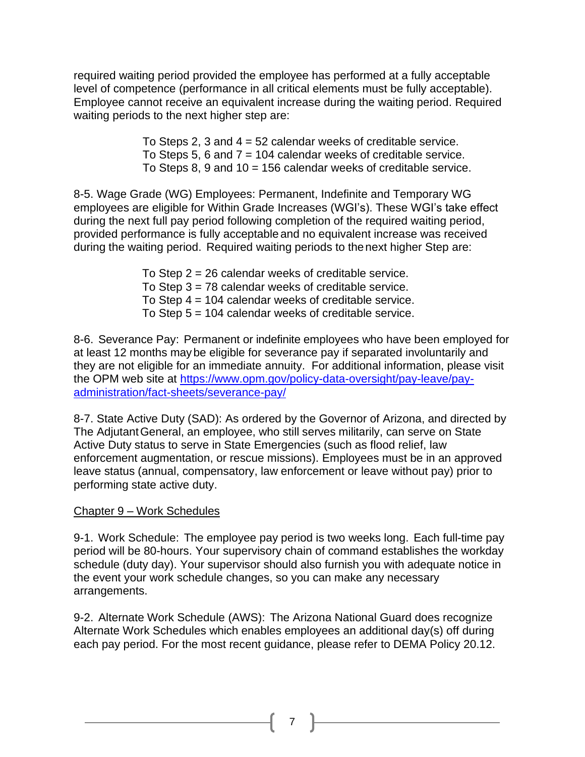required waiting period provided the employee has performed at a fully acceptable level of competence (performance in all critical elements must be fully acceptable). Employee cannot receive an equivalent increase during the waiting period. Required waiting periods to the next higher step are:

> To Steps 2, 3 and 4 = 52 calendar weeks of creditable service.
> To Steps 5, 6 and 7 = 104 calendar weeks of creditable service.
> To Steps 8, 9 and 10 = 156 calendar weeks of creditable service.

8-5. Wage Grade (WG) Employees: Permanent, Indefinite and Temporary WG employees are eligible for Within Grade Increases (WGI's). These WGI's take effect during the next full pay period following completion of the required waiting period, provided performance is fully acceptable and no equivalent increase was received during the waiting period. Required waiting periods to the next higher Step are:

> To Step 2 = 26 calendar weeks of creditable service.
> To Step 3 = 78 calendar weeks of creditable service.
> To Step 4 = 104 calendar weeks of creditable service.
> To Step 5 = 104 calendar weeks of creditable service.

8-6. Severance Pay: Permanent or indefinite employees who have been employed for at least 12 months may be eligible for severance pay if separated involuntarily and they are not eligible for an immediate annuity. For additional information, please visit the OPM web site at [https://www.opm.gov/policy-data-oversight/pay-leave/pay-administration/fact-sheets/severance-pay/](https://www.opm.gov/policy-data-oversight/pay-leave/pay-administration/fact-sheets/severance-pay/)

8-7. State Active Duty (SAD): As ordered by the Governor of Arizona, and directed by The Adjutant General, an employee, who still serves militarily, can serve on State Active Duty status to serve in State Emergencies (such as flood relief, law enforcement augmentation, or rescue missions). Employees must be in an approved leave status (annual, compensatory, law enforcement or leave without pay) prior to performing state active duty.

## Chapter 9 – Work Schedules

9-1. Work Schedule: The employee pay period is two weeks long. Each full-time pay period will be 80-hours. Your supervisory chain of command establishes the workday schedule (duty day). Your supervisor should also furnish you with adequate notice in the event your work schedule changes, so you can make any necessary arrangements.

9-2. Alternate Work Schedule (AWS): The Arizona National Guard does recognize Alternate Work Schedules which enables employees an additional day(s) off during each pay period. For the most recent guidance, please refer to DEMA Policy 20.12.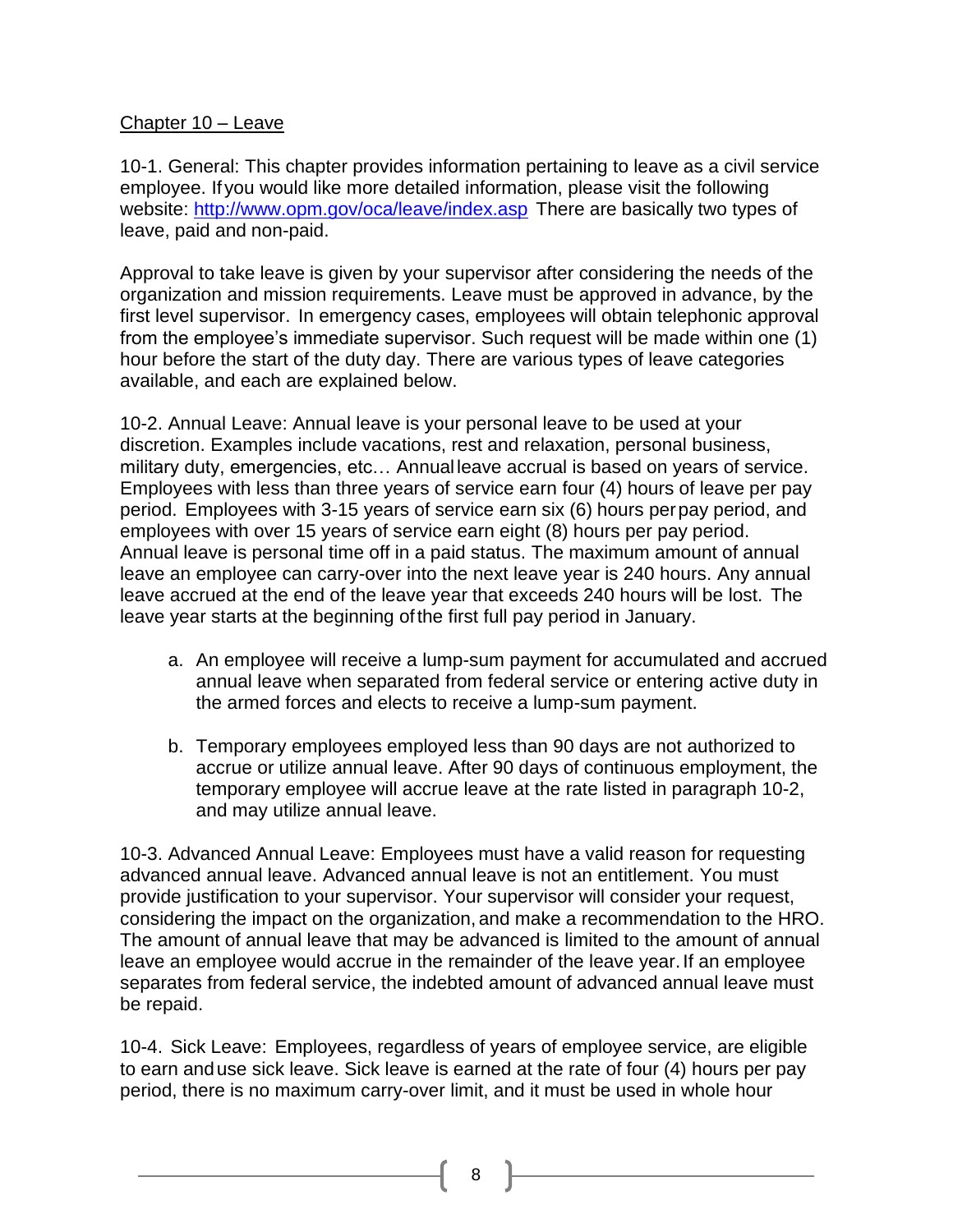## Chapter 10 – Leave

10-1. General: This chapter provides information pertaining to leave as a civil service employee. If you would like more detailed information, please visit the following website: [http://www.opm.gov/oca/leave/index.asp](http://www.opm.gov/oca/leave/index.asp) There are basically two types of leave, paid and non-paid.

Approval to take leave is given by your supervisor after considering the needs of the organization and mission requirements. Leave must be approved in advance, by the first level supervisor. In emergency cases, employees will obtain telephonic approval from the employee's immediate supervisor. Such request will be made within one (1) hour before the start of the duty day. There are various types of leave categories available, and each are explained below.

10-2. Annual Leave: Annual leave is your personal leave to be used at your discretion. Examples include vacations, rest and relaxation, personal business, military duty, emergencies, etc… Annual leave accrual is based on years of service. Employees with less than three years of service earn four (4) hours of leave per pay period. Employees with 3-15 years of service earn six (6) hours per pay period, and employees with over 15 years of service earn eight (8) hours per pay period. Annual leave is personal time off in a paid status. The maximum amount of annual leave an employee can carry-over into the next leave year is 240 hours. Any annual leave accrued at the end of the leave year that exceeds 240 hours will be lost. The leave year starts at the beginning of the first full pay period in January.

a. An employee will receive a lump-sum payment for accumulated and accrued annual leave when separated from federal service or entering active duty in the armed forces and elects to receive a lump-sum payment.

b. Temporary employees employed less than 90 days are not authorized to accrue or utilize annual leave. After 90 days of continuous employment, the temporary employee will accrue leave at the rate listed in paragraph 10-2, and may utilize annual leave.

10-3. Advanced Annual Leave: Employees must have a valid reason for requesting advanced annual leave. Advanced annual leave is not an entitlement. You must provide justification to your supervisor. Your supervisor will consider your request, considering the impact on the organization, and make a recommendation to the HRO. The amount of annual leave that may be advanced is limited to the amount of annual leave an employee would accrue in the remainder of the leave year. If an employee separates from federal service, the indebted amount of advanced annual leave must be repaid.

10-4. Sick Leave: Employees, regardless of years of employee service, are eligible to earn and use sick leave. Sick leave is earned at the rate of four (4) hours per pay period, there is no maximum carry-over limit, and it must be used in whole hour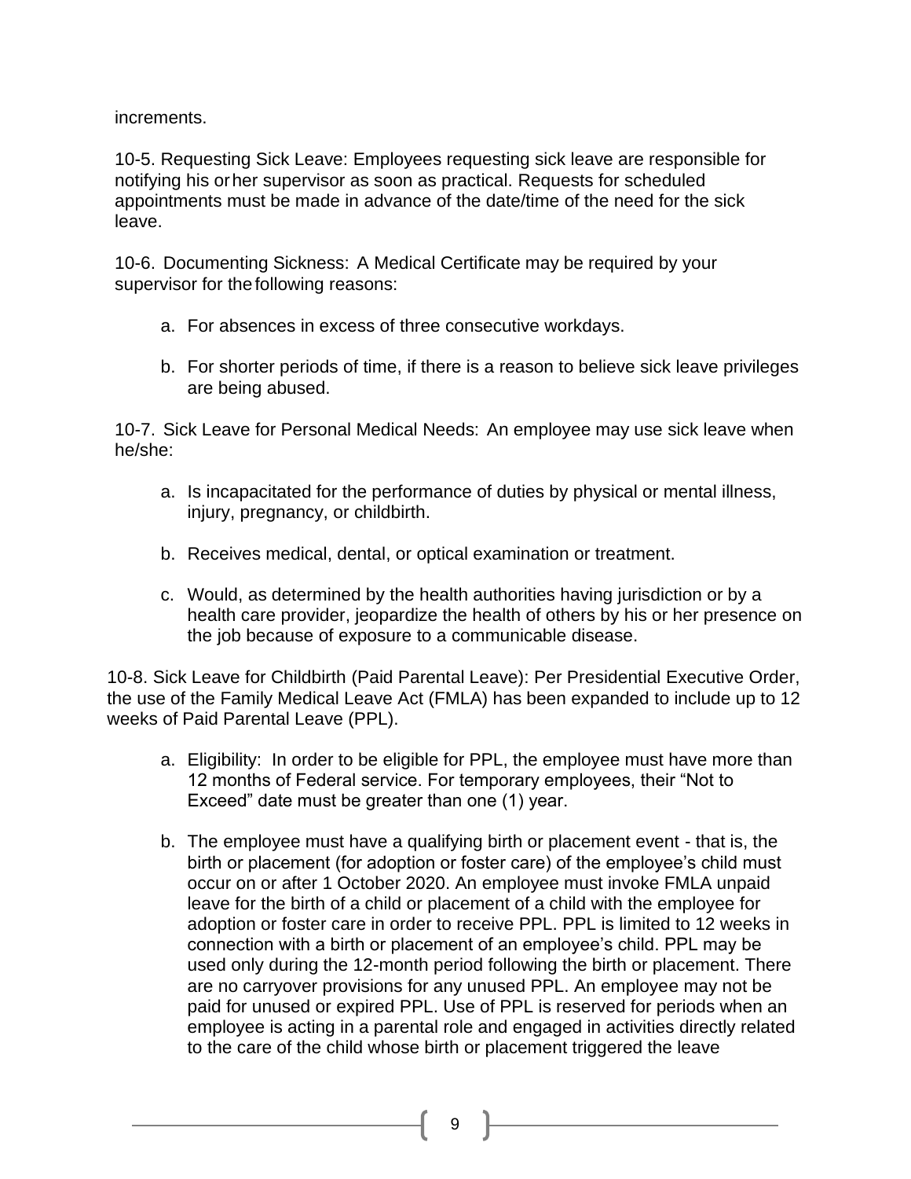increments.

10-5. Requesting Sick Leave: Employees requesting sick leave are responsible for notifying his or her supervisor as soon as practical. Requests for scheduled appointments must be made in advance of the date/time of the need for the sick leave.

10-6. Documenting Sickness: A Medical Certificate may be required by your supervisor for the following reasons:

a. For absences in excess of three consecutive workdays.

b. For shorter periods of time, if there is a reason to believe sick leave privileges are being abused.

10-7. Sick Leave for Personal Medical Needs: An employee may use sick leave when he/she:

a. Is incapacitated for the performance of duties by physical or mental illness, injury, pregnancy, or childbirth.

b. Receives medical, dental, or optical examination or treatment.

c. Would, as determined by the health authorities having jurisdiction or by a health care provider, jeopardize the health of others by his or her presence on the job because of exposure to a communicable disease.

10-8. Sick Leave for Childbirth (Paid Parental Leave): Per Presidential Executive Order, the use of the Family Medical Leave Act (FMLA) has been expanded to include up to 12 weeks of Paid Parental Leave (PPL).

a. Eligibility: In order to be eligible for PPL, the employee must have more than 12 months of Federal service. For temporary employees, their "Not to Exceed" date must be greater than one (1) year.

b. The employee must have a qualifying birth or placement event - that is, the birth or placement (for adoption or foster care) of the employee's child must occur on or after 1 October 2020. An employee must invoke FMLA unpaid leave for the birth of a child or placement of a child with the employee for adoption or foster care in order to receive PPL. PPL is limited to 12 weeks in connection with a birth or placement of an employee's child. PPL may be used only during the 12-month period following the birth or placement. There are no carryover provisions for any unused PPL. An employee may not be paid for unused or expired PPL. Use of PPL is reserved for periods when an employee is acting in a parental role and engaged in activities directly related to the care of the child whose birth or placement triggered the leave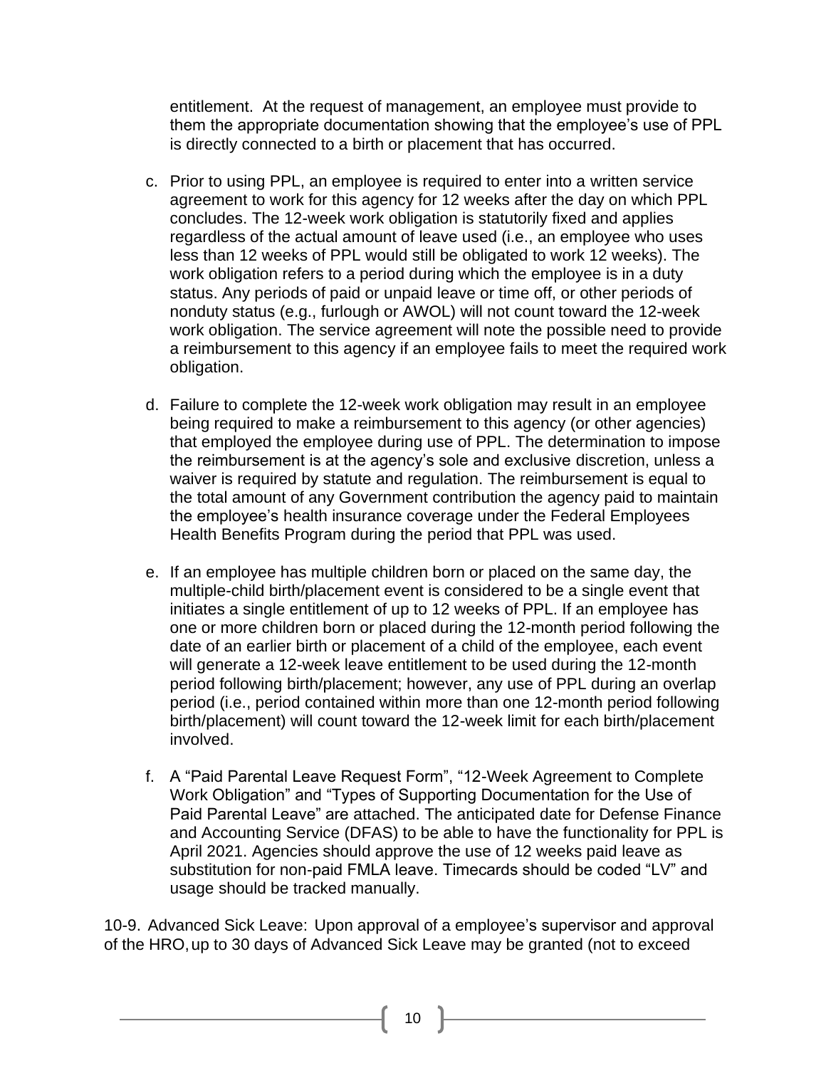entitlement. At the request of management, an employee must provide to them the appropriate documentation showing that the employee's use of PPL is directly connected to a birth or placement that has occurred.

c. Prior to using PPL, an employee is required to enter into a written service agreement to work for this agency for 12 weeks after the day on which PPL concludes. The 12-week work obligation is statutorily fixed and applies regardless of the actual amount of leave used (i.e., an employee who uses less than 12 weeks of PPL would still be obligated to work 12 weeks). The work obligation refers to a period during which the employee is in a duty status. Any periods of paid or unpaid leave or time off, or other periods of nonduty status (e.g., furlough or AWOL) will not count toward the 12-week work obligation. The service agreement will note the possible need to provide a reimbursement to this agency if an employee fails to meet the required work obligation.

d. Failure to complete the 12-week work obligation may result in an employee being required to make a reimbursement to this agency (or other agencies) that employed the employee during use of PPL. The determination to impose the reimbursement is at the agency's sole and exclusive discretion, unless a waiver is required by statute and regulation. The reimbursement is equal to the total amount of any Government contribution the agency paid to maintain the employee's health insurance coverage under the Federal Employees Health Benefits Program during the period that PPL was used.

e. If an employee has multiple children born or placed on the same day, the multiple-child birth/placement event is considered to be a single event that initiates a single entitlement of up to 12 weeks of PPL. If an employee has one or more children born or placed during the 12-month period following the date of an earlier birth or placement of a child of the employee, each event will generate a 12-week leave entitlement to be used during the 12-month period following birth/placement; however, any use of PPL during an overlap period (i.e., period contained within more than one 12-month period following birth/placement) will count toward the 12-week limit for each birth/placement involved.

f. A "Paid Parental Leave Request Form", "12-Week Agreement to Complete Work Obligation" and "Types of Supporting Documentation for the Use of Paid Parental Leave" are attached. The anticipated date for Defense Finance and Accounting Service (DFAS) to be able to have the functionality for PPL is April 2021. Agencies should approve the use of 12 weeks paid leave as substitution for non-paid FMLA leave. Timecards should be coded "LV" and usage should be tracked manually.

10-9. Advanced Sick Leave: Upon approval of a employee's supervisor and approval of the HRO, up to 30 days of Advanced Sick Leave may be granted (not to exceed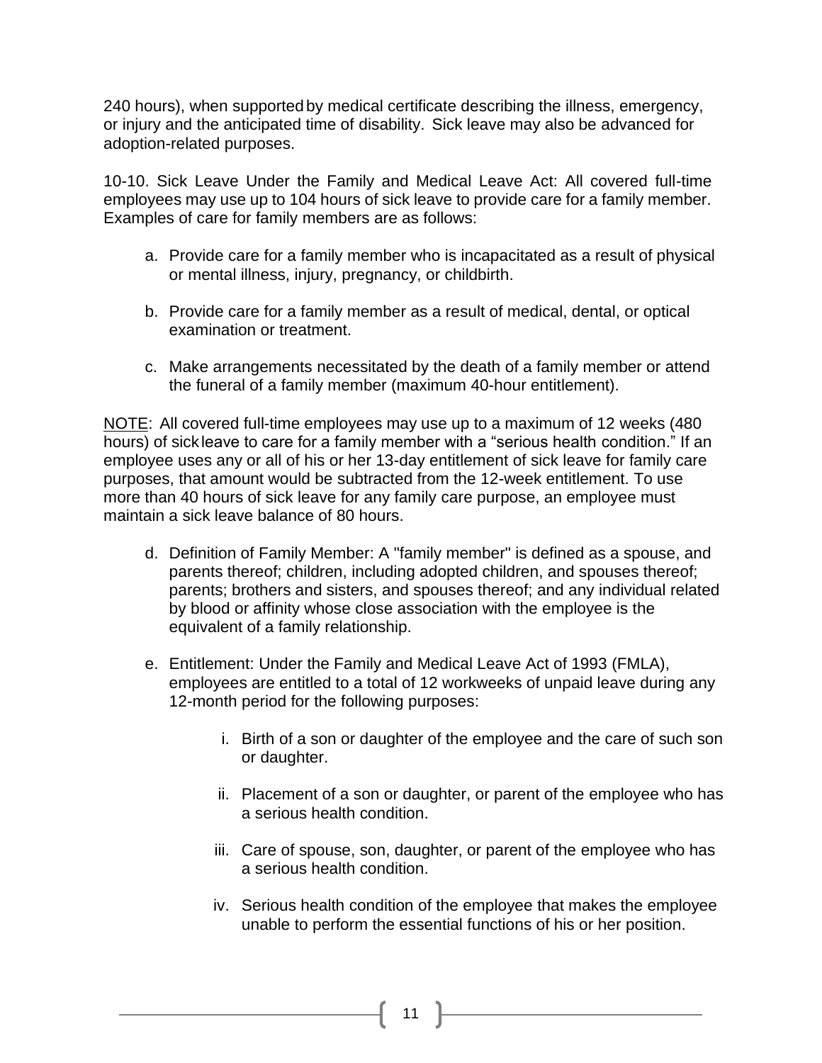240 hours), when supported by medical certificate describing the illness, emergency, or injury and the anticipated time of disability. Sick leave may also be advanced for adoption-related purposes.

10-10. Sick Leave Under the Family and Medical Leave Act: All covered full-time employees may use up to 104 hours of sick leave to provide care for a family member. Examples of care for family members are as follows:

a. Provide care for a family member who is incapacitated as a result of physical or mental illness, injury, pregnancy, or childbirth.

b. Provide care for a family member as a result of medical, dental, or optical examination or treatment.

c. Make arrangements necessitated by the death of a family member or attend the funeral of a family member (maximum 40-hour entitlement).

NOTE: All covered full-time employees may use up to a maximum of 12 weeks (480 hours) of sick leave to care for a family member with a "serious health condition." If an employee uses any or all of his or her 13-day entitlement of sick leave for family care purposes, that amount would be subtracted from the 12-week entitlement. To use more than 40 hours of sick leave for any family care purpose, an employee must maintain a sick leave balance of 80 hours.

d. Definition of Family Member: A "family member" is defined as a spouse, and parents thereof; children, including adopted children, and spouses thereof; parents; brothers and sisters, and spouses thereof; and any individual related by blood or affinity whose close association with the employee is the equivalent of a family relationship.

e. Entitlement: Under the Family and Medical Leave Act of 1993 (FMLA), employees are entitled to a total of 12 workweeks of unpaid leave during any 12-month period for the following purposes:

   i. Birth of a son or daughter of the employee and the care of such son or daughter.

   ii. Placement of a son or daughter, or parent of the employee who has a serious health condition.

   iii. Care of spouse, son, daughter, or parent of the employee who has a serious health condition.

   iv. Serious health condition of the employee that makes the employee unable to perform the essential functions of his or her position.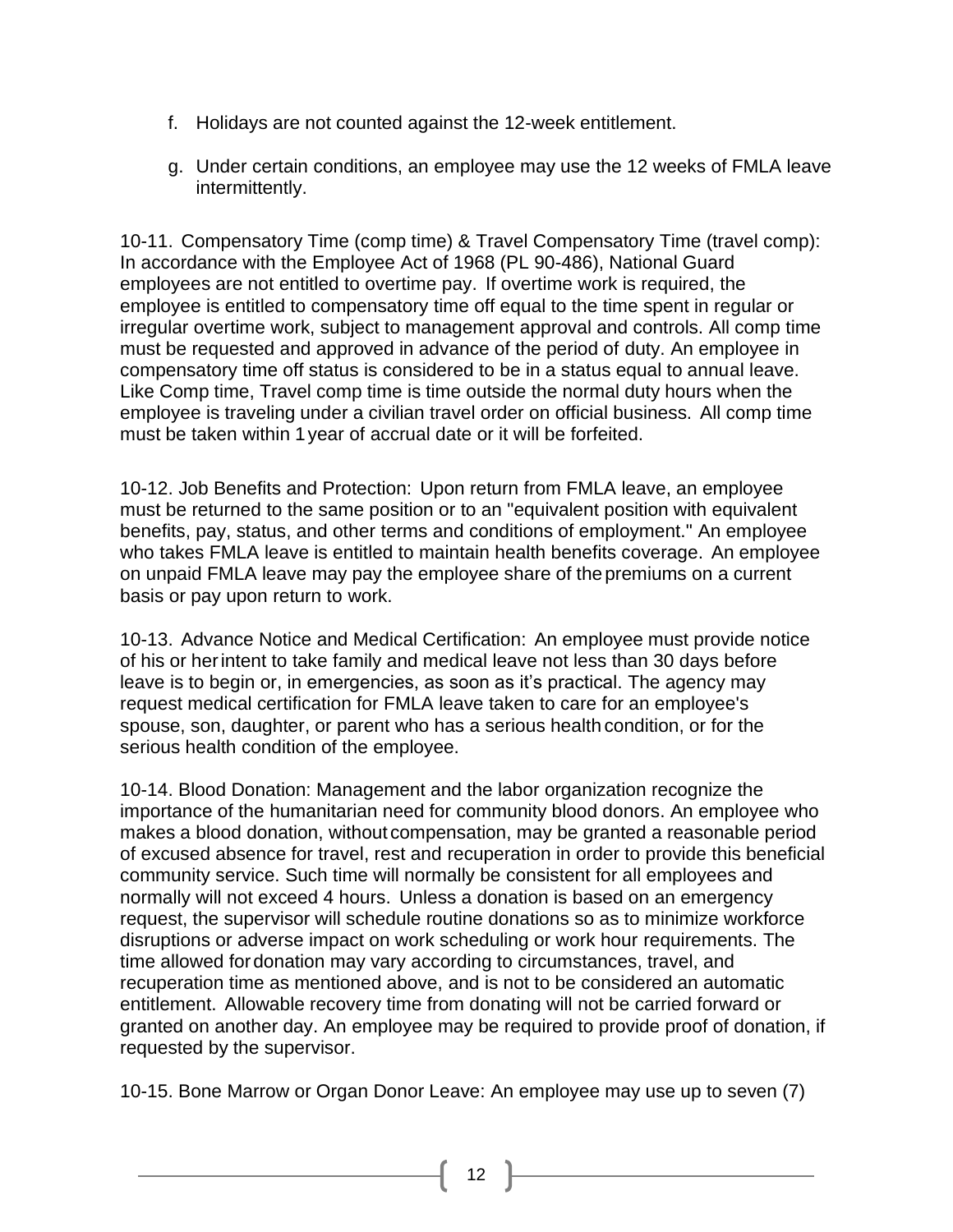f. Holidays are not counted against the 12-week entitlement.

g. Under certain conditions, an employee may use the 12 weeks of FMLA leave intermittently.

10-11. Compensatory Time (comp time) & Travel Compensatory Time (travel comp): In accordance with the Employee Act of 1968 (PL 90-486), National Guard employees are not entitled to overtime pay. If overtime work is required, the employee is entitled to compensatory time off equal to the time spent in regular or irregular overtime work, subject to management approval and controls. All comp time must be requested and approved in advance of the period of duty. An employee in compensatory time off status is considered to be in a status equal to annual leave. Like Comp time, Travel comp time is time outside the normal duty hours when the employee is traveling under a civilian travel order on official business. All comp time must be taken within 1 year of accrual date or it will be forfeited.

10-12. Job Benefits and Protection: Upon return from FMLA leave, an employee must be returned to the same position or to an "equivalent position with equivalent benefits, pay, status, and other terms and conditions of employment." An employee who takes FMLA leave is entitled to maintain health benefits coverage. An employee on unpaid FMLA leave may pay the employee share of the premiums on a current basis or pay upon return to work.

10-13. Advance Notice and Medical Certification: An employee must provide notice of his or her intent to take family and medical leave not less than 30 days before leave is to begin or, in emergencies, as soon as it's practical. The agency may request medical certification for FMLA leave taken to care for an employee's spouse, son, daughter, or parent who has a serious health condition, or for the serious health condition of the employee.

10-14. Blood Donation: Management and the labor organization recognize the importance of the humanitarian need for community blood donors. An employee who makes a blood donation, without compensation, may be granted a reasonable period of excused absence for travel, rest and recuperation in order to provide this beneficial community service. Such time will normally be consistent for all employees and normally will not exceed 4 hours. Unless a donation is based on an emergency request, the supervisor will schedule routine donations so as to minimize workforce disruptions or adverse impact on work scheduling or work hour requirements. The time allowed for donation may vary according to circumstances, travel, and recuperation time as mentioned above, and is not to be considered an automatic entitlement. Allowable recovery time from donating will not be carried forward or granted on another day. An employee may be required to provide proof of donation, if requested by the supervisor.

10-15. Bone Marrow or Organ Donor Leave: An employee may use up to seven (7)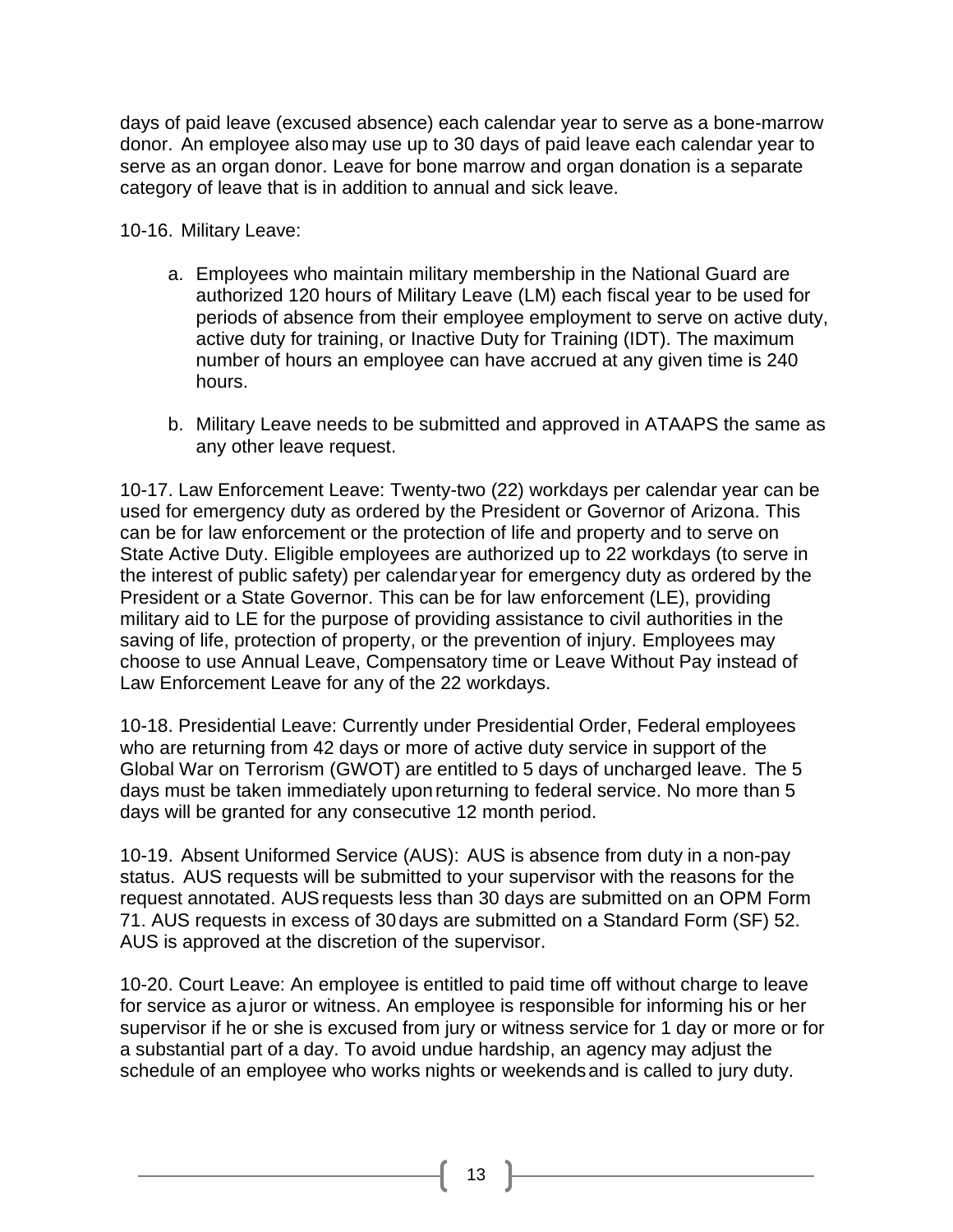days of paid leave (excused absence) each calendar year to serve as a bone-marrow donor. An employee also may use up to 30 days of paid leave each calendar year to serve as an organ donor. Leave for bone marrow and organ donation is a separate category of leave that is in addition to annual and sick leave.

10-16. Military Leave:

a. Employees who maintain military membership in the National Guard are authorized 120 hours of Military Leave (LM) each fiscal year to be used for periods of absence from their employee employment to serve on active duty, active duty for training, or Inactive Duty for Training (IDT). The maximum number of hours an employee can have accrued at any given time is 240 hours.

b. Military Leave needs to be submitted and approved in ATAAPS the same as any other leave request.

10-17. Law Enforcement Leave: Twenty-two (22) workdays per calendar year can be used for emergency duty as ordered by the President or Governor of Arizona. This can be for law enforcement or the protection of life and property and to serve on State Active Duty. Eligible employees are authorized up to 22 workdays (to serve in the interest of public safety) per calendar year for emergency duty as ordered by the President or a State Governor. This can be for law enforcement (LE), providing military aid to LE for the purpose of providing assistance to civil authorities in the saving of life, protection of property, or the prevention of injury. Employees may choose to use Annual Leave, Compensatory time or Leave Without Pay instead of Law Enforcement Leave for any of the 22 workdays.

10-18. Presidential Leave: Currently under Presidential Order, Federal employees who are returning from 42 days or more of active duty service in support of the Global War on Terrorism (GWOT) are entitled to 5 days of uncharged leave. The 5 days must be taken immediately upon returning to federal service. No more than 5 days will be granted for any consecutive 12 month period.

10-19. Absent Uniformed Service (AUS): AUS is absence from duty in a non-pay status. AUS requests will be submitted to your supervisor with the reasons for the request annotated. AUS requests less than 30 days are submitted on an OPM Form 71. AUS requests in excess of 30 days are submitted on a Standard Form (SF) 52. AUS is approved at the discretion of the supervisor.

10-20. Court Leave: An employee is entitled to paid time off without charge to leave for service as a juror or witness. An employee is responsible for informing his or her supervisor if he or she is excused from jury or witness service for 1 day or more or for a substantial part of a day. To avoid undue hardship, an agency may adjust the schedule of an employee who works nights or weekends and is called to jury duty.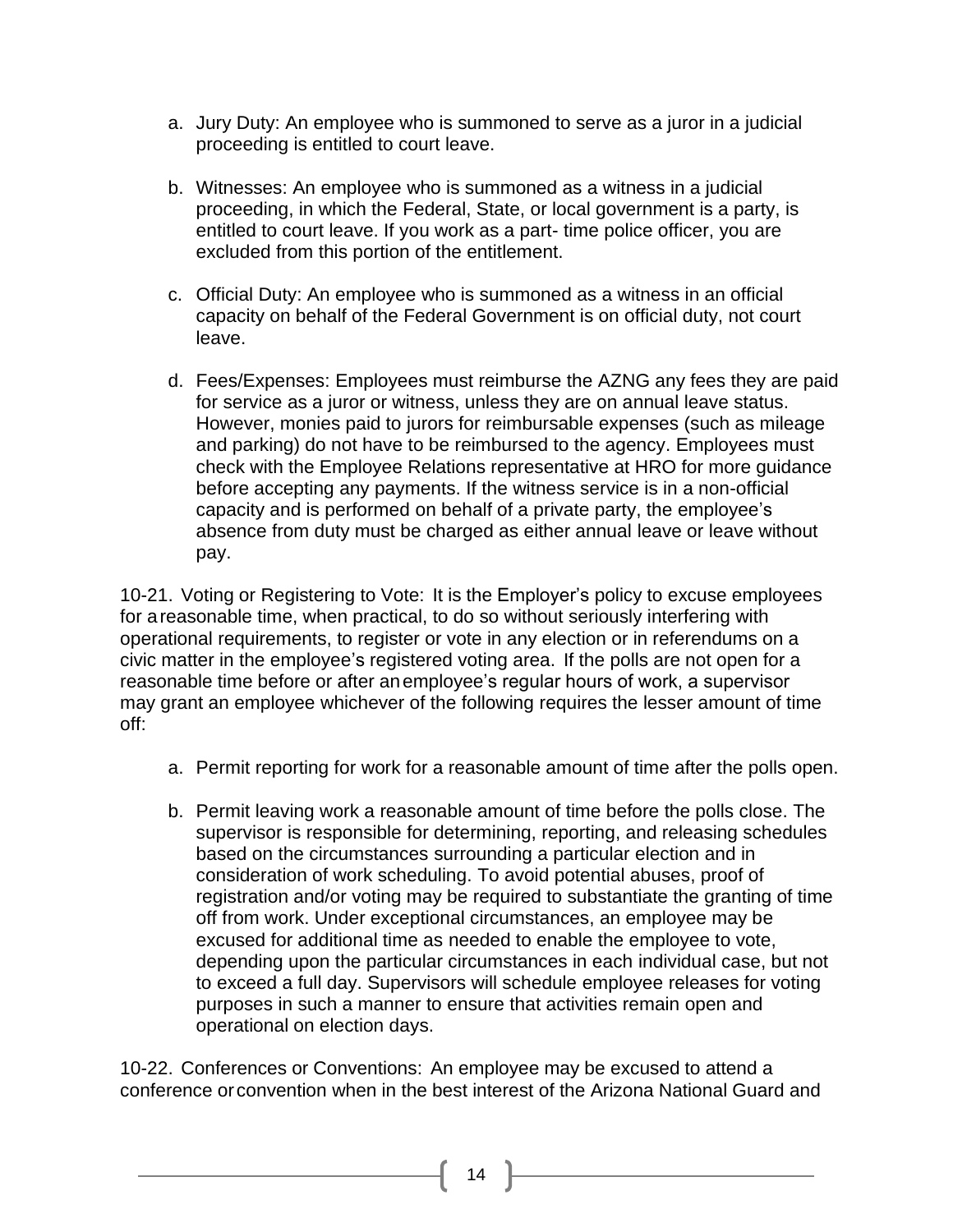a. Jury Duty: An employee who is summoned to serve as a juror in a judicial proceeding is entitled to court leave.

b. Witnesses: An employee who is summoned as a witness in a judicial proceeding, in which the Federal, State, or local government is a party, is entitled to court leave. If you work as a part- time police officer, you are excluded from this portion of the entitlement.

c. Official Duty: An employee who is summoned as a witness in an official capacity on behalf of the Federal Government is on official duty, not court leave.

d. Fees/Expenses: Employees must reimburse the AZNG any fees they are paid for service as a juror or witness, unless they are on annual leave status. However, monies paid to jurors for reimbursable expenses (such as mileage and parking) do not have to be reimbursed to the agency. Employees must check with the Employee Relations representative at HRO for more guidance before accepting any payments. If the witness service is in a non-official capacity and is performed on behalf of a private party, the employee's absence from duty must be charged as either annual leave or leave without pay.

10-21. Voting or Registering to Vote: It is the Employer's policy to excuse employees for a reasonable time, when practical, to do so without seriously interfering with operational requirements, to register or vote in any election or in referendums on a civic matter in the employee's registered voting area. If the polls are not open for a reasonable time before or after an employee's regular hours of work, a supervisor may grant an employee whichever of the following requires the lesser amount of time off:

a. Permit reporting for work for a reasonable amount of time after the polls open.

b. Permit leaving work a reasonable amount of time before the polls close. The supervisor is responsible for determining, reporting, and releasing schedules based on the circumstances surrounding a particular election and in consideration of work scheduling. To avoid potential abuses, proof of registration and/or voting may be required to substantiate the granting of time off from work. Under exceptional circumstances, an employee may be excused for additional time as needed to enable the employee to vote, depending upon the particular circumstances in each individual case, but not to exceed a full day. Supervisors will schedule employee releases for voting purposes in such a manner to ensure that activities remain open and operational on election days.

10-22. Conferences or Conventions: An employee may be excused to attend a conference or convention when in the best interest of the Arizona National Guard and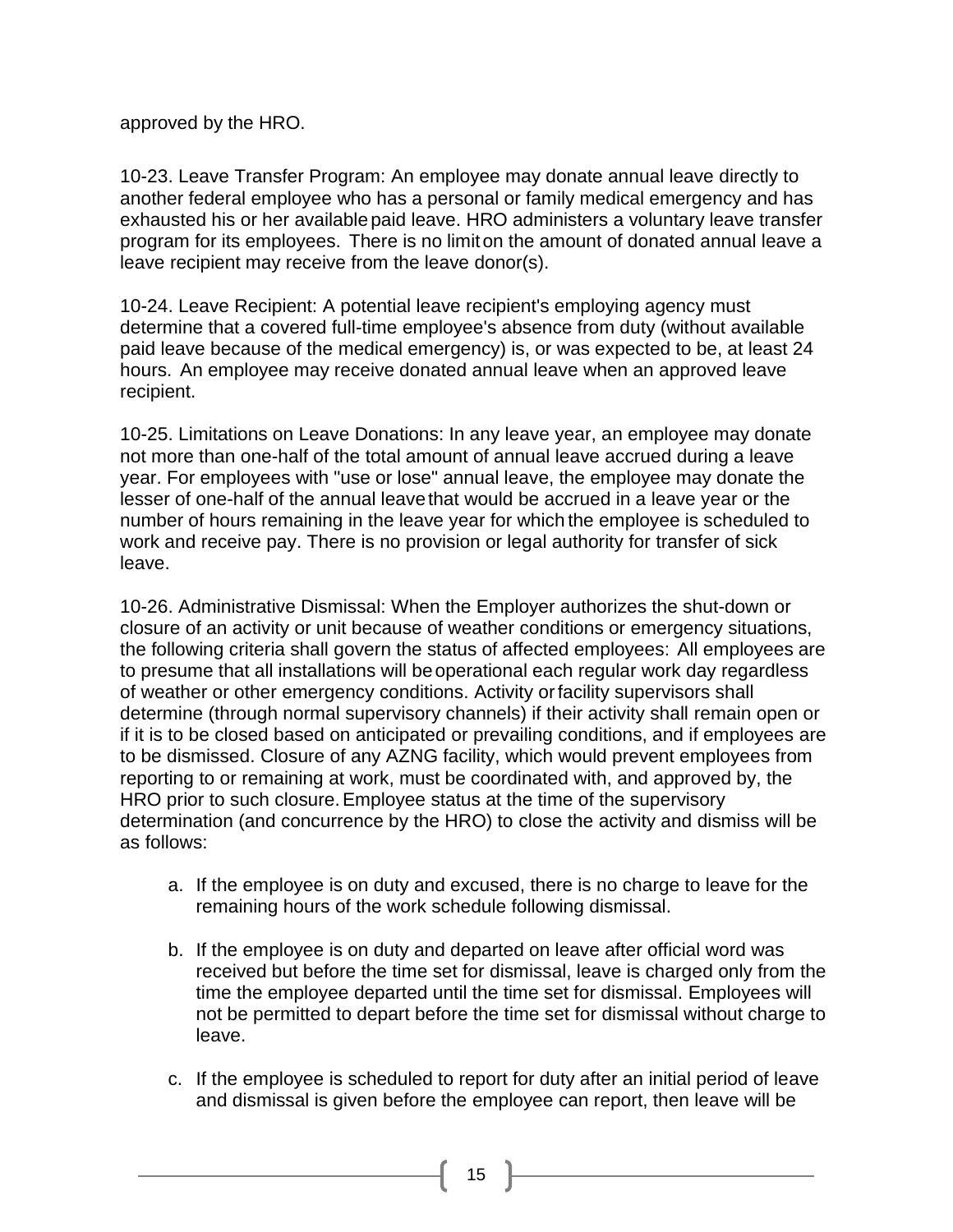approved by the HRO.

10-23. Leave Transfer Program: An employee may donate annual leave directly to another federal employee who has a personal or family medical emergency and has exhausted his or her available paid leave. HRO administers a voluntary leave transfer program for its employees. There is no limit on the amount of donated annual leave a leave recipient may receive from the leave donor(s).

10-24. Leave Recipient: A potential leave recipient's employing agency must determine that a covered full-time employee's absence from duty (without available paid leave because of the medical emergency) is, or was expected to be, at least 24 hours. An employee may receive donated annual leave when an approved leave recipient.

10-25. Limitations on Leave Donations: In any leave year, an employee may donate not more than one-half of the total amount of annual leave accrued during a leave year. For employees with "use or lose" annual leave, the employee may donate the lesser of one-half of the annual leave that would be accrued in a leave year or the number of hours remaining in the leave year for which the employee is scheduled to work and receive pay. There is no provision or legal authority for transfer of sick leave.

10-26. Administrative Dismissal: When the Employer authorizes the shut-down or closure of an activity or unit because of weather conditions or emergency situations, the following criteria shall govern the status of affected employees: All employees are to presume that all installations will be operational each regular work day regardless of weather or other emergency conditions. Activity or facility supervisors shall determine (through normal supervisory channels) if their activity shall remain open or if it is to be closed based on anticipated or prevailing conditions, and if employees are to be dismissed. Closure of any AZNG facility, which would prevent employees from reporting to or remaining at work, must be coordinated with, and approved by, the HRO prior to such closure. Employee status at the time of the supervisory determination (and concurrence by the HRO) to close the activity and dismiss will be as follows:

a. If the employee is on duty and excused, there is no charge to leave for the remaining hours of the work schedule following dismissal.

b. If the employee is on duty and departed on leave after official word was received but before the time set for dismissal, leave is charged only from the time the employee departed until the time set for dismissal. Employees will not be permitted to depart before the time set for dismissal without charge to leave.

c. If the employee is scheduled to report for duty after an initial period of leave and dismissal is given before the employee can report, then leave will be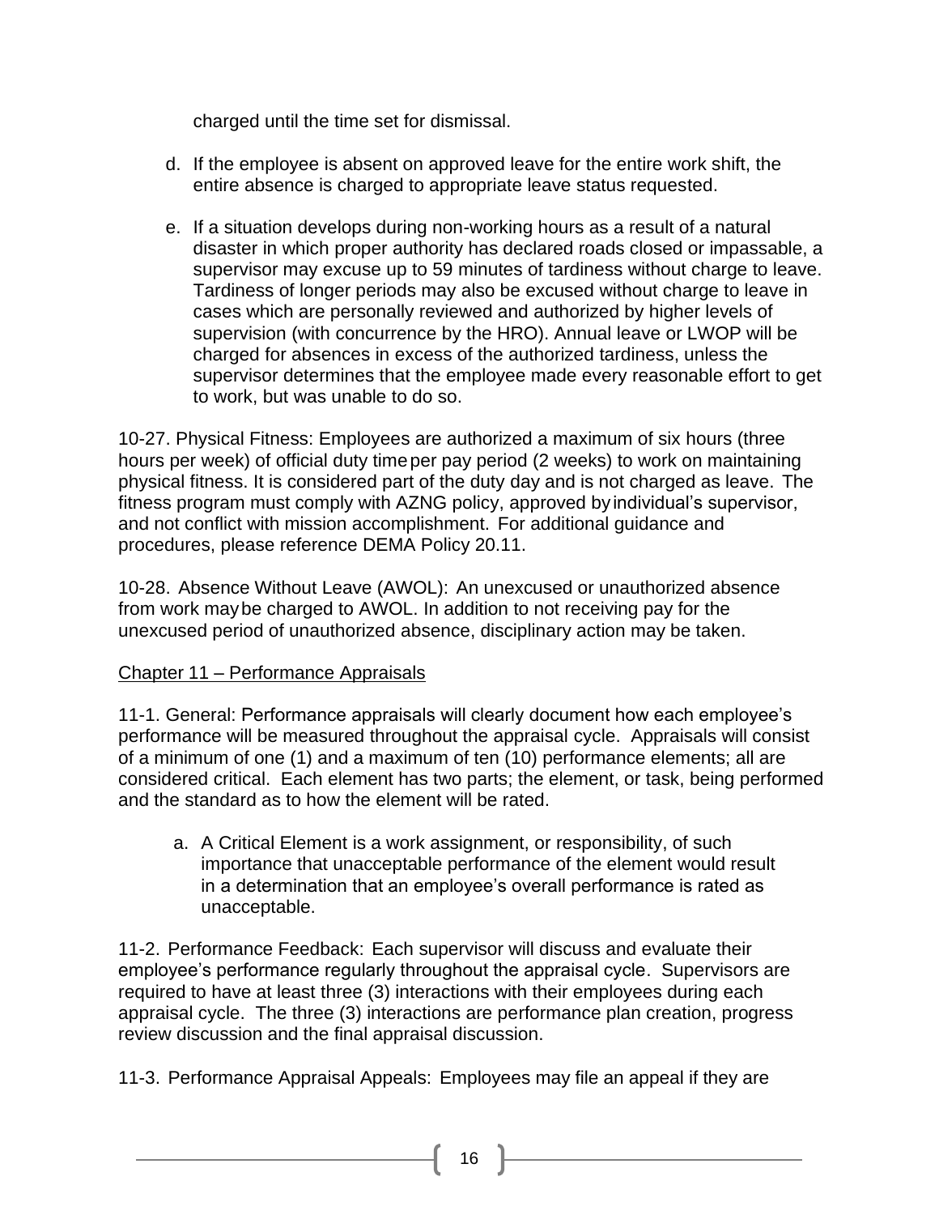charged until the time set for dismissal.

d. If the employee is absent on approved leave for the entire work shift, the entire absence is charged to appropriate leave status requested.

e. If a situation develops during non-working hours as a result of a natural disaster in which proper authority has declared roads closed or impassable, a supervisor may excuse up to 59 minutes of tardiness without charge to leave. Tardiness of longer periods may also be excused without charge to leave in cases which are personally reviewed and authorized by higher levels of supervision (with concurrence by the HRO). Annual leave or LWOP will be charged for absences in excess of the authorized tardiness, unless the supervisor determines that the employee made every reasonable effort to get to work, but was unable to do so.

10-27. Physical Fitness: Employees are authorized a maximum of six hours (three hours per week) of official duty time per pay period (2 weeks) to work on maintaining physical fitness. It is considered part of the duty day and is not charged as leave. The fitness program must comply with AZNG policy, approved by individual's supervisor, and not conflict with mission accomplishment. For additional guidance and procedures, please reference DEMA Policy 20.11.

10-28. Absence Without Leave (AWOL): An unexcused or unauthorized absence from work may be charged to AWOL. In addition to not receiving pay for the unexcused period of unauthorized absence, disciplinary action may be taken.

## Chapter 11 – Performance Appraisals

11-1. General: Performance appraisals will clearly document how each employee's performance will be measured throughout the appraisal cycle. Appraisals will consist of a minimum of one (1) and a maximum of ten (10) performance elements; all are considered critical. Each element has two parts; the element, or task, being performed and the standard as to how the element will be rated.

a. A Critical Element is a work assignment, or responsibility, of such importance that unacceptable performance of the element would result in a determination that an employee's overall performance is rated as unacceptable.

11-2. Performance Feedback: Each supervisor will discuss and evaluate their employee's performance regularly throughout the appraisal cycle. Supervisors are required to have at least three (3) interactions with their employees during each appraisal cycle. The three (3) interactions are performance plan creation, progress review discussion and the final appraisal discussion.

11-3. Performance Appraisal Appeals: Employees may file an appeal if they are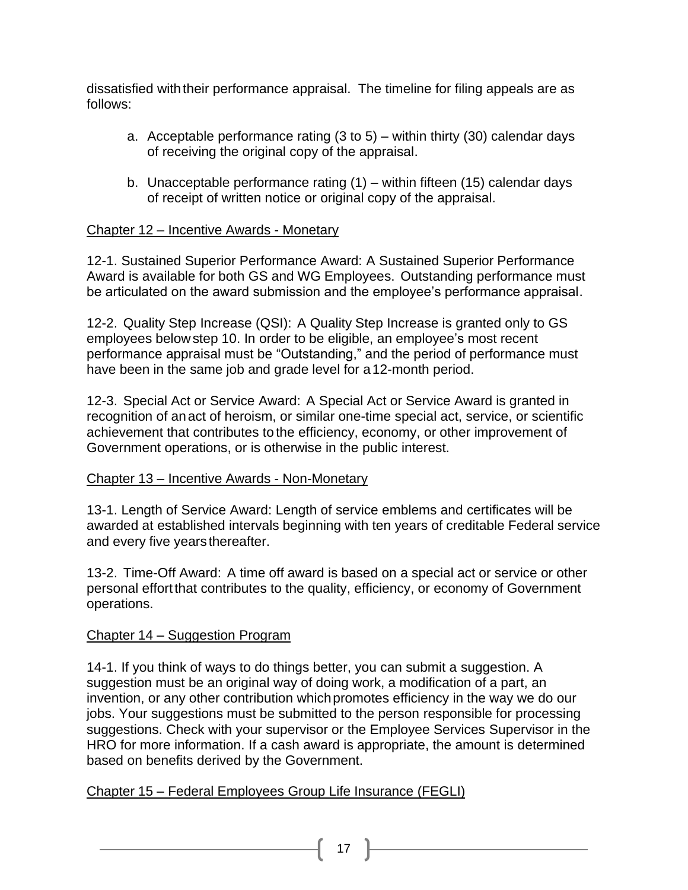dissatisfied with their performance appraisal. The timeline for filing appeals are as follows:

a. Acceptable performance rating (3 to 5) – within thirty (30) calendar days of receiving the original copy of the appraisal.

b. Unacceptable performance rating (1) – within fifteen (15) calendar days of receipt of written notice or original copy of the appraisal.

## Chapter 12 – Incentive Awards - Monetary

12-1. Sustained Superior Performance Award: A Sustained Superior Performance Award is available for both GS and WG Employees. Outstanding performance must be articulated on the award submission and the employee's performance appraisal.

12-2. Quality Step Increase (QSI): A Quality Step Increase is granted only to GS employees below step 10. In order to be eligible, an employee's most recent performance appraisal must be "Outstanding," and the period of performance must have been in the same job and grade level for a 12-month period.

12-3. Special Act or Service Award: A Special Act or Service Award is granted in recognition of an act of heroism, or similar one-time special act, service, or scientific achievement that contributes to the efficiency, economy, or other improvement of Government operations, or is otherwise in the public interest.

## Chapter 13 – Incentive Awards - Non-Monetary

13-1. Length of Service Award: Length of service emblems and certificates will be awarded at established intervals beginning with ten years of creditable Federal service and every five years thereafter.

13-2. Time-Off Award: A time off award is based on a special act or service or other personal effort that contributes to the quality, efficiency, or economy of Government operations.

## Chapter 14 – Suggestion Program

14-1. If you think of ways to do things better, you can submit a suggestion. A suggestion must be an original way of doing work, a modification of a part, an invention, or any other contribution which promotes efficiency in the way we do our jobs. Your suggestions must be submitted to the person responsible for processing suggestions. Check with your supervisor or the Employee Services Supervisor in the HRO for more information. If a cash award is appropriate, the amount is determined based on benefits derived by the Government.

## Chapter 15 – Federal Employees Group Life Insurance (FEGLI)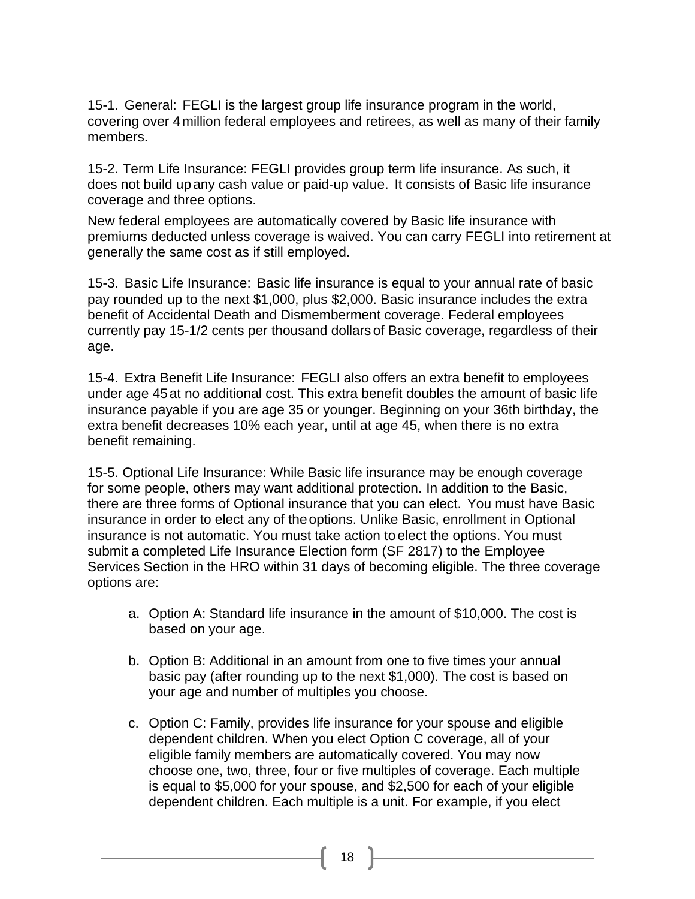15-1. General: FEGLI is the largest group life insurance program in the world, covering over 4 million federal employees and retirees, as well as many of their family members.

15-2. Term Life Insurance: FEGLI provides group term life insurance. As such, it does not build up any cash value or paid-up value. It consists of Basic life insurance coverage and three options.

New federal employees are automatically covered by Basic life insurance with premiums deducted unless coverage is waived. You can carry FEGLI into retirement at generally the same cost as if still employed.

15-3. Basic Life Insurance: Basic life insurance is equal to your annual rate of basic pay rounded up to the next $1,000, plus $2,000. Basic insurance includes the extra benefit of Accidental Death and Dismemberment coverage. Federal employees currently pay 15-1/2 cents per thousand dollars of Basic coverage, regardless of their age.

15-4. Extra Benefit Life Insurance: FEGLI also offers an extra benefit to employees under age 45 at no additional cost. This extra benefit doubles the amount of basic life insurance payable if you are age 35 or younger. Beginning on your 36th birthday, the extra benefit decreases 10% each year, until at age 45, when there is no extra benefit remaining.

15-5. Optional Life Insurance: While Basic life insurance may be enough coverage for some people, others may want additional protection. In addition to the Basic, there are three forms of Optional insurance that you can elect. You must have Basic insurance in order to elect any of the options. Unlike Basic, enrollment in Optional insurance is not automatic. You must take action to elect the options. You must submit a completed Life Insurance Election form (SF 2817) to the Employee Services Section in the HRO within 31 days of becoming eligible. The three coverage options are:

a. Option A: Standard life insurance in the amount of $10,000. The cost is based on your age.

b. Option B: Additional in an amount from one to five times your annual basic pay (after rounding up to the next $1,000). The cost is based on your age and number of multiples you choose.

c. Option C: Family, provides life insurance for your spouse and eligible dependent children. When you elect Option C coverage, all of your eligible family members are automatically covered. You may now choose one, two, three, four or five multiples of coverage. Each multiple is equal to $5,000 for your spouse, and $2,500 for each of your eligible dependent children. Each multiple is a unit. For example, if you elect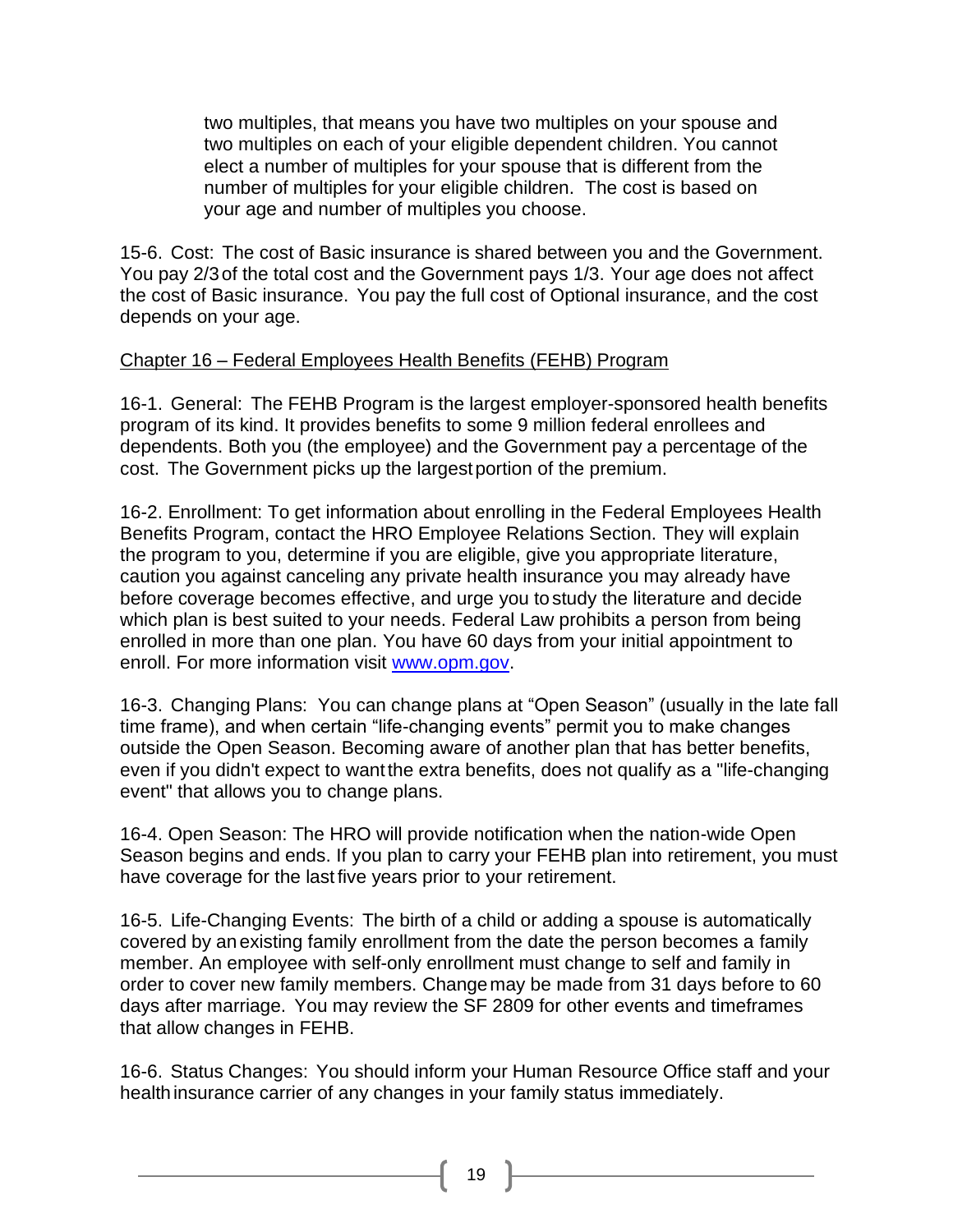two multiples, that means you have two multiples on your spouse and two multiples on each of your eligible dependent children. You cannot elect a number of multiples for your spouse that is different from the number of multiples for your eligible children. The cost is based on your age and number of multiples you choose.

15-6. Cost: The cost of Basic insurance is shared between you and the Government. You pay 2/3 of the total cost and the Government pays 1/3. Your age does not affect the cost of Basic insurance. You pay the full cost of Optional insurance, and the cost depends on your age.

## Chapter 16 – Federal Employees Health Benefits (FEHB) Program

16-1. General: The FEHB Program is the largest employer-sponsored health benefits program of its kind. It provides benefits to some 9 million federal enrollees and dependents. Both you (the employee) and the Government pay a percentage of the cost. The Government picks up the largest portion of the premium.

16-2. Enrollment: To get information about enrolling in the Federal Employees Health Benefits Program, contact the HRO Employee Relations Section. They will explain the program to you, determine if you are eligible, give you appropriate literature, caution you against canceling any private health insurance you may already have before coverage becomes effective, and urge you to study the literature and decide which plan is best suited to your needs. Federal Law prohibits a person from being enrolled in more than one plan. You have 60 days from your initial appointment to enroll. For more information visit [www.opm.gov](http://www.opm.gov).

16-3. Changing Plans: You can change plans at "Open Season" (usually in the late fall time frame), and when certain "life-changing events" permit you to make changes outside the Open Season. Becoming aware of another plan that has better benefits, even if you didn't expect to want the extra benefits, does not qualify as a "life-changing event" that allows you to change plans.

16-4. Open Season: The HRO will provide notification when the nation-wide Open Season begins and ends. If you plan to carry your FEHB plan into retirement, you must have coverage for the last five years prior to your retirement.

16-5. Life-Changing Events: The birth of a child or adding a spouse is automatically covered by an existing family enrollment from the date the person becomes a family member. An employee with self-only enrollment must change to self and family in order to cover new family members. Change may be made from 31 days before to 60 days after marriage. You may review the SF 2809 for other events and timeframes that allow changes in FEHB.

16-6. Status Changes: You should inform your Human Resource Office staff and your health insurance carrier of any changes in your family status immediately.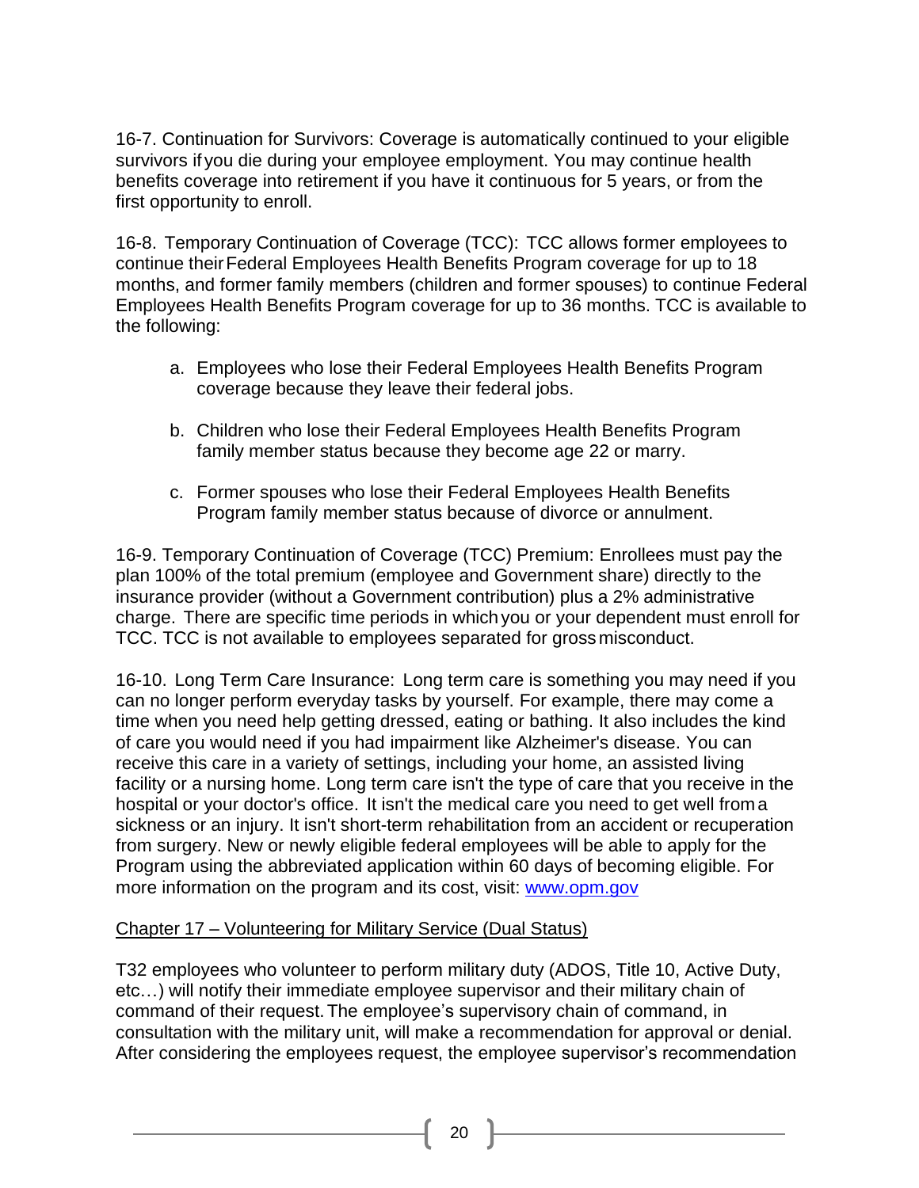16-7. Continuation for Survivors: Coverage is automatically continued to your eligible survivors if you die during your employee employment. You may continue health benefits coverage into retirement if you have it continuous for 5 years, or from the first opportunity to enroll.

16-8. Temporary Continuation of Coverage (TCC): TCC allows former employees to continue their Federal Employees Health Benefits Program coverage for up to 18 months, and former family members (children and former spouses) to continue Federal Employees Health Benefits Program coverage for up to 36 months. TCC is available to the following:

a. Employees who lose their Federal Employees Health Benefits Program coverage because they leave their federal jobs.

b. Children who lose their Federal Employees Health Benefits Program family member status because they become age 22 or marry.

c. Former spouses who lose their Federal Employees Health Benefits Program family member status because of divorce or annulment.

16-9. Temporary Continuation of Coverage (TCC) Premium: Enrollees must pay the plan 100% of the total premium (employee and Government share) directly to the insurance provider (without a Government contribution) plus a 2% administrative charge. There are specific time periods in which you or your dependent must enroll for TCC. TCC is not available to employees separated for gross misconduct.

16-10. Long Term Care Insurance: Long term care is something you may need if you can no longer perform everyday tasks by yourself. For example, there may come a time when you need help getting dressed, eating or bathing. It also includes the kind of care you would need if you had impairment like Alzheimer's disease. You can receive this care in a variety of settings, including your home, an assisted living facility or a nursing home. Long term care isn't the type of care that you receive in the hospital or your doctor's office. It isn't the medical care you need to get well from a sickness or an injury. It isn't short-term rehabilitation from an accident or recuperation from surgery. New or newly eligible federal employees will be able to apply for the Program using the abbreviated application within 60 days of becoming eligible. For more information on the program and its cost, visit: [www.opm.gov](http://www.opm.gov)

## Chapter 17 – Volunteering for Military Service (Dual Status)

T32 employees who volunteer to perform military duty (ADOS, Title 10, Active Duty, etc…) will notify their immediate employee supervisor and their military chain of command of their request. The employee's supervisory chain of command, in consultation with the military unit, will make a recommendation for approval or denial. After considering the employees request, the employee supervisor's recommendation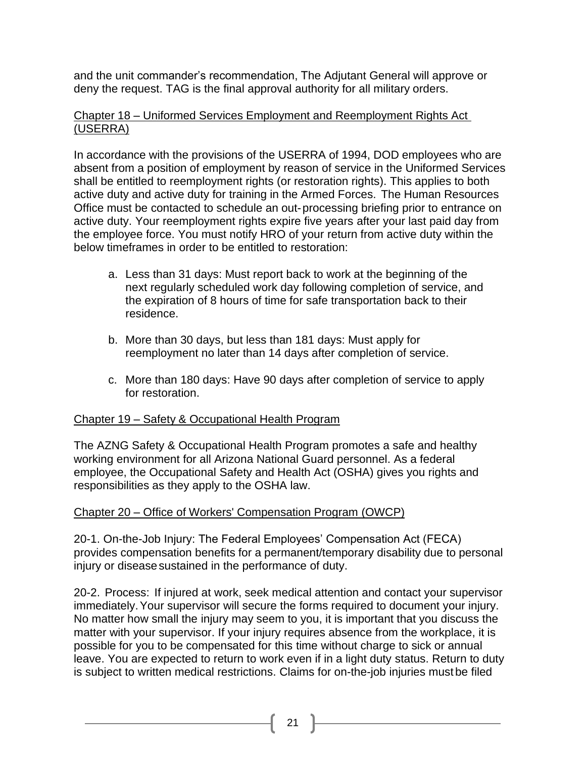and the unit commander's recommendation, The Adjutant General will approve or deny the request. TAG is the final approval authority for all military orders.

## Chapter 18 – Uniformed Services Employment and Reemployment Rights Act (USERRA)

In accordance with the provisions of the USERRA of 1994, DOD employees who are absent from a position of employment by reason of service in the Uniformed Services shall be entitled to reemployment rights (or restoration rights). This applies to both active duty and active duty for training in the Armed Forces. The Human Resources Office must be contacted to schedule an out-processing briefing prior to entrance on active duty. Your reemployment rights expire five years after your last paid day from the employee force. You must notify HRO of your return from active duty within the below timeframes in order to be entitled to restoration:

a. Less than 31 days: Must report back to work at the beginning of the next regularly scheduled work day following completion of service, and the expiration of 8 hours of time for safe transportation back to their residence.

b. More than 30 days, but less than 181 days: Must apply for reemployment no later than 14 days after completion of service.

c. More than 180 days: Have 90 days after completion of service to apply for restoration.

## Chapter 19 – Safety & Occupational Health Program

The AZNG Safety & Occupational Health Program promotes a safe and healthy working environment for all Arizona National Guard personnel. As a federal employee, the Occupational Safety and Health Act (OSHA) gives you rights and responsibilities as they apply to the OSHA law.

## Chapter 20 – Office of Workers' Compensation Program (OWCP)

20-1. On-the-Job Injury: The Federal Employees' Compensation Act (FECA) provides compensation benefits for a permanent/temporary disability due to personal injury or disease sustained in the performance of duty.

20-2. Process: If injured at work, seek medical attention and contact your supervisor immediately. Your supervisor will secure the forms required to document your injury. No matter how small the injury may seem to you, it is important that you discuss the matter with your supervisor. If your injury requires absence from the workplace, it is possible for you to be compensated for this time without charge to sick or annual leave. You are expected to return to work even if in a light duty status. Return to duty is subject to written medical restrictions. Claims for on-the-job injuries must be filed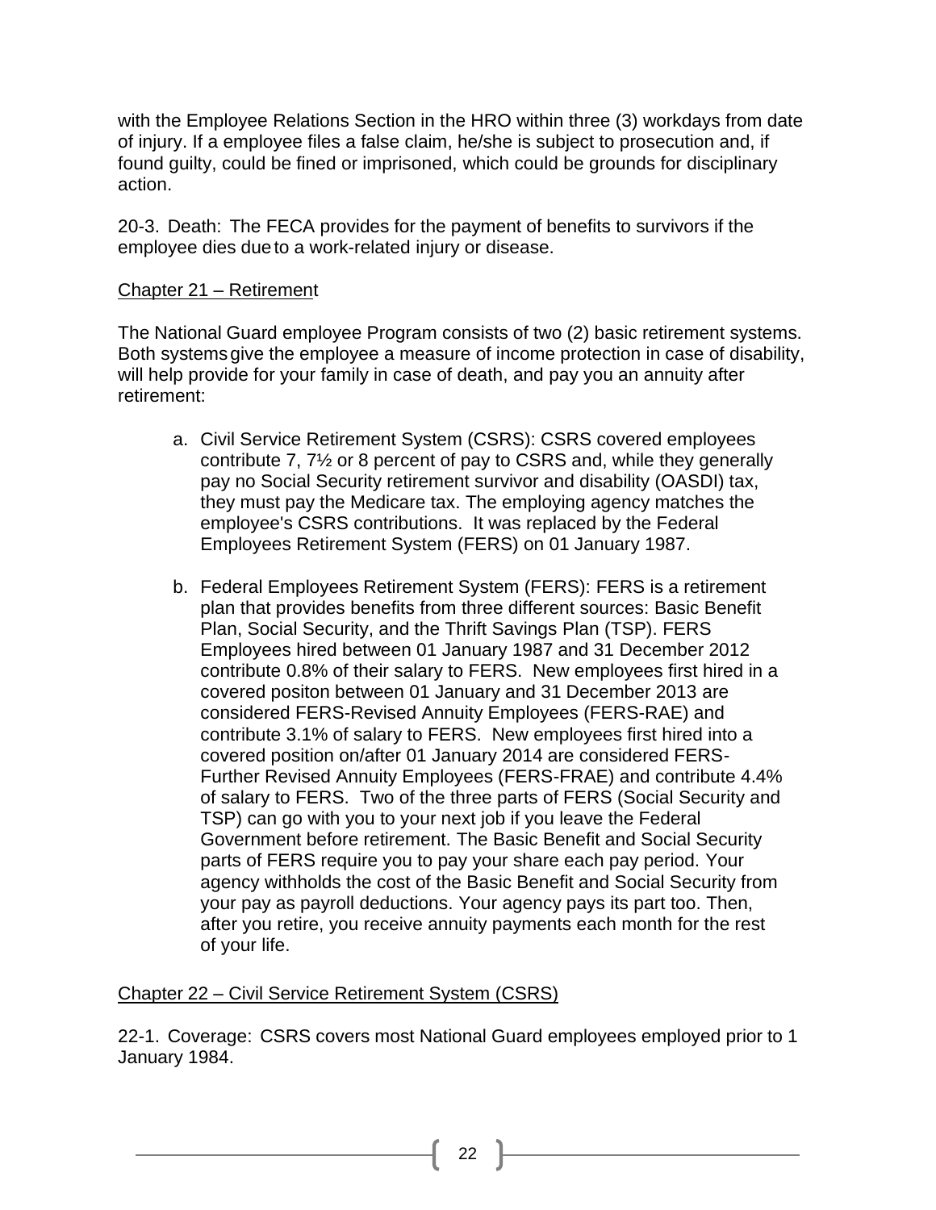with the Employee Relations Section in the HRO within three (3) workdays from date of injury. If a employee files a false claim, he/she is subject to prosecution and, if found guilty, could be fined or imprisoned, which could be grounds for disciplinary action.

20-3. Death: The FECA provides for the payment of benefits to survivors if the employee dies due to a work-related injury or disease.

## Chapter 21 – Retirement

The National Guard employee Program consists of two (2) basic retirement systems. Both systems give the employee a measure of income protection in case of disability, will help provide for your family in case of death, and pay you an annuity after retirement:

a. Civil Service Retirement System (CSRS): CSRS covered employees contribute 7, 7½ or 8 percent of pay to CSRS and, while they generally pay no Social Security retirement survivor and disability (OASDI) tax, they must pay the Medicare tax. The employing agency matches the employee's CSRS contributions. It was replaced by the Federal Employees Retirement System (FERS) on 01 January 1987.

b. Federal Employees Retirement System (FERS): FERS is a retirement plan that provides benefits from three different sources: Basic Benefit Plan, Social Security, and the Thrift Savings Plan (TSP). FERS Employees hired between 01 January 1987 and 31 December 2012 contribute 0.8% of their salary to FERS. New employees first hired in a covered positon between 01 January and 31 December 2013 are considered FERS-Revised Annuity Employees (FERS-RAE) and contribute 3.1% of salary to FERS. New employees first hired into a covered position on/after 01 January 2014 are considered FERS-Further Revised Annuity Employees (FERS-FRAE) and contribute 4.4% of salary to FERS. Two of the three parts of FERS (Social Security and TSP) can go with you to your next job if you leave the Federal Government before retirement. The Basic Benefit and Social Security parts of FERS require you to pay your share each pay period. Your agency withholds the cost of the Basic Benefit and Social Security from your pay as payroll deductions. Your agency pays its part too. Then, after you retire, you receive annuity payments each month for the rest of your life.

## Chapter 22 – Civil Service Retirement System (CSRS)

22-1. Coverage: CSRS covers most National Guard employees employed prior to 1 January 1984.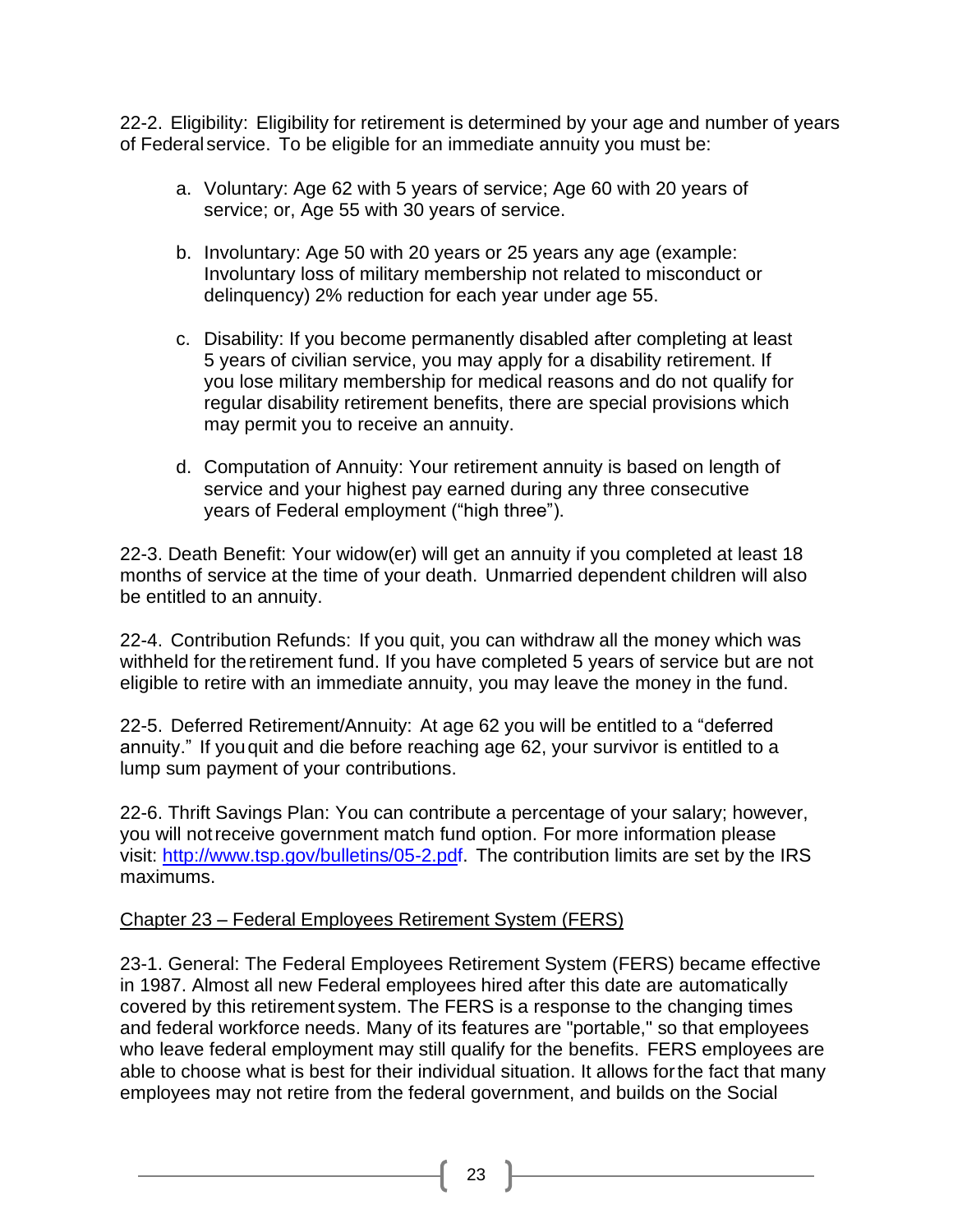22-2. Eligibility: Eligibility for retirement is determined by your age and number of years of Federal service. To be eligible for an immediate annuity you must be:

a. Voluntary: Age 62 with 5 years of service; Age 60 with 20 years of service; or, Age 55 with 30 years of service.

b. Involuntary: Age 50 with 20 years or 25 years any age (example: Involuntary loss of military membership not related to misconduct or delinquency) 2% reduction for each year under age 55.

c. Disability: If you become permanently disabled after completing at least 5 years of civilian service, you may apply for a disability retirement. If you lose military membership for medical reasons and do not qualify for regular disability retirement benefits, there are special provisions which may permit you to receive an annuity.

d. Computation of Annuity: Your retirement annuity is based on length of service and your highest pay earned during any three consecutive years of Federal employment ("high three").

22-3. Death Benefit: Your widow(er) will get an annuity if you completed at least 18 months of service at the time of your death. Unmarried dependent children will also be entitled to an annuity.

22-4. Contribution Refunds: If you quit, you can withdraw all the money which was withheld for the retirement fund. If you have completed 5 years of service but are not eligible to retire with an immediate annuity, you may leave the money in the fund.

22-5. Deferred Retirement/Annuity: At age 62 you will be entitled to a "deferred annuity." If you quit and die before reaching age 62, your survivor is entitled to a lump sum payment of your contributions.

22-6. Thrift Savings Plan: You can contribute a percentage of your salary; however, you will not receive government match fund option. For more information please visit: [http://www.tsp.gov/bulletins/05-2.pdf](http://www.tsp.gov/bulletins/05-2.pdf). The contribution limits are set by the IRS maximums.

## Chapter 23 – Federal Employees Retirement System (FERS)

23-1. General: The Federal Employees Retirement System (FERS) became effective in 1987. Almost all new Federal employees hired after this date are automatically covered by this retirement system. The FERS is a response to the changing times and federal workforce needs. Many of its features are "portable," so that employees who leave federal employment may still qualify for the benefits. FERS employees are able to choose what is best for their individual situation. It allows for the fact that many employees may not retire from the federal government, and builds on the Social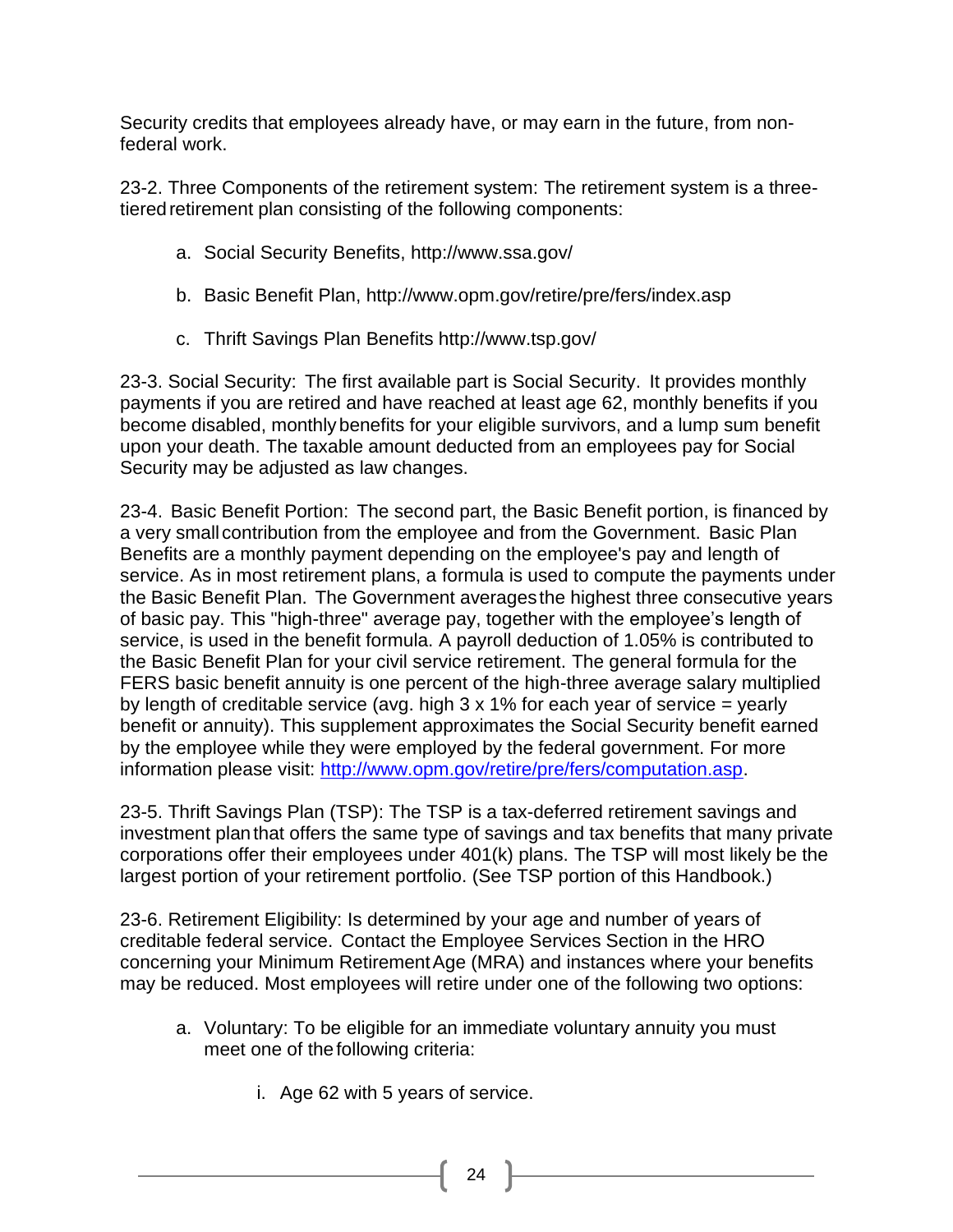Security credits that employees already have, or may earn in the future, from non-federal work.

23-2. Three Components of the retirement system: The retirement system is a three-tiered retirement plan consisting of the following components:

a. Social Security Benefits, http://www.ssa.gov/

b. Basic Benefit Plan, http://www.opm.gov/retire/pre/fers/index.asp

c. Thrift Savings Plan Benefits http://www.tsp.gov/

23-3. Social Security: The first available part is Social Security. It provides monthly payments if you are retired and have reached at least age 62, monthly benefits if you become disabled, monthly benefits for your eligible survivors, and a lump sum benefit upon your death. The taxable amount deducted from an employees pay for Social Security may be adjusted as law changes.

23-4. Basic Benefit Portion: The second part, the Basic Benefit portion, is financed by a very small contribution from the employee and from the Government. Basic Plan Benefits are a monthly payment depending on the employee's pay and length of service. As in most retirement plans, a formula is used to compute the payments under the Basic Benefit Plan. The Government averages the highest three consecutive years of basic pay. This "high-three" average pay, together with the employee's length of service, is used in the benefit formula. A payroll deduction of 1.05% is contributed to the Basic Benefit Plan for your civil service retirement. The general formula for the FERS basic benefit annuity is one percent of the high-three average salary multiplied by length of creditable service (avg. high 3 x 1% for each year of service = yearly benefit or annuity). This supplement approximates the Social Security benefit earned by the employee while they were employed by the federal government. For more information please visit: [http://www.opm.gov/retire/pre/fers/computation.asp](http://www.opm.gov/retire/pre/fers/computation.asp).

23-5. Thrift Savings Plan (TSP): The TSP is a tax-deferred retirement savings and investment plan that offers the same type of savings and tax benefits that many private corporations offer their employees under 401(k) plans. The TSP will most likely be the largest portion of your retirement portfolio. (See TSP portion of this Handbook.)

23-6. Retirement Eligibility: Is determined by your age and number of years of creditable federal service. Contact the Employee Services Section in the HRO concerning your Minimum Retirement Age (MRA) and instances where your benefits may be reduced. Most employees will retire under one of the following two options:

a. Voluntary: To be eligible for an immediate voluntary annuity you must meet one of the following criteria:

    i. Age 62 with 5 years of service.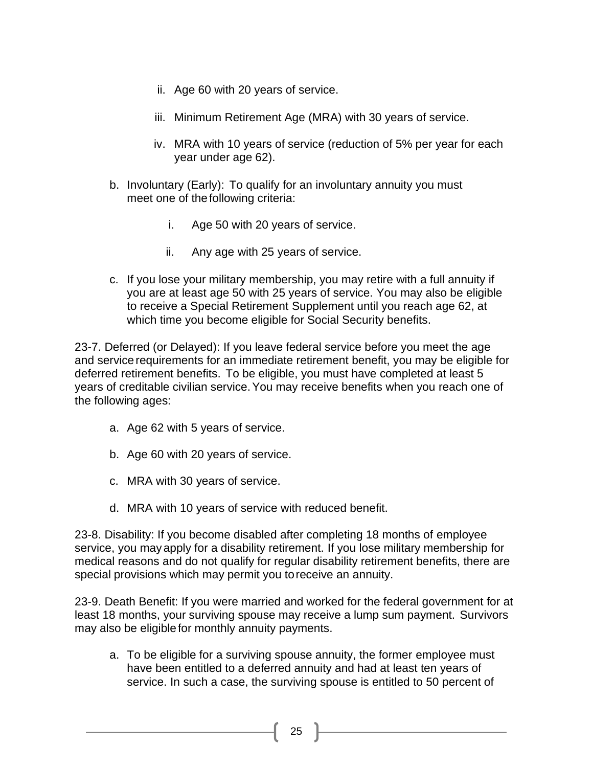ii. Age 60 with 20 years of service.

   iii. Minimum Retirement Age (MRA) with 30 years of service.

   iv. MRA with 10 years of service (reduction of 5% per year for each year under age 62).

b. Involuntary (Early): To qualify for an involuntary annuity you must meet one of the following criteria:

   i. Age 50 with 20 years of service.

   ii. Any age with 25 years of service.

c. If you lose your military membership, you may retire with a full annuity if you are at least age 50 with 25 years of service. You may also be eligible to receive a Special Retirement Supplement until you reach age 62, at which time you become eligible for Social Security benefits.

23-7. Deferred (or Delayed): If you leave federal service before you meet the age and service requirements for an immediate retirement benefit, you may be eligible for deferred retirement benefits. To be eligible, you must have completed at least 5 years of creditable civilian service. You may receive benefits when you reach one of the following ages:

a. Age 62 with 5 years of service.

b. Age 60 with 20 years of service.

c. MRA with 30 years of service.

d. MRA with 10 years of service with reduced benefit.

23-8. Disability: If you become disabled after completing 18 months of employee service, you may apply for a disability retirement. If you lose military membership for medical reasons and do not qualify for regular disability retirement benefits, there are special provisions which may permit you to receive an annuity.

23-9. Death Benefit: If you were married and worked for the federal government for at least 18 months, your surviving spouse may receive a lump sum payment. Survivors may also be eligible for monthly annuity payments.

a. To be eligible for a surviving spouse annuity, the former employee must have been entitled to a deferred annuity and had at least ten years of service. In such a case, the surviving spouse is entitled to 50 percent of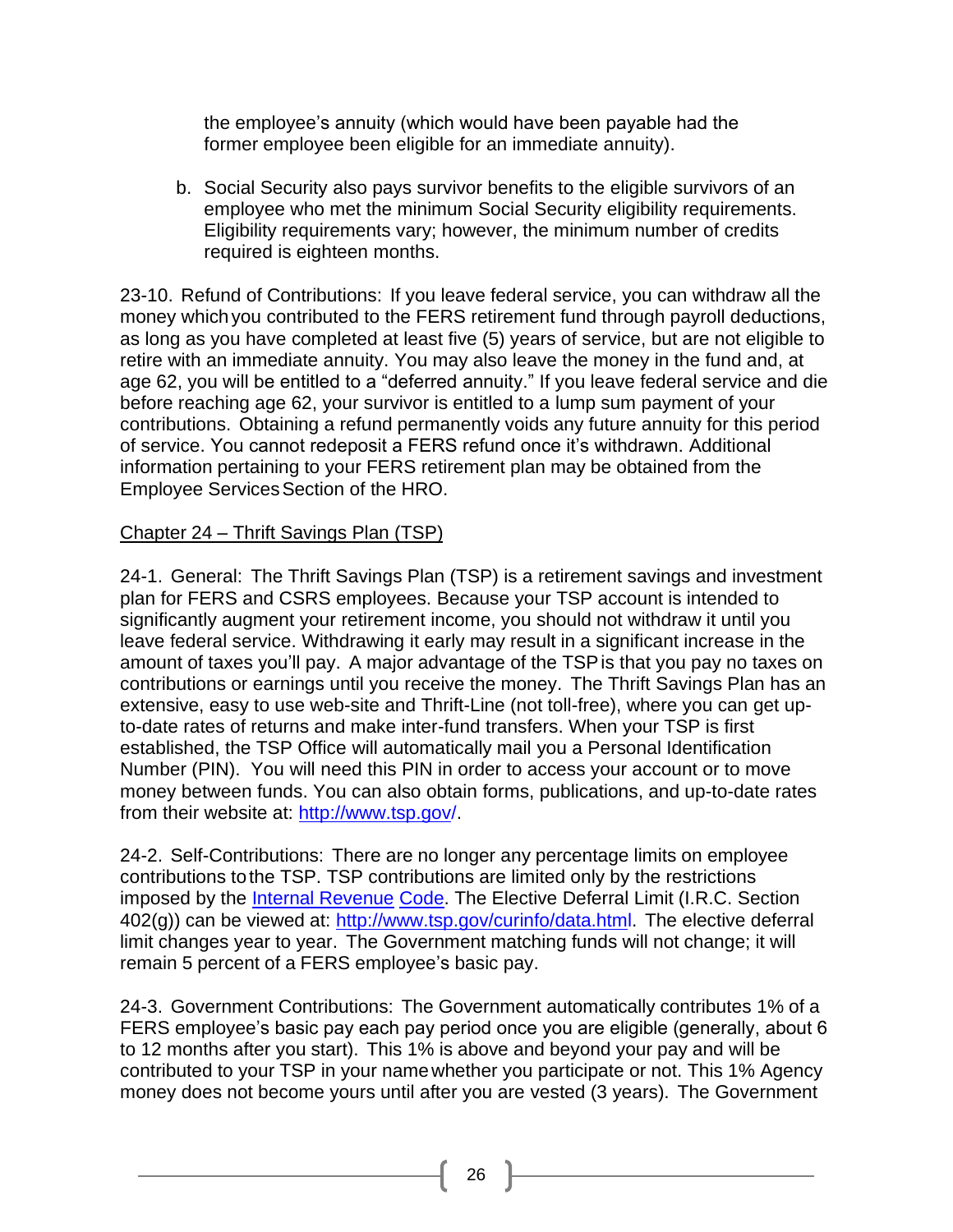the employee's annuity (which would have been payable had the former employee been eligible for an immediate annuity).

b. Social Security also pays survivor benefits to the eligible survivors of an employee who met the minimum Social Security eligibility requirements. Eligibility requirements vary; however, the minimum number of credits required is eighteen months.

23-10. Refund of Contributions: If you leave federal service, you can withdraw all the money which you contributed to the FERS retirement fund through payroll deductions, as long as you have completed at least five (5) years of service, but are not eligible to retire with an immediate annuity. You may also leave the money in the fund and, at age 62, you will be entitled to a "deferred annuity." If you leave federal service and die before reaching age 62, your survivor is entitled to a lump sum payment of your contributions. Obtaining a refund permanently voids any future annuity for this period of service. You cannot redeposit a FERS refund once it's withdrawn. Additional information pertaining to your FERS retirement plan may be obtained from the Employee Services Section of the HRO.

## Chapter 24 – Thrift Savings Plan (TSP)

24-1. General: The Thrift Savings Plan (TSP) is a retirement savings and investment plan for FERS and CSRS employees. Because your TSP account is intended to significantly augment your retirement income, you should not withdraw it until you leave federal service. Withdrawing it early may result in a significant increase in the amount of taxes you'll pay. A major advantage of the TSP is that you pay no taxes on contributions or earnings until you receive the money. The Thrift Savings Plan has an extensive, easy to use web-site and Thrift-Line (not toll-free), where you can get up-to-date rates of returns and make inter-fund transfers. When your TSP is first established, the TSP Office will automatically mail you a Personal Identification Number (PIN). You will need this PIN in order to access your account or to move money between funds. You can also obtain forms, publications, and up-to-date rates from their website at: http://www.tsp.gov/.

24-2. Self-Contributions: There are no longer any percentage limits on employee contributions to the TSP. TSP contributions are limited only by the restrictions imposed by the Internal Revenue Code. The Elective Deferral Limit (I.R.C. Section 402(g)) can be viewed at: http://www.tsp.gov/curinfo/data.html. The elective deferral limit changes year to year. The Government matching funds will not change; it will remain 5 percent of a FERS employee's basic pay.

24-3. Government Contributions: The Government automatically contributes 1% of a FERS employee's basic pay each pay period once you are eligible (generally, about 6 to 12 months after you start). This 1% is above and beyond your pay and will be contributed to your TSP in your name whether you participate or not. This 1% Agency money does not become yours until after you are vested (3 years). The Government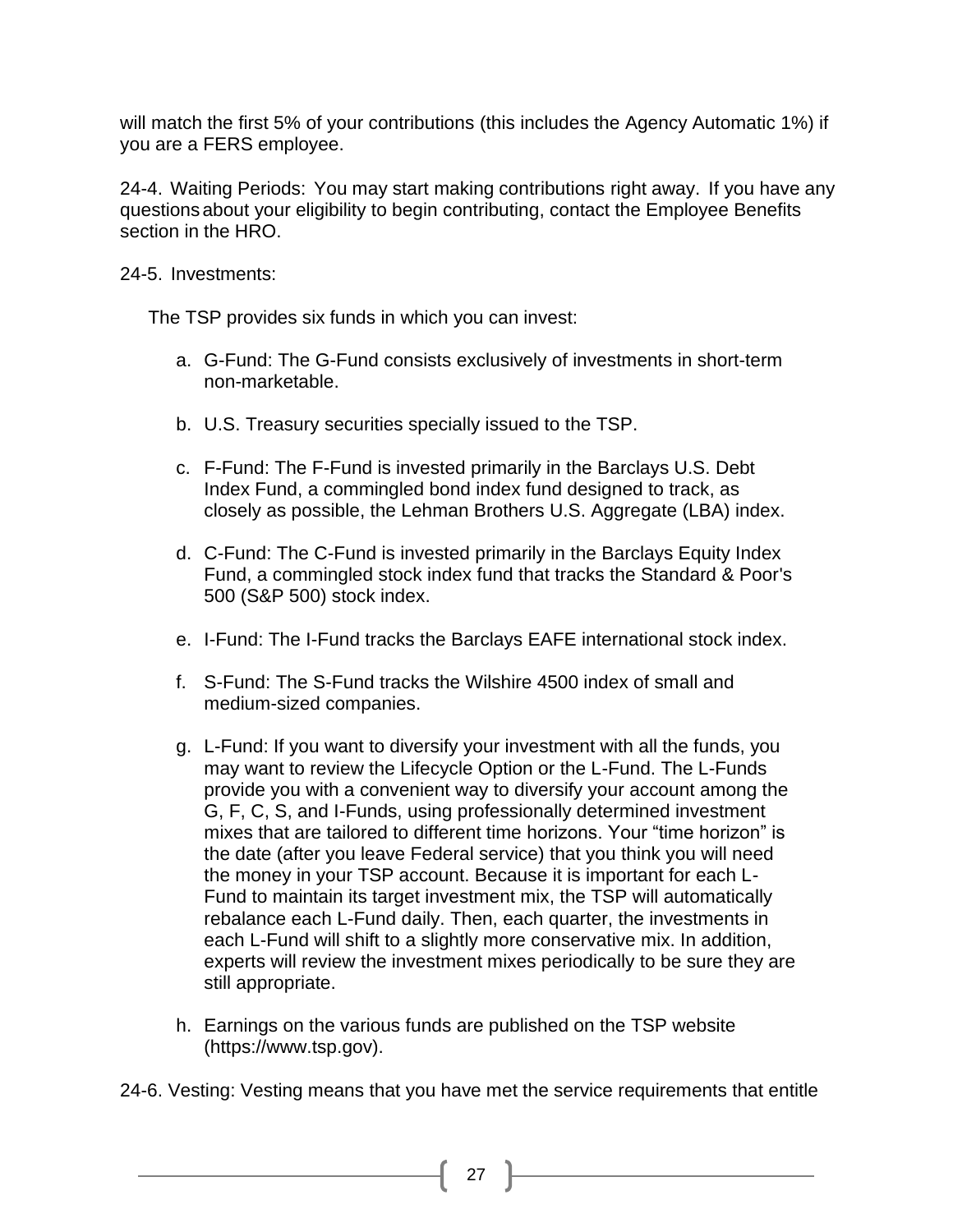will match the first 5% of your contributions (this includes the Agency Automatic 1%) if you are a FERS employee.

24-4. Waiting Periods: You may start making contributions right away. If you have any questions about your eligibility to begin contributing, contact the Employee Benefits section in the HRO.

24-5. Investments:

The TSP provides six funds in which you can invest:

a. G-Fund: The G-Fund consists exclusively of investments in short-term non-marketable.

b. U.S. Treasury securities specially issued to the TSP.

c. F-Fund: The F-Fund is invested primarily in the Barclays U.S. Debt Index Fund, a commingled bond index fund designed to track, as closely as possible, the Lehman Brothers U.S. Aggregate (LBA) index.

d. C-Fund: The C-Fund is invested primarily in the Barclays Equity Index Fund, a commingled stock index fund that tracks the Standard & Poor's 500 (S&P 500) stock index.

e. I-Fund: The I-Fund tracks the Barclays EAFE international stock index.

f. S-Fund: The S-Fund tracks the Wilshire 4500 index of small and medium-sized companies.

g. L-Fund: If you want to diversify your investment with all the funds, you may want to review the Lifecycle Option or the L-Fund. The L-Funds provide you with a convenient way to diversify your account among the G, F, C, S, and I-Funds, using professionally determined investment mixes that are tailored to different time horizons. Your "time horizon" is the date (after you leave Federal service) that you think you will need the money in your TSP account. Because it is important for each L-Fund to maintain its target investment mix, the TSP will automatically rebalance each L-Fund daily. Then, each quarter, the investments in each L-Fund will shift to a slightly more conservative mix. In addition, experts will review the investment mixes periodically to be sure they are still appropriate.

h. Earnings on the various funds are published on the TSP website (https://www.tsp.gov).

24-6. Vesting: Vesting means that you have met the service requirements that entitle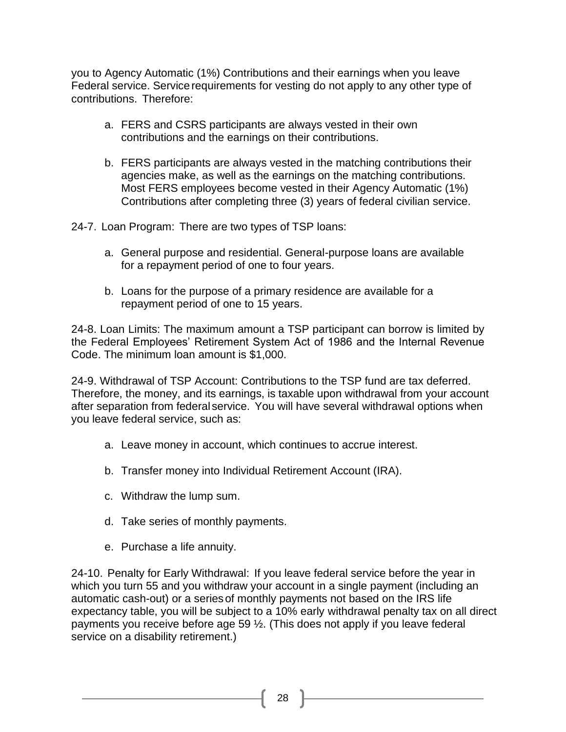you to Agency Automatic (1%) Contributions and their earnings when you leave Federal service. Service requirements for vesting do not apply to any other type of contributions. Therefore:

a. FERS and CSRS participants are always vested in their own contributions and the earnings on their contributions.

b. FERS participants are always vested in the matching contributions their agencies make, as well as the earnings on the matching contributions. Most FERS employees become vested in their Agency Automatic (1%) Contributions after completing three (3) years of federal civilian service.

24-7. Loan Program: There are two types of TSP loans:

a. General purpose and residential. General-purpose loans are available for a repayment period of one to four years.

b. Loans for the purpose of a primary residence are available for a repayment period of one to 15 years.

24-8. Loan Limits: The maximum amount a TSP participant can borrow is limited by the Federal Employees' Retirement System Act of 1986 and the Internal Revenue Code. The minimum loan amount is $1,000.

24-9. Withdrawal of TSP Account: Contributions to the TSP fund are tax deferred. Therefore, the money, and its earnings, is taxable upon withdrawal from your account after separation from federal service. You will have several withdrawal options when you leave federal service, such as:

a. Leave money in account, which continues to accrue interest.

b. Transfer money into Individual Retirement Account (IRA).

c. Withdraw the lump sum.

d. Take series of monthly payments.

e. Purchase a life annuity.

24-10. Penalty for Early Withdrawal: If you leave federal service before the year in which you turn 55 and you withdraw your account in a single payment (including an automatic cash-out) or a series of monthly payments not based on the IRS life expectancy table, you will be subject to a 10% early withdrawal penalty tax on all direct payments you receive before age 59 ½. (This does not apply if you leave federal service on a disability retirement.)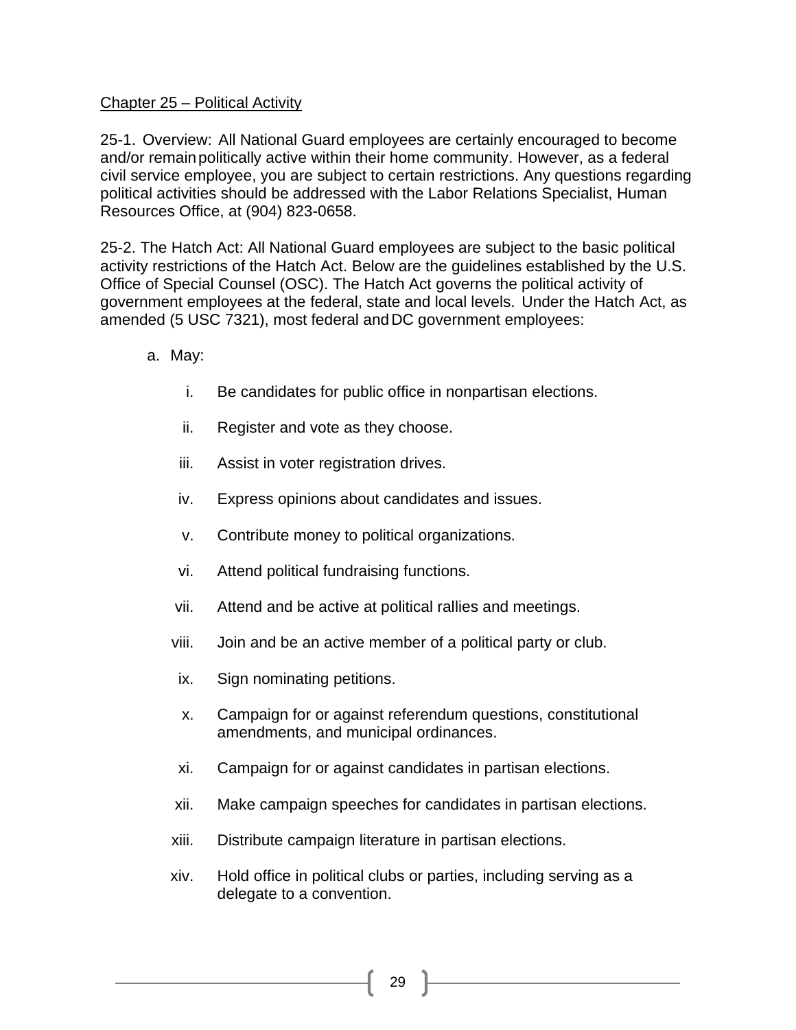## Chapter 25 – Political Activity

25-1. Overview: All National Guard employees are certainly encouraged to become and/or remain politically active within their home community. However, as a federal civil service employee, you are subject to certain restrictions. Any questions regarding political activities should be addressed with the Labor Relations Specialist, Human Resources Office, at (904) 823-0658.

25-2. The Hatch Act: All National Guard employees are subject to the basic political activity restrictions of the Hatch Act. Below are the guidelines established by the U.S. Office of Special Counsel (OSC). The Hatch Act governs the political activity of government employees at the federal, state and local levels. Under the Hatch Act, as amended (5 USC 7321), most federal and DC government employees:

a. May:

i. Be candidates for public office in nonpartisan elections.

ii. Register and vote as they choose.

iii. Assist in voter registration drives.

iv. Express opinions about candidates and issues.

v. Contribute money to political organizations.

vi. Attend political fundraising functions.

vii. Attend and be active at political rallies and meetings.

viii. Join and be an active member of a political party or club.

ix. Sign nominating petitions.

x. Campaign for or against referendum questions, constitutional amendments, and municipal ordinances.

xi. Campaign for or against candidates in partisan elections.

xii. Make campaign speeches for candidates in partisan elections.

xiii. Distribute campaign literature in partisan elections.

xiv. Hold office in political clubs or parties, including serving as a delegate to a convention.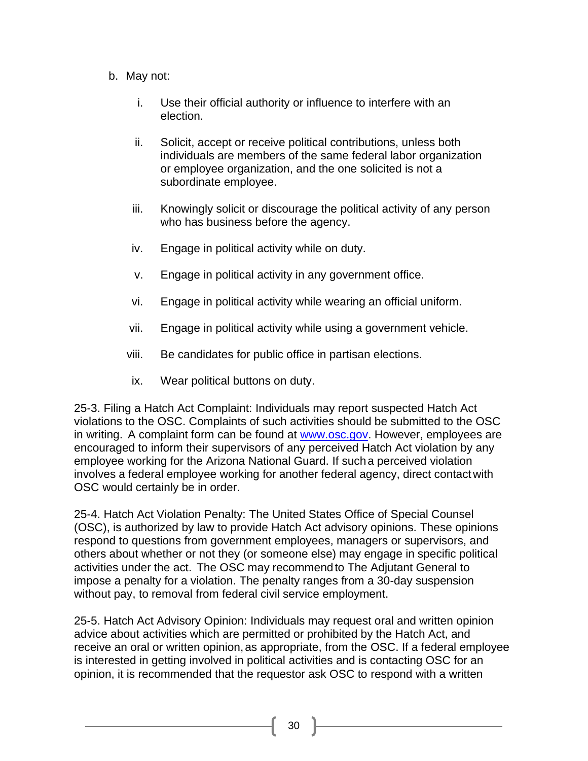b. May not:

   i. Use their official authority or influence to interfere with an election.

   ii. Solicit, accept or receive political contributions, unless both individuals are members of the same federal labor organization or employee organization, and the one solicited is not a subordinate employee.

   iii. Knowingly solicit or discourage the political activity of any person who has business before the agency.

   iv. Engage in political activity while on duty.

   v. Engage in political activity in any government office.

   vi. Engage in political activity while wearing an official uniform.

   vii. Engage in political activity while using a government vehicle.

   viii. Be candidates for public office in partisan elections.

   ix. Wear political buttons on duty.

25-3. Filing a Hatch Act Complaint: Individuals may report suspected Hatch Act violations to the OSC. Complaints of such activities should be submitted to the OSC in writing. A complaint form can be found at [www.osc.gov](http://www.osc.gov). However, employees are encouraged to inform their supervisors of any perceived Hatch Act violation by any employee working for the Arizona National Guard. If such a perceived violation involves a federal employee working for another federal agency, direct contact with OSC would certainly be in order.

25-4. Hatch Act Violation Penalty: The United States Office of Special Counsel (OSC), is authorized by law to provide Hatch Act advisory opinions. These opinions respond to questions from government employees, managers or supervisors, and others about whether or not they (or someone else) may engage in specific political activities under the act. The OSC may recommend to The Adjutant General to impose a penalty for a violation. The penalty ranges from a 30-day suspension without pay, to removal from federal civil service employment.

25-5. Hatch Act Advisory Opinion: Individuals may request oral and written opinion advice about activities which are permitted or prohibited by the Hatch Act, and receive an oral or written opinion, as appropriate, from the OSC. If a federal employee is interested in getting involved in political activities and is contacting OSC for an opinion, it is recommended that the requestor ask OSC to respond with a written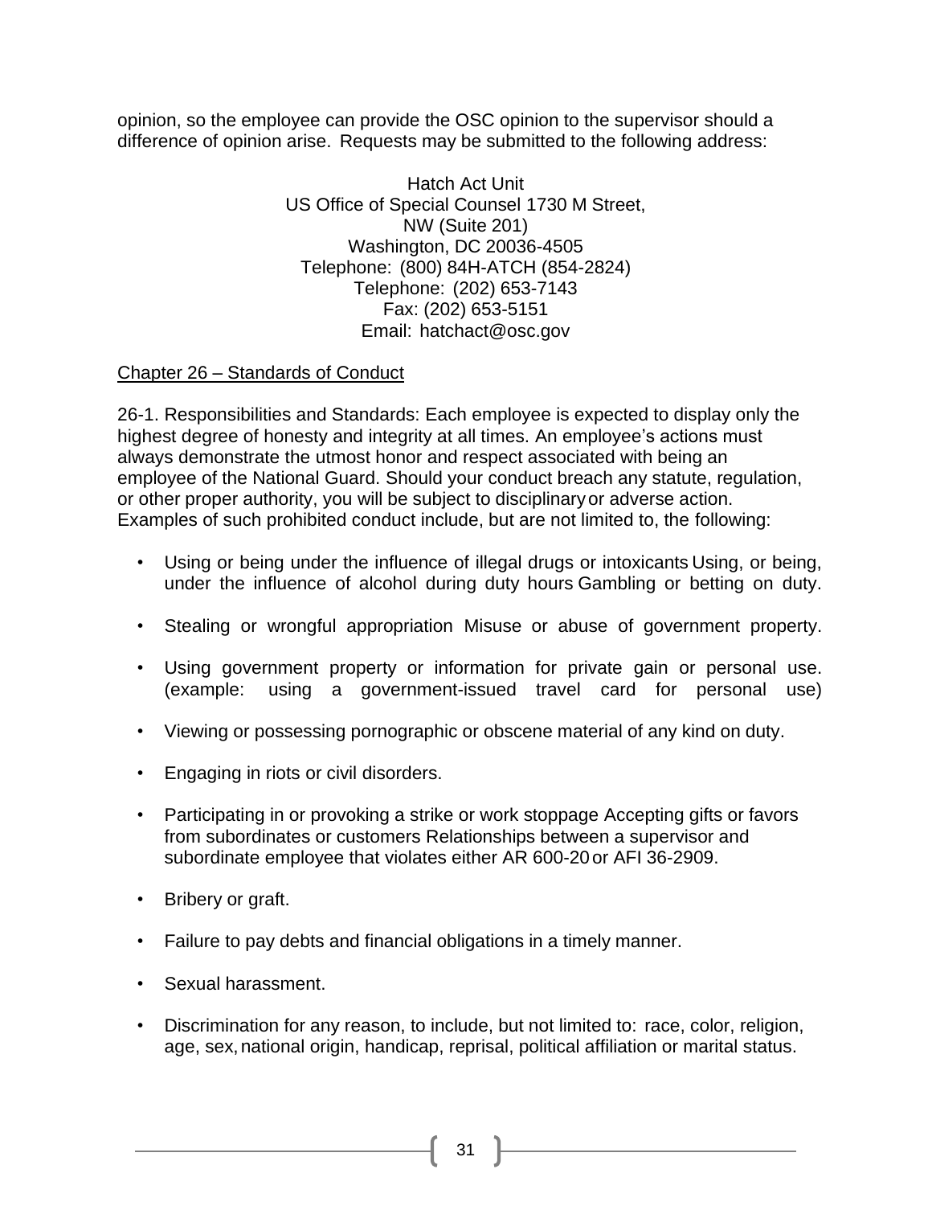opinion, so the employee can provide the OSC opinion to the supervisor should a difference of opinion arise. Requests may be submitted to the following address:

Hatch Act Unit
US Office of Special Counsel 1730 M Street,
NW (Suite 201)
Washington, DC 20036-4505
Telephone: (800) 84H-ATCH (854-2824)
Telephone: (202) 653-7143
Fax: (202) 653-5151
Email: hatchact@osc.gov

## Chapter 26 – Standards of Conduct

26-1. Responsibilities and Standards: Each employee is expected to display only the highest degree of honesty and integrity at all times. An employee's actions must always demonstrate the utmost honor and respect associated with being an employee of the National Guard. Should your conduct breach any statute, regulation, or other proper authority, you will be subject to disciplinary or adverse action. Examples of such prohibited conduct include, but are not limited to, the following:

- Using or being under the influence of illegal drugs or intoxicants Using, or being, under the influence of alcohol during duty hours Gambling or betting on duty.
- Stealing or wrongful appropriation Misuse or abuse of government property.
- Using government property or information for private gain or personal use. (example: using a government-issued travel card for personal use)
- Viewing or possessing pornographic or obscene material of any kind on duty.
- Engaging in riots or civil disorders.
- Participating in or provoking a strike or work stoppage Accepting gifts or favors from subordinates or customers Relationships between a supervisor and subordinate employee that violates either AR 600-20 or AFI 36-2909.
- Bribery or graft.
- Failure to pay debts and financial obligations in a timely manner.
- Sexual harassment.
- Discrimination for any reason, to include, but not limited to: race, color, religion, age, sex, national origin, handicap, reprisal, political affiliation or marital status.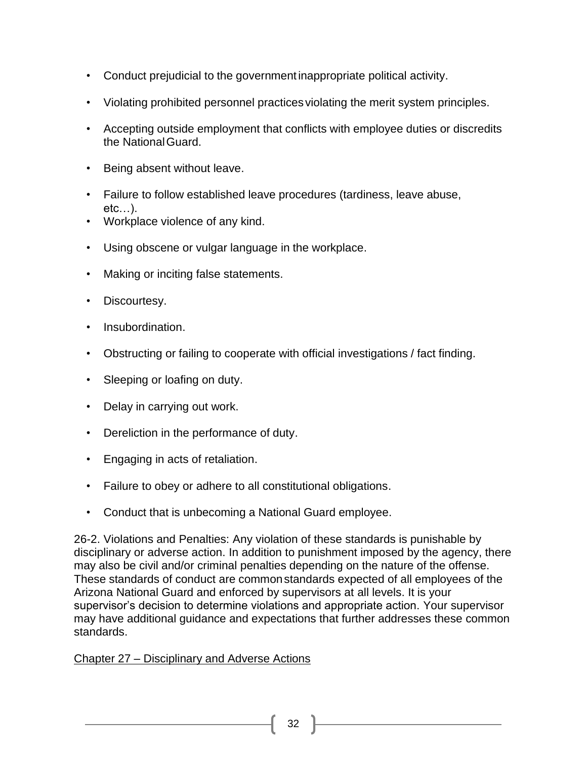- Conduct prejudicial to the government inappropriate political activity.
- Violating prohibited personnel practices violating the merit system principles.
- Accepting outside employment that conflicts with employee duties or discredits the National Guard.
- Being absent without leave.
- Failure to follow established leave procedures (tardiness, leave abuse, etc…).
- Workplace violence of any kind.
- Using obscene or vulgar language in the workplace.
- Making or inciting false statements.
- Discourtesy.
- Insubordination.
- Obstructing or failing to cooperate with official investigations / fact finding.
- Sleeping or loafing on duty.
- Delay in carrying out work.
- Dereliction in the performance of duty.
- Engaging in acts of retaliation.
- Failure to obey or adhere to all constitutional obligations.
- Conduct that is unbecoming a National Guard employee.

26-2. Violations and Penalties: Any violation of these standards is punishable by disciplinary or adverse action. In addition to punishment imposed by the agency, there may also be civil and/or criminal penalties depending on the nature of the offense. These standards of conduct are common standards expected of all employees of the Arizona National Guard and enforced by supervisors at all levels. It is your supervisor's decision to determine violations and appropriate action. Your supervisor may have additional guidance and expectations that further addresses these common standards.

## Chapter 27 – Disciplinary and Adverse Actions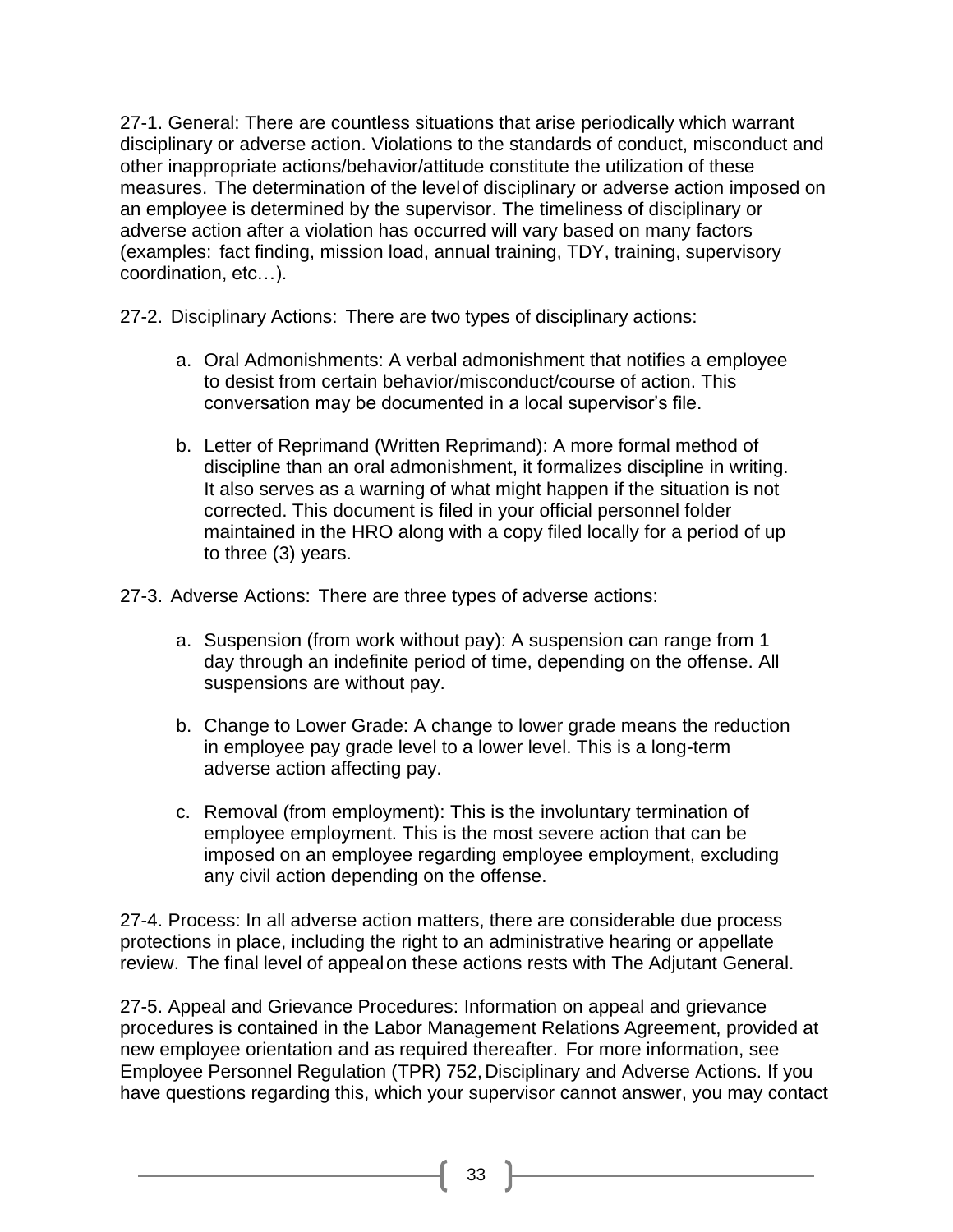27-1. General: There are countless situations that arise periodically which warrant disciplinary or adverse action. Violations to the standards of conduct, misconduct and other inappropriate actions/behavior/attitude constitute the utilization of these measures. The determination of the level of disciplinary or adverse action imposed on an employee is determined by the supervisor. The timeliness of disciplinary or adverse action after a violation has occurred will vary based on many factors (examples: fact finding, mission load, annual training, TDY, training, supervisory coordination, etc…).

27-2. Disciplinary Actions: There are two types of disciplinary actions:

a. Oral Admonishments: A verbal admonishment that notifies a employee to desist from certain behavior/misconduct/course of action. This conversation may be documented in a local supervisor's file.

b. Letter of Reprimand (Written Reprimand): A more formal method of discipline than an oral admonishment, it formalizes discipline in writing. It also serves as a warning of what might happen if the situation is not corrected. This document is filed in your official personnel folder maintained in the HRO along with a copy filed locally for a period of up to three (3) years.

27-3. Adverse Actions: There are three types of adverse actions:

a. Suspension (from work without pay): A suspension can range from 1 day through an indefinite period of time, depending on the offense. All suspensions are without pay.

b. Change to Lower Grade: A change to lower grade means the reduction in employee pay grade level to a lower level. This is a long-term adverse action affecting pay.

c. Removal (from employment): This is the involuntary termination of employee employment. This is the most severe action that can be imposed on an employee regarding employee employment, excluding any civil action depending on the offense.

27-4. Process: In all adverse action matters, there are considerable due process protections in place, including the right to an administrative hearing or appellate review. The final level of appeal on these actions rests with The Adjutant General.

27-5. Appeal and Grievance Procedures: Information on appeal and grievance procedures is contained in the Labor Management Relations Agreement, provided at new employee orientation and as required thereafter. For more information, see Employee Personnel Regulation (TPR) 752, Disciplinary and Adverse Actions. If you have questions regarding this, which your supervisor cannot answer, you may contact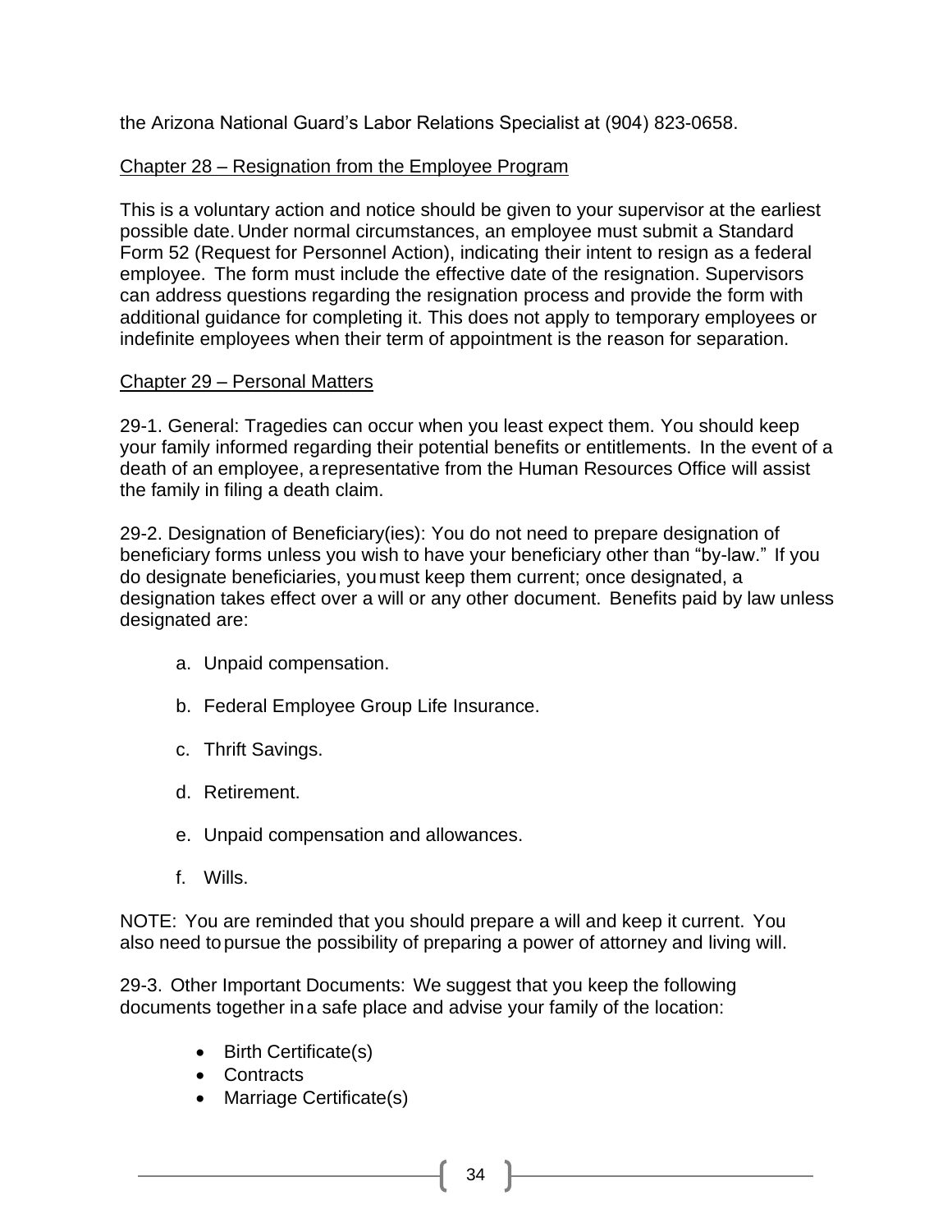the Arizona National Guard's Labor Relations Specialist at (904) 823-0658.

## Chapter 28 – Resignation from the Employee Program

This is a voluntary action and notice should be given to your supervisor at the earliest possible date. Under normal circumstances, an employee must submit a Standard Form 52 (Request for Personnel Action), indicating their intent to resign as a federal employee. The form must include the effective date of the resignation. Supervisors can address questions regarding the resignation process and provide the form with additional guidance for completing it. This does not apply to temporary employees or indefinite employees when their term of appointment is the reason for separation.

## Chapter 29 – Personal Matters

29-1. General: Tragedies can occur when you least expect them. You should keep your family informed regarding their potential benefits or entitlements. In the event of a death of an employee, a representative from the Human Resources Office will assist the family in filing a death claim.

29-2. Designation of Beneficiary(ies): You do not need to prepare designation of beneficiary forms unless you wish to have your beneficiary other than "by-law." If you do designate beneficiaries, you must keep them current; once designated, a designation takes effect over a will or any other document. Benefits paid by law unless designated are:

a. Unpaid compensation.

b. Federal Employee Group Life Insurance.

c. Thrift Savings.

d. Retirement.

e. Unpaid compensation and allowances.

f. Wills.

NOTE: You are reminded that you should prepare a will and keep it current. You also need to pursue the possibility of preparing a power of attorney and living will.

29-3. Other Important Documents: We suggest that you keep the following documents together in a safe place and advise your family of the location:

- Birth Certificate(s)
- Contracts
- Marriage Certificate(s)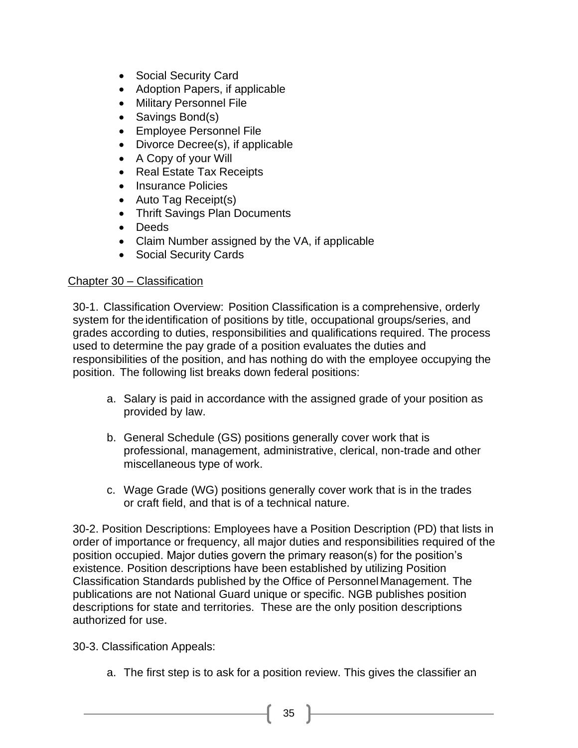- Social Security Card
- Adoption Papers, if applicable
- Military Personnel File
- Savings Bond(s)
- Employee Personnel File
- Divorce Decree(s), if applicable
- A Copy of your Will
- Real Estate Tax Receipts
- Insurance Policies
- Auto Tag Receipt(s)
- Thrift Savings Plan Documents
- Deeds
- Claim Number assigned by the VA, if applicable
- Social Security Cards

## Chapter 30 – Classification

30-1. Classification Overview: Position Classification is a comprehensive, orderly system for the identification of positions by title, occupational groups/series, and grades according to duties, responsibilities and qualifications required. The process used to determine the pay grade of a position evaluates the duties and responsibilities of the position, and has nothing do with the employee occupying the position. The following list breaks down federal positions:

a. Salary is paid in accordance with the assigned grade of your position as provided by law.

b. General Schedule (GS) positions generally cover work that is professional, management, administrative, clerical, non-trade and other miscellaneous type of work.

c. Wage Grade (WG) positions generally cover work that is in the trades or craft field, and that is of a technical nature.

30-2. Position Descriptions: Employees have a Position Description (PD) that lists in order of importance or frequency, all major duties and responsibilities required of the position occupied. Major duties govern the primary reason(s) for the position's existence. Position descriptions have been established by utilizing Position Classification Standards published by the Office of Personnel Management. The publications are not National Guard unique or specific. NGB publishes position descriptions for state and territories. These are the only position descriptions authorized for use.

30-3. Classification Appeals:

a. The first step is to ask for a position review. This gives the classifier an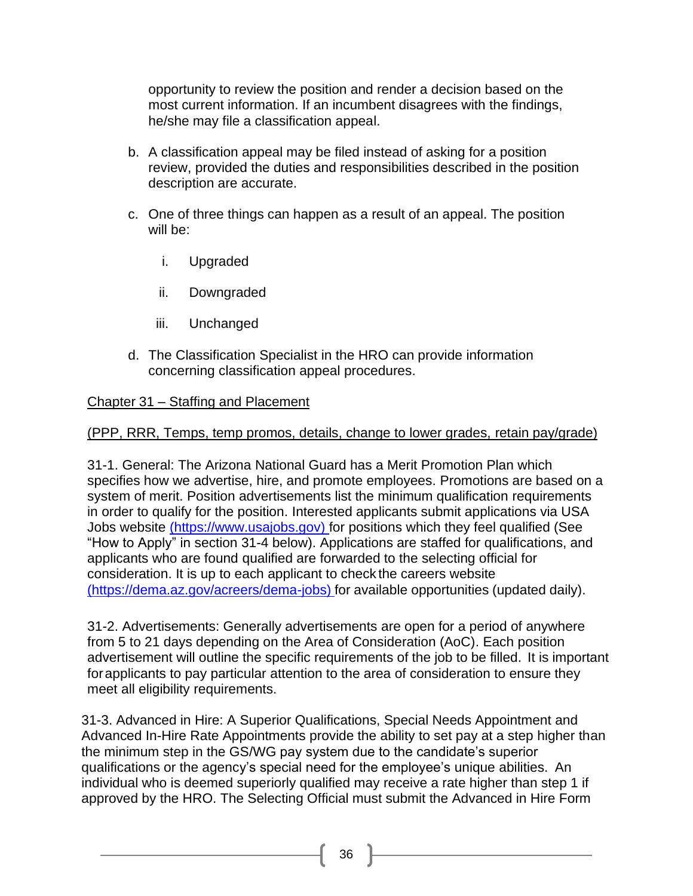opportunity to review the position and render a decision based on the most current information. If an incumbent disagrees with the findings, he/she may file a classification appeal.

b. A classification appeal may be filed instead of asking for a position review, provided the duties and responsibilities described in the position description are accurate.

c. One of three things can happen as a result of an appeal. The position will be:

   i. Upgraded

   ii. Downgraded

   iii. Unchanged

d. The Classification Specialist in the HRO can provide information concerning classification appeal procedures.

## Chapter 31 – Staffing and Placement

(PPP, RRR, Temps, temp promos, details, change to lower grades, retain pay/grade)

31-1. General: The Arizona National Guard has a Merit Promotion Plan which specifies how we advertise, hire, and promote employees. Promotions are based on a system of merit. Position advertisements list the minimum qualification requirements in order to qualify for the position. Interested applicants submit applications via USA Jobs website (https://www.usajobs.gov) for positions which they feel qualified (See "How to Apply" in section 31-4 below). Applications are staffed for qualifications, and applicants who are found qualified are forwarded to the selecting official for consideration. It is up to each applicant to check the careers website (https://dema.az.gov/acreers/dema-jobs) for available opportunities (updated daily).

31-2. Advertisements: Generally advertisements are open for a period of anywhere from 5 to 21 days depending on the Area of Consideration (AoC). Each position advertisement will outline the specific requirements of the job to be filled. It is important for applicants to pay particular attention to the area of consideration to ensure they meet all eligibility requirements.

31-3. Advanced in Hire: A Superior Qualifications, Special Needs Appointment and Advanced In-Hire Rate Appointments provide the ability to set pay at a step higher than the minimum step in the GS/WG pay system due to the candidate's superior qualifications or the agency's special need for the employee's unique abilities. An individual who is deemed superiorly qualified may receive a rate higher than step 1 if approved by the HRO. The Selecting Official must submit the Advanced in Hire Form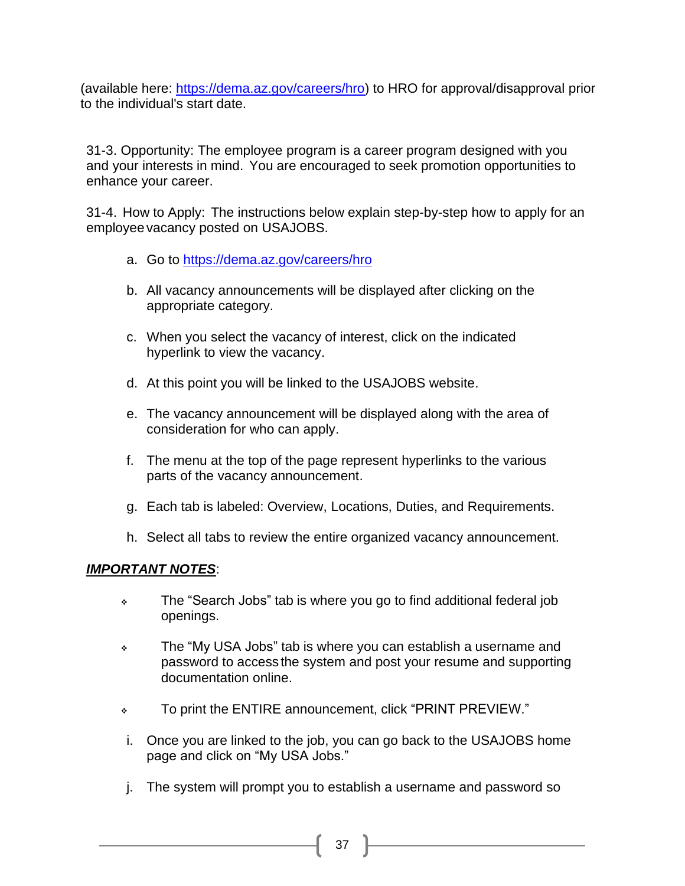(available here: [https://dema.az.gov/careers/hro](https://dema.az.gov/careers/hro)) to HRO for approval/disapproval prior to the individual's start date.

31-3. Opportunity: The employee program is a career program designed with you and your interests in mind. You are encouraged to seek promotion opportunities to enhance your career.

31-4. How to Apply: The instructions below explain step-by-step how to apply for an employee vacancy posted on USAJOBS.

a. Go to [https://dema.az.gov/careers/hro](https://dema.az.gov/careers/hro)

b. All vacancy announcements will be displayed after clicking on the appropriate category.

c. When you select the vacancy of interest, click on the indicated hyperlink to view the vacancy.

d. At this point you will be linked to the USAJOBS website.

e. The vacancy announcement will be displayed along with the area of consideration for who can apply.

f. The menu at the top of the page represent hyperlinks to the various parts of the vacancy announcement.

g. Each tab is labeled: Overview, Locations, Duties, and Requirements.

h. Select all tabs to review the entire organized vacancy announcement.

***IMPORTANT NOTES***:

- The “Search Jobs” tab is where you go to find additional federal job openings.
- The “My USA Jobs” tab is where you can establish a username and password to access the system and post your resume and supporting documentation online.
- To print the ENTIRE announcement, click “PRINT PREVIEW.”

i. Once you are linked to the job, you can go back to the USAJOBS home page and click on “My USA Jobs.”

j. The system will prompt you to establish a username and password so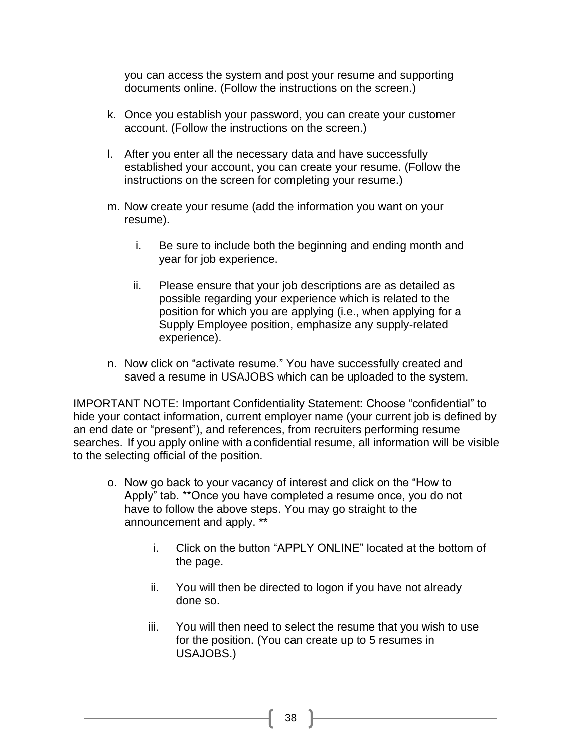you can access the system and post your resume and supporting documents online. (Follow the instructions on the screen.)

k. Once you establish your password, you can create your customer account. (Follow the instructions on the screen.)

l. After you enter all the necessary data and have successfully established your account, you can create your resume. (Follow the instructions on the screen for completing your resume.)

m. Now create your resume (add the information you want on your resume).

   i. Be sure to include both the beginning and ending month and year for job experience.

   ii. Please ensure that your job descriptions are as detailed as possible regarding your experience which is related to the position for which you are applying (i.e., when applying for a Supply Employee position, emphasize any supply-related experience).

n. Now click on “activate resume.” You have successfully created and saved a resume in USAJOBS which can be uploaded to the system.

IMPORTANT NOTE: Important Confidentiality Statement: Choose “confidential” to hide your contact information, current employer name (your current job is defined by an end date or “present”), and references, from recruiters performing resume searches. If you apply online with a confidential resume, all information will be visible to the selecting official of the position.

o. Now go back to your vacancy of interest and click on the “How to Apply” tab. **Once you have completed a resume once, you do not have to follow the above steps. You may go straight to the announcement and apply. **

   i. Click on the button “APPLY ONLINE” located at the bottom of the page.

   ii. You will then be directed to logon if you have not already done so.

   iii. You will then need to select the resume that you wish to use for the position. (You can create up to 5 resumes in USAJOBS.)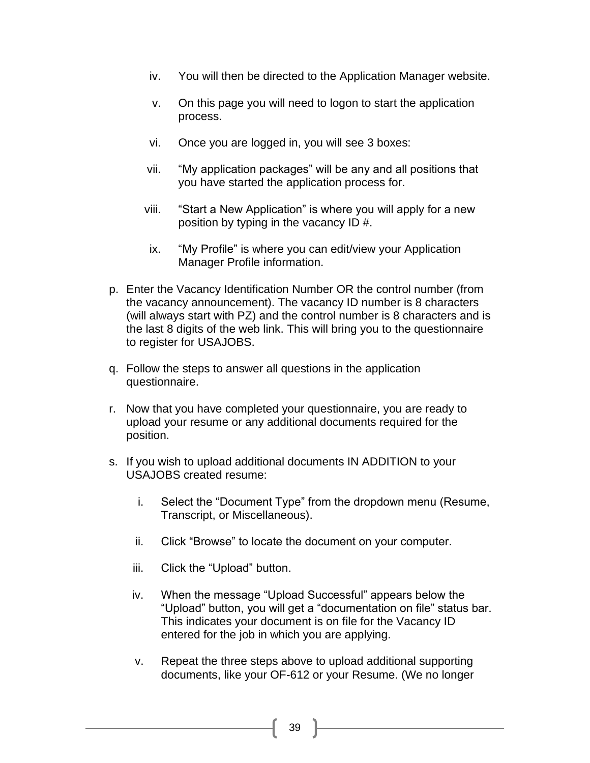iv. You will then be directed to the Application Manager website.

v. On this page you will need to logon to start the application process.

vi. Once you are logged in, you will see 3 boxes:

vii. “My application packages” will be any and all positions that you have started the application process for.

viii. “Start a New Application” is where you will apply for a new position by typing in the vacancy ID #.

ix. “My Profile” is where you can edit/view your Application Manager Profile information.

p. Enter the Vacancy Identification Number OR the control number (from the vacancy announcement). The vacancy ID number is 8 characters (will always start with PZ) and the control number is 8 characters and is the last 8 digits of the web link. This will bring you to the questionnaire to register for USAJOBS.

q. Follow the steps to answer all questions in the application questionnaire.

r. Now that you have completed your questionnaire, you are ready to upload your resume or any additional documents required for the position.

s. If you wish to upload additional documents IN ADDITION to your USAJOBS created resume:

i. Select the “Document Type” from the dropdown menu (Resume, Transcript, or Miscellaneous).

ii. Click “Browse” to locate the document on your computer.

iii. Click the “Upload” button.

iv. When the message “Upload Successful” appears below the “Upload” button, you will get a “documentation on file” status bar. This indicates your document is on file for the Vacancy ID entered for the job in which you are applying.

v. Repeat the three steps above to upload additional supporting documents, like your OF-612 or your Resume. (We no longer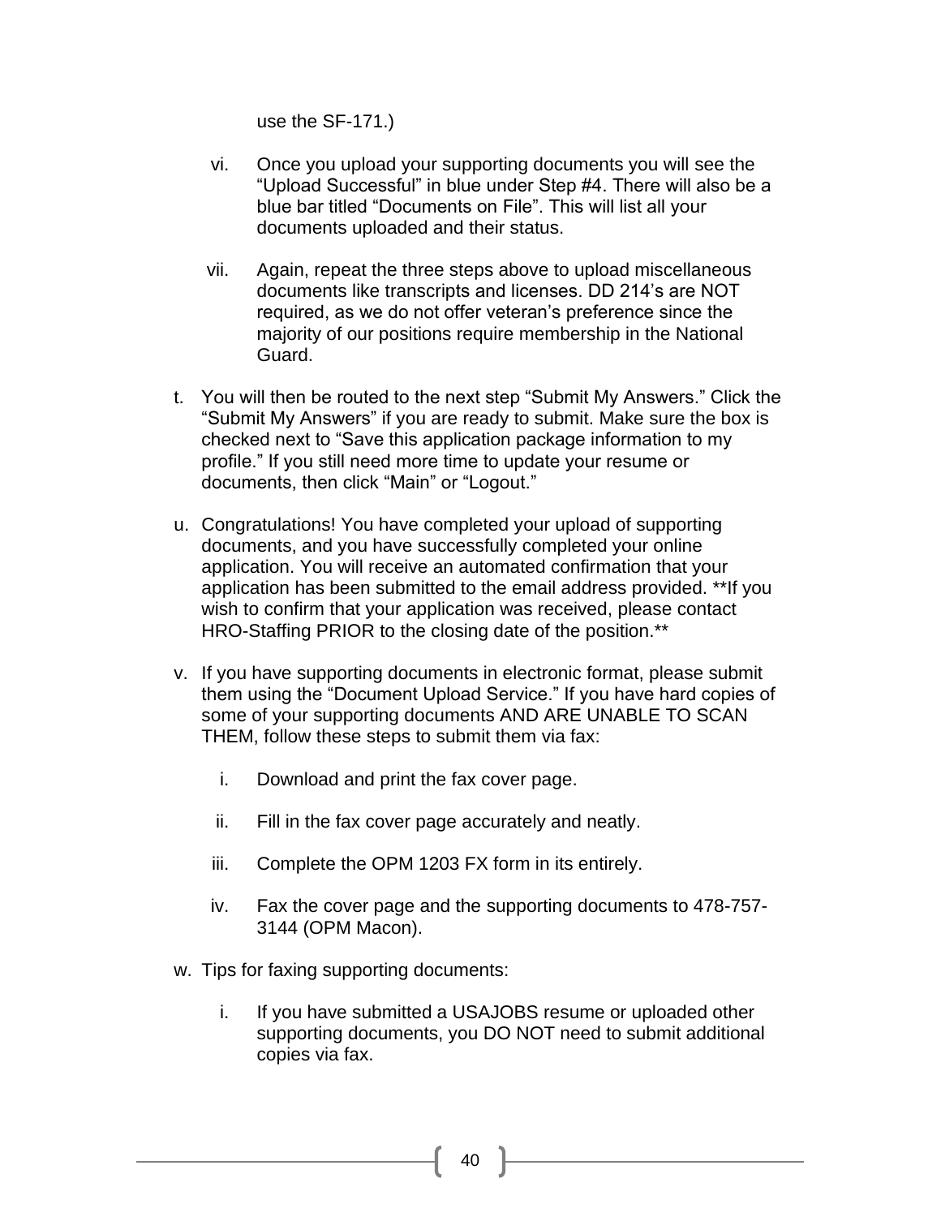use the SF-171.)

   vi. Once you upload your supporting documents you will see the "Upload Successful" in blue under Step #4. There will also be a blue bar titled "Documents on File". This will list all your documents uploaded and their status.

   vii. Again, repeat the three steps above to upload miscellaneous documents like transcripts and licenses. DD 214's are NOT required, as we do not offer veteran's preference since the majority of our positions require membership in the National Guard.

t. You will then be routed to the next step "Submit My Answers." Click the "Submit My Answers" if you are ready to submit. Make sure the box is checked next to "Save this application package information to my profile." If you still need more time to update your resume or documents, then click "Main" or "Logout."

u. Congratulations! You have completed your upload of supporting documents, and you have successfully completed your online application. You will receive an automated confirmation that your application has been submitted to the email address provided. **If you wish to confirm that your application was received, please contact HRO-Staffing PRIOR to the closing date of the position.**

v. If you have supporting documents in electronic format, please submit them using the "Document Upload Service." If you have hard copies of some of your supporting documents AND ARE UNABLE TO SCAN THEM, follow these steps to submit them via fax:

   i. Download and print the fax cover page.

   ii. Fill in the fax cover page accurately and neatly.

   iii. Complete the OPM 1203 FX form in its entirely.

   iv. Fax the cover page and the supporting documents to 478-757-3144 (OPM Macon).

w. Tips for faxing supporting documents:

   i. If you have submitted a USAJOBS resume or uploaded other supporting documents, you DO NOT need to submit additional copies via fax.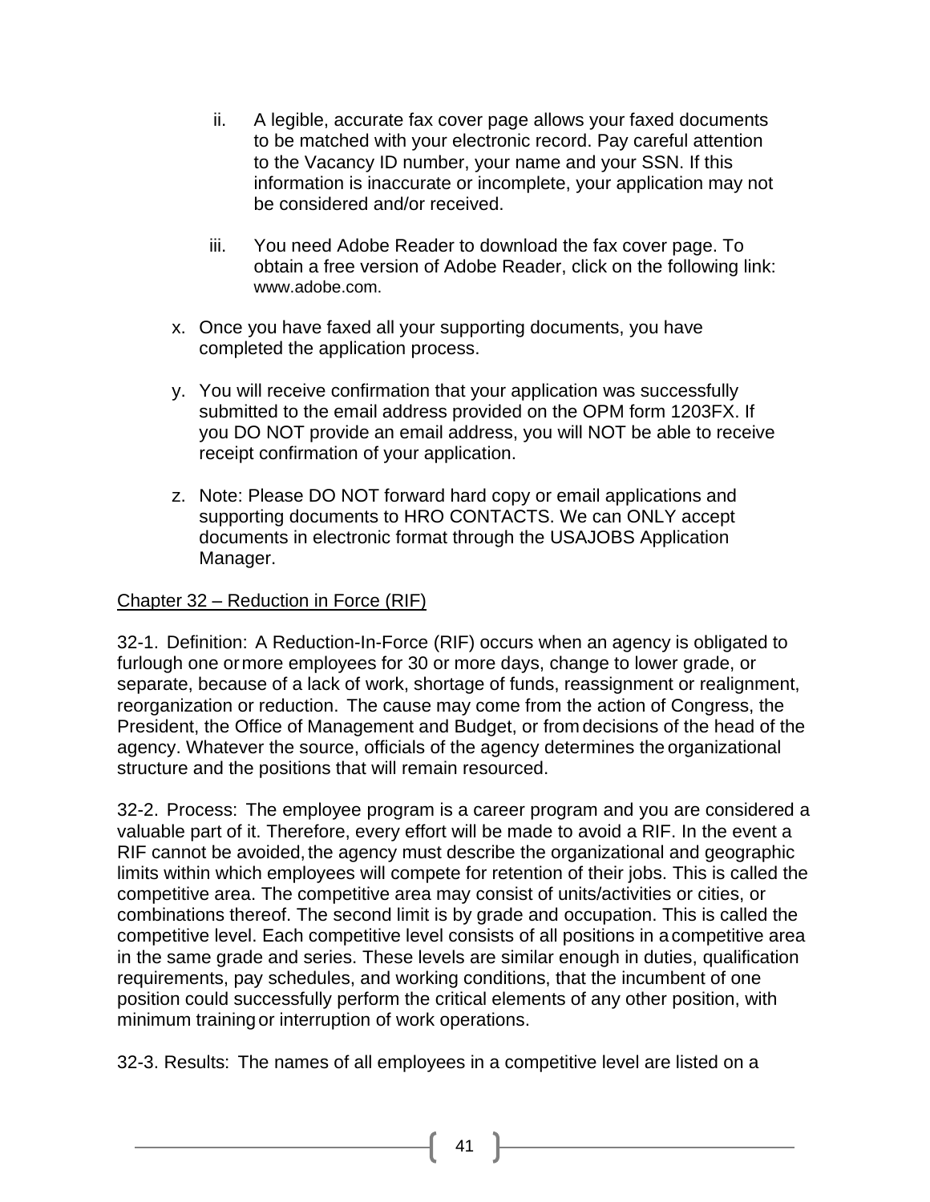ii. A legible, accurate fax cover page allows your faxed documents to be matched with your electronic record. Pay careful attention to the Vacancy ID number, your name and your SSN. If this information is inaccurate or incomplete, your application may not be considered and/or received.

   iii. You need Adobe Reader to download the fax cover page. To obtain a free version of Adobe Reader, click on the following link: www.adobe.com.

x. Once you have faxed all your supporting documents, you have completed the application process.

y. You will receive confirmation that your application was successfully submitted to the email address provided on the OPM form 1203FX. If you DO NOT provide an email address, you will NOT be able to receive receipt confirmation of your application.

z. Note: Please DO NOT forward hard copy or email applications and supporting documents to HRO CONTACTS. We can ONLY accept documents in electronic format through the USAJOBS Application Manager.

## Chapter 32 – Reduction in Force (RIF)

32-1. Definition: A Reduction-In-Force (RIF) occurs when an agency is obligated to furlough one or more employees for 30 or more days, change to lower grade, or separate, because of a lack of work, shortage of funds, reassignment or realignment, reorganization or reduction. The cause may come from the action of Congress, the President, the Office of Management and Budget, or from decisions of the head of the agency. Whatever the source, officials of the agency determines the organizational structure and the positions that will remain resourced.

32-2. Process: The employee program is a career program and you are considered a valuable part of it. Therefore, every effort will be made to avoid a RIF. In the event a RIF cannot be avoided, the agency must describe the organizational and geographic limits within which employees will compete for retention of their jobs. This is called the competitive area. The competitive area may consist of units/activities or cities, or combinations thereof. The second limit is by grade and occupation. This is called the competitive level. Each competitive level consists of all positions in a competitive area in the same grade and series. These levels are similar enough in duties, qualification requirements, pay schedules, and working conditions, that the incumbent of one position could successfully perform the critical elements of any other position, with minimum training or interruption of work operations.

32-3. Results: The names of all employees in a competitive level are listed on a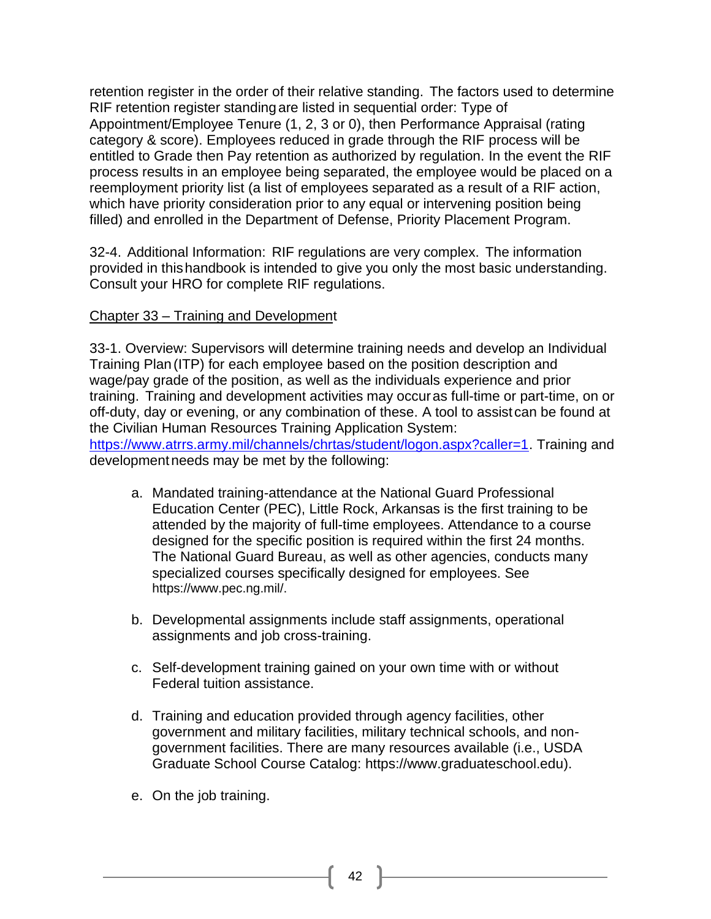retention register in the order of their relative standing. The factors used to determine RIF retention register standing are listed in sequential order: Type of Appointment/Employee Tenure (1, 2, 3 or 0), then Performance Appraisal (rating category & score). Employees reduced in grade through the RIF process will be entitled to Grade then Pay retention as authorized by regulation. In the event the RIF process results in an employee being separated, the employee would be placed on a reemployment priority list (a list of employees separated as a result of a RIF action, which have priority consideration prior to any equal or intervening position being filled) and enrolled in the Department of Defense, Priority Placement Program.

32-4. Additional Information: RIF regulations are very complex. The information provided in this handbook is intended to give you only the most basic understanding. Consult your HRO for complete RIF regulations.

## Chapter 33 – Training and Development

33-1. Overview: Supervisors will determine training needs and develop an Individual Training Plan (ITP) for each employee based on the position description and wage/pay grade of the position, as well as the individuals experience and prior training. Training and development activities may occur as full-time or part-time, on or off-duty, day or evening, or any combination of these. A tool to assist can be found at the Civilian Human Resources Training Application System: [https://www.atrrs.army.mil/channels/chrtas/student/logon.aspx?caller=1](https://www.atrrs.army.mil/channels/chrtas/student/logon.aspx?caller=1). Training and development needs may be met by the following:

a. Mandated training-attendance at the National Guard Professional Education Center (PEC), Little Rock, Arkansas is the first training to be attended by the majority of full-time employees. Attendance to a course designed for the specific position is required within the first 24 months. The National Guard Bureau, as well as other agencies, conducts many specialized courses specifically designed for employees. See https://www.pec.ng.mil/.

b. Developmental assignments include staff assignments, operational assignments and job cross-training.

c. Self-development training gained on your own time with or without Federal tuition assistance.

d. Training and education provided through agency facilities, other government and military facilities, military technical schools, and non-government facilities. There are many resources available (i.e., USDA Graduate School Course Catalog: https://www.graduateschool.edu).

e. On the job training.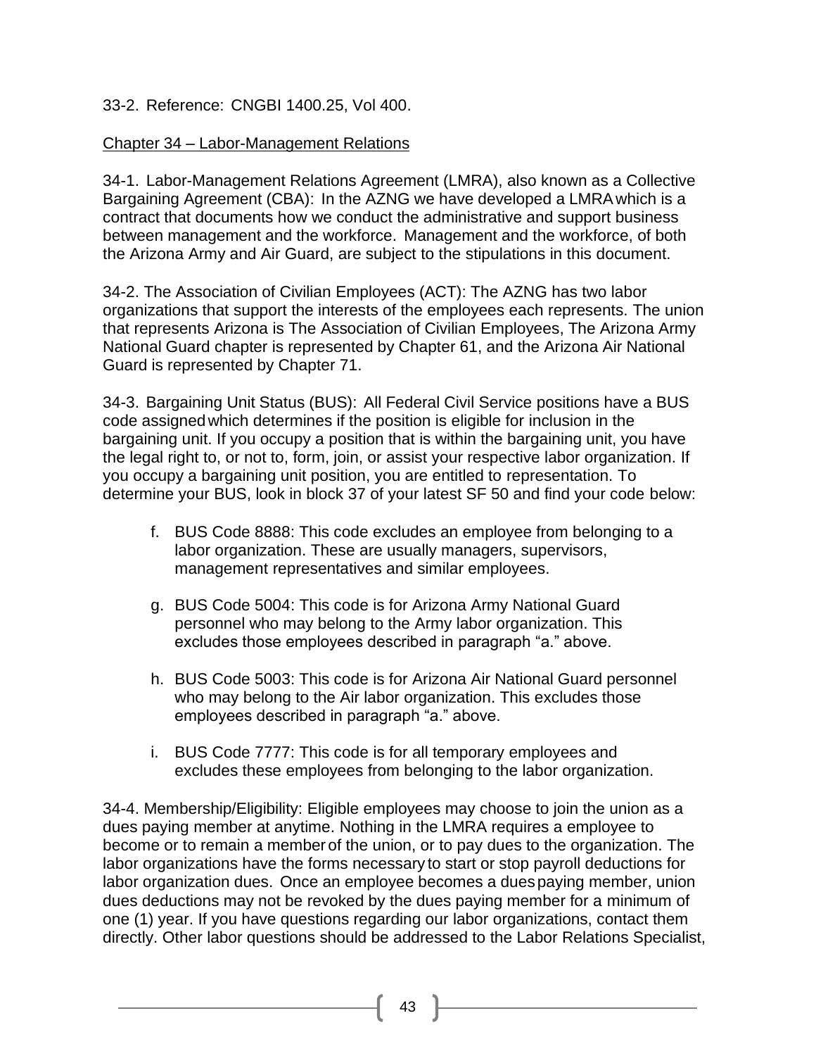33-2. Reference: CNGBI 1400.25, Vol 400.

## Chapter 34 – Labor-Management Relations

34-1. Labor-Management Relations Agreement (LMRA), also known as a Collective Bargaining Agreement (CBA): In the AZNG we have developed a LMRA which is a contract that documents how we conduct the administrative and support business between management and the workforce. Management and the workforce, of both the Arizona Army and Air Guard, are subject to the stipulations in this document.

34-2. The Association of Civilian Employees (ACT): The AZNG has two labor organizations that support the interests of the employees each represents. The union that represents Arizona is The Association of Civilian Employees, The Arizona Army National Guard chapter is represented by Chapter 61, and the Arizona Air National Guard is represented by Chapter 71.

34-3. Bargaining Unit Status (BUS): All Federal Civil Service positions have a BUS code assigned which determines if the position is eligible for inclusion in the bargaining unit. If you occupy a position that is within the bargaining unit, you have the legal right to, or not to, form, join, or assist your respective labor organization. If you occupy a bargaining unit position, you are entitled to representation. To determine your BUS, look in block 37 of your latest SF 50 and find your code below:

f. BUS Code 8888: This code excludes an employee from belonging to a labor organization. These are usually managers, supervisors, management representatives and similar employees.

g. BUS Code 5004: This code is for Arizona Army National Guard personnel who may belong to the Army labor organization. This excludes those employees described in paragraph "a." above.

h. BUS Code 5003: This code is for Arizona Air National Guard personnel who may belong to the Air labor organization. This excludes those employees described in paragraph "a." above.

i. BUS Code 7777: This code is for all temporary employees and excludes these employees from belonging to the labor organization.

34-4. Membership/Eligibility: Eligible employees may choose to join the union as a dues paying member at anytime. Nothing in the LMRA requires a employee to become or to remain a member of the union, or to pay dues to the organization. The labor organizations have the forms necessary to start or stop payroll deductions for labor organization dues. Once an employee becomes a dues paying member, union dues deductions may not be revoked by the dues paying member for a minimum of one (1) year. If you have questions regarding our labor organizations, contact them directly. Other labor questions should be addressed to the Labor Relations Specialist,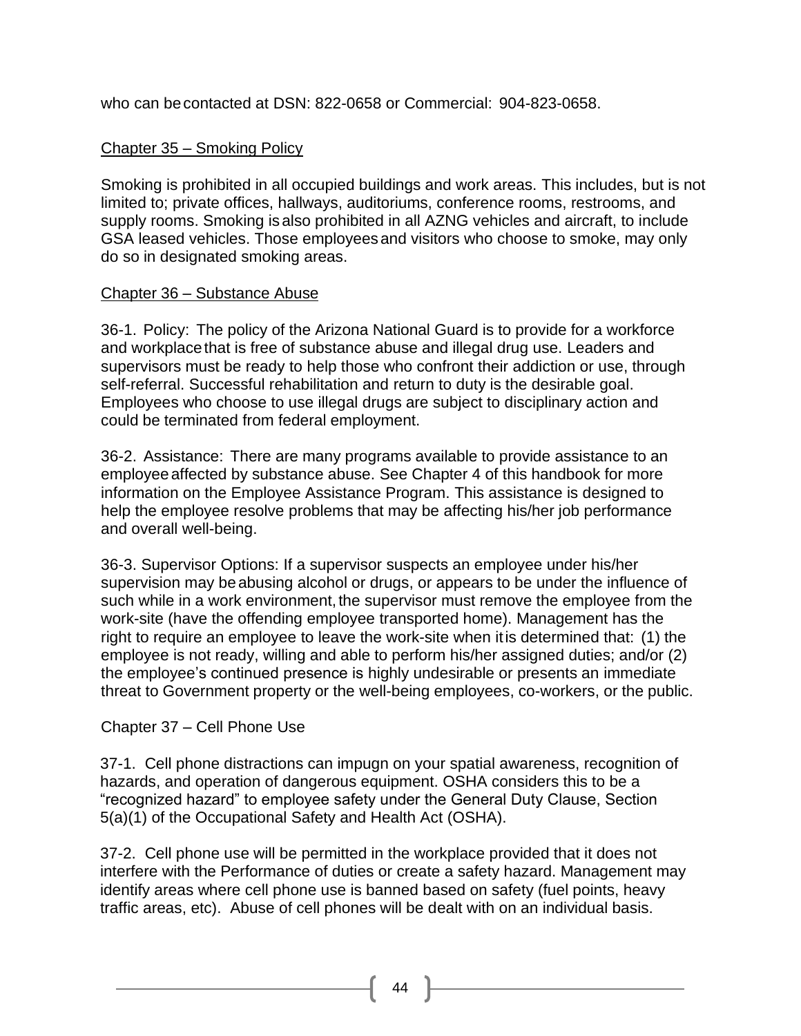who can be contacted at DSN: 822-0658 or Commercial: 904-823-0658.

## Chapter 35 – Smoking Policy

Smoking is prohibited in all occupied buildings and work areas. This includes, but is not limited to; private offices, hallways, auditoriums, conference rooms, restrooms, and supply rooms. Smoking is also prohibited in all AZNG vehicles and aircraft, to include GSA leased vehicles. Those employees and visitors who choose to smoke, may only do so in designated smoking areas.

## Chapter 36 – Substance Abuse

36-1. Policy: The policy of the Arizona National Guard is to provide for a workforce and workplace that is free of substance abuse and illegal drug use. Leaders and supervisors must be ready to help those who confront their addiction or use, through self-referral. Successful rehabilitation and return to duty is the desirable goal. Employees who choose to use illegal drugs are subject to disciplinary action and could be terminated from federal employment.

36-2. Assistance: There are many programs available to provide assistance to an employee affected by substance abuse. See Chapter 4 of this handbook for more information on the Employee Assistance Program. This assistance is designed to help the employee resolve problems that may be affecting his/her job performance and overall well-being.

36-3. Supervisor Options: If a supervisor suspects an employee under his/her supervision may be abusing alcohol or drugs, or appears to be under the influence of such while in a work environment, the supervisor must remove the employee from the work-site (have the offending employee transported home). Management has the right to require an employee to leave the work-site when it is determined that: (1) the employee is not ready, willing and able to perform his/her assigned duties; and/or (2) the employee's continued presence is highly undesirable or presents an immediate threat to Government property or the well-being employees, co-workers, or the public.

## Chapter 37 – Cell Phone Use

37-1. Cell phone distractions can impugn on your spatial awareness, recognition of hazards, and operation of dangerous equipment. OSHA considers this to be a "recognized hazard" to employee safety under the General Duty Clause, Section 5(a)(1) of the Occupational Safety and Health Act (OSHA).

37-2. Cell phone use will be permitted in the workplace provided that it does not interfere with the Performance of duties or create a safety hazard. Management may identify areas where cell phone use is banned based on safety (fuel points, heavy traffic areas, etc). Abuse of cell phones will be dealt with on an individual basis.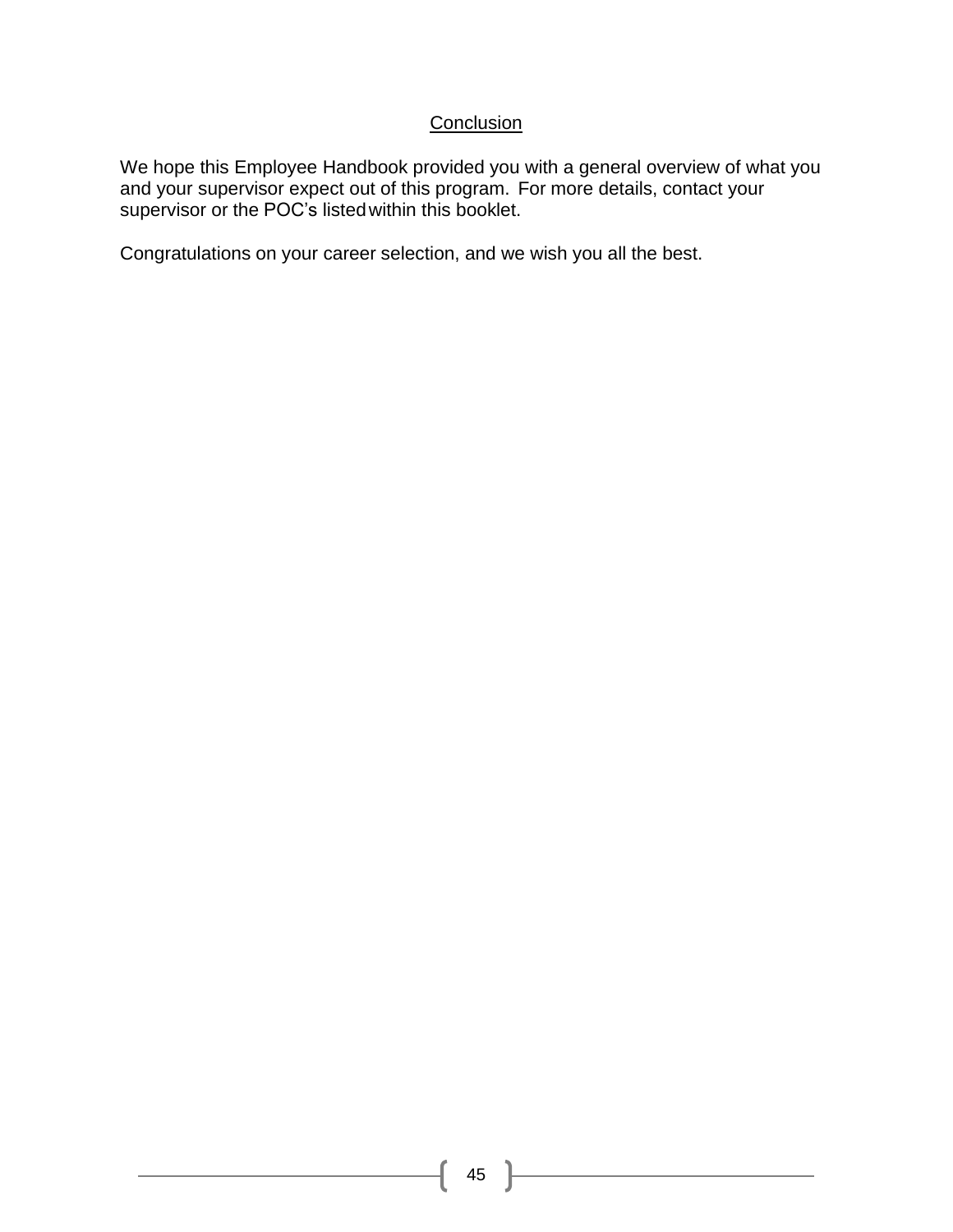## Conclusion

We hope this Employee Handbook provided you with a general overview of what you and your supervisor expect out of this program. For more details, contact your supervisor or the POC's listed within this booklet.

Congratulations on your career selection, and we wish you all the best.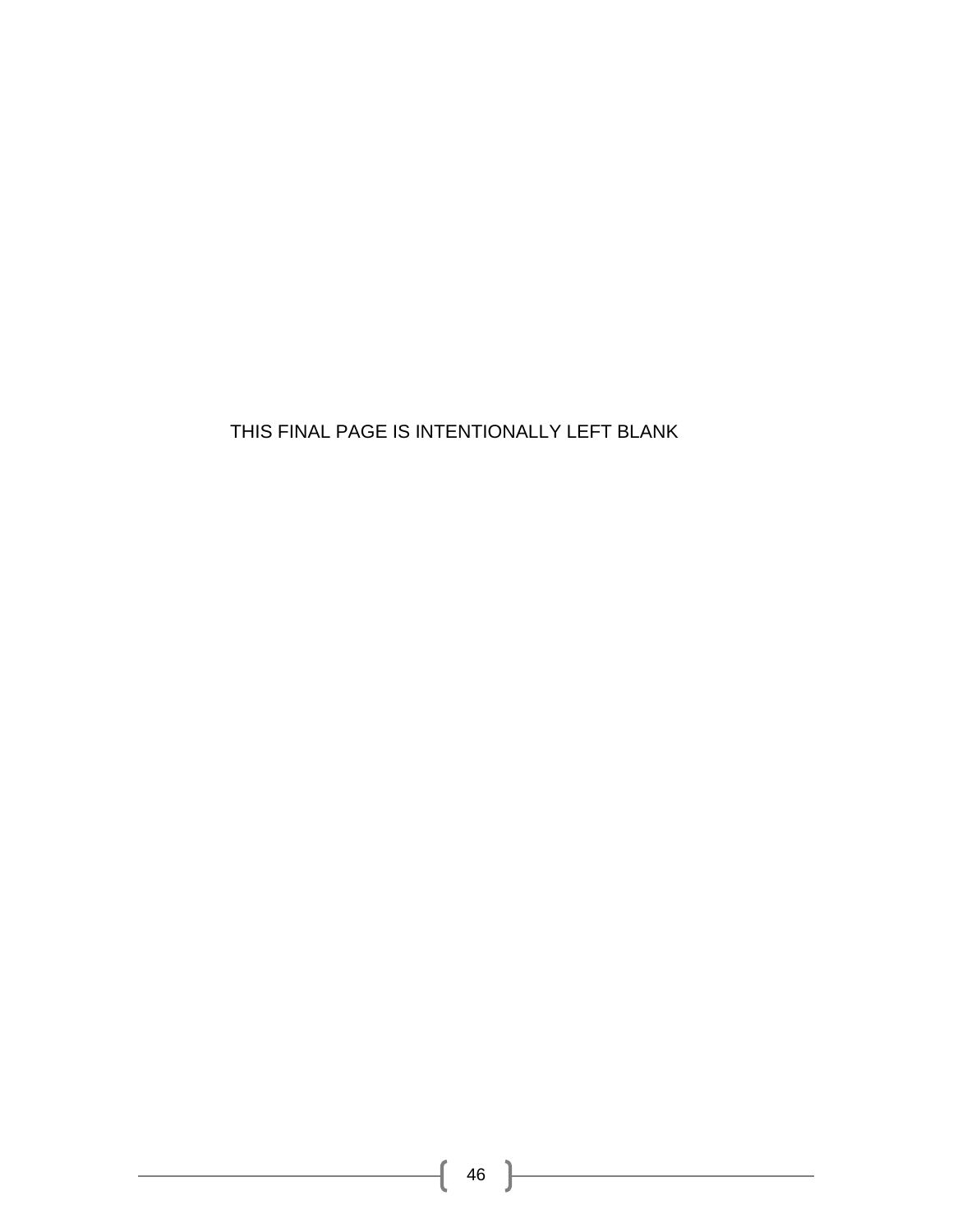THIS FINAL PAGE IS INTENTIONALLY LEFT BLANK